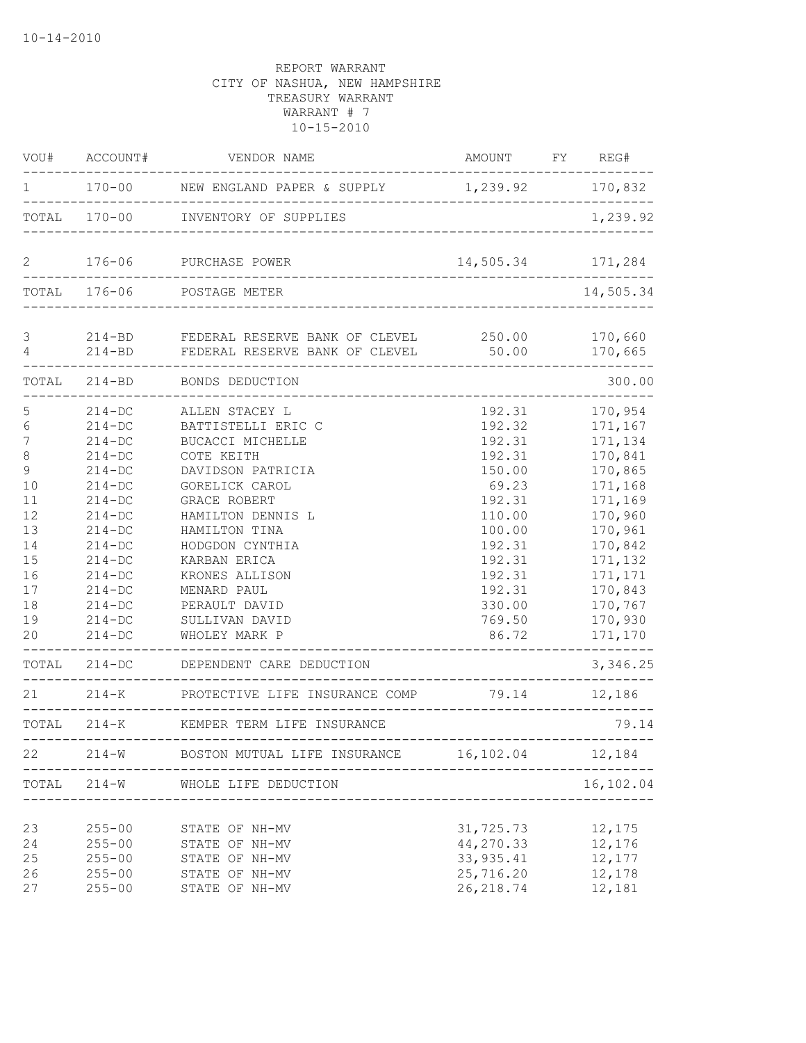10-14-2010

REPORT WARRANT
CITY OF NASHUA, NEW HAMPSHIRE
TREASURY WARRANT
WARRANT # 7
10-15-2010

| VOU# | ACCOUNT# | VENDOR NAME | AMOUNT | FY | REG# |
|---|---|---|---|---|---|
| 1 | 170-00 | NEW ENGLAND PAPER & SUPPLY | 1,239.92 | | 170,832 |
| TOTAL | 170-00 | INVENTORY OF SUPPLIES | | | 1,239.92 |
| 2 | 176-06 | PURCHASE POWER | 14,505.34 | | 171,284 |
| TOTAL | 176-06 | POSTAGE METER | | | 14,505.34 |
| 3 | 214-BD | FEDERAL RESERVE BANK OF CLEVEL | 250.00 | | 170,660 |
| 4 | 214-BD | FEDERAL RESERVE BANK OF CLEVEL | 50.00 | | 170,665 |
| TOTAL | 214-BD | BONDS DEDUCTION | | | 300.00 |
| 5 | 214-DC | ALLEN STACEY L | 192.31 | | 170,954 |
| 6 | 214-DC | BATTISTELLI ERIC C | 192.32 | | 171,167 |
| 7 | 214-DC | BUCACCI MICHELLE | 192.31 | | 171,134 |
| 8 | 214-DC | COTE KEITH | 192.31 | | 170,841 |
| 9 | 214-DC | DAVIDSON PATRICIA | 150.00 | | 170,865 |
| 10 | 214-DC | GORELICK CAROL | 69.23 | | 171,168 |
| 11 | 214-DC | GRACE ROBERT | 192.31 | | 171,169 |
| 12 | 214-DC | HAMILTON DENNIS L | 110.00 | | 170,960 |
| 13 | 214-DC | HAMILTON TINA | 100.00 | | 170,961 |
| 14 | 214-DC | HODGDON CYNTHIA | 192.31 | | 170,842 |
| 15 | 214-DC | KARBAN ERICA | 192.31 | | 171,132 |
| 16 | 214-DC | KRONES ALLISON | 192.31 | | 171,171 |
| 17 | 214-DC | MENARD PAUL | 192.31 | | 170,843 |
| 18 | 214-DC | PERAULT DAVID | 330.00 | | 170,767 |
| 19 | 214-DC | SULLIVAN DAVID | 769.50 | | 170,930 |
| 20 | 214-DC | WHOLEY MARK P | 86.72 | | 171,170 |
| TOTAL | 214-DC | DEPENDENT CARE DEDUCTION | | | 3,346.25 |
| 21 | 214-K | PROTECTIVE LIFE INSURANCE COMP | 79.14 | | 12,186 |
| TOTAL | 214-K | KEMPER TERM LIFE INSURANCE | | | 79.14 |
| 22 | 214-W | BOSTON MUTUAL LIFE INSURANCE | 16,102.04 | | 12,184 |
| TOTAL | 214-W | WHOLE LIFE DEDUCTION | | | 16,102.04 |
| 23 | 255-00 | STATE OF NH-MV | 31,725.73 | | 12,175 |
| 24 | 255-00 | STATE OF NH-MV | 44,270.33 | | 12,176 |
| 25 | 255-00 | STATE OF NH-MV | 33,935.41 | | 12,177 |
| 26 | 255-00 | STATE OF NH-MV | 25,716.20 | | 12,178 |
| 27 | 255-00 | STATE OF NH-MV | 26,218.74 | | 12,181 |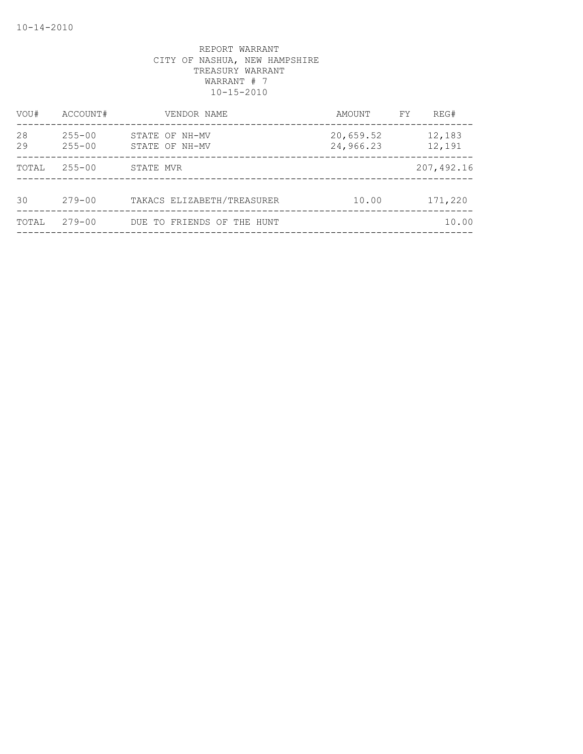REPORT WARRANT
CITY OF NASHUA, NEW HAMPSHIRE
TREASURY WARRANT
WARRANT # 7
10-15-2010

| VOU# | ACCOUNT# | VENDOR NAME | AMOUNT | FY | REG# |
|---|---|---|---|---|---|
| 28 | 255-00 | STATE OF NH-MV | 20,659.52 | | 12,183 |
| 29 | 255-00 | STATE OF NH-MV | 24,966.23 | | 12,191 |
| TOTAL | 255-00 | STATE MVR | | | 207,492.16 |
| 30 | 279-00 | TAKACS ELIZABETH/TREASURER | 10.00 | | 171,220 |
| TOTAL | 279-00 | DUE TO FRIENDS OF THE HUNT | | | 10.00 |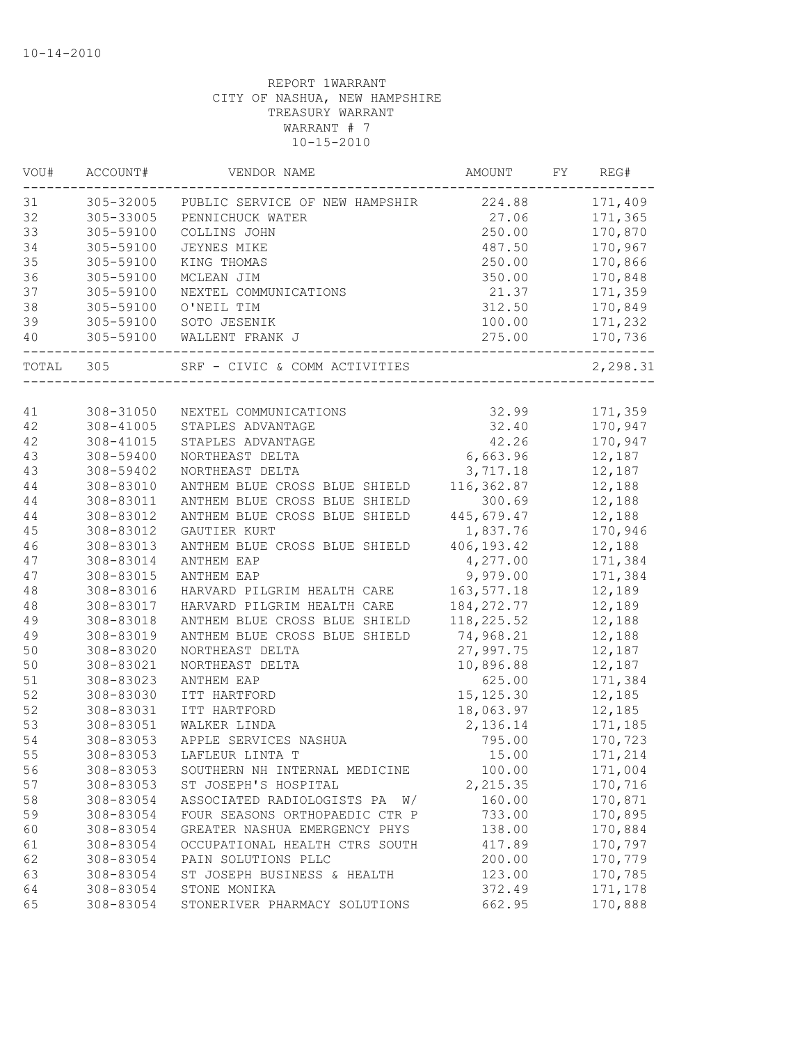10-14-2010

REPORT 1WARRANT
CITY OF NASHUA, NEW HAMPSHIRE
TREASURY WARRANT
WARRANT # 7
10-15-2010

| VOU# | ACCOUNT# | VENDOR NAME | AMOUNT | FY | REG# |
|---|---|---|---|---|---|
| 31 | 305-32005 | PUBLIC SERVICE OF NEW HAMPSHIR | 224.88 | | 171,409 |
| 32 | 305-33005 | PENNICHUCK WATER | 27.06 | | 171,365 |
| 33 | 305-59100 | COLLINS JOHN | 250.00 | | 170,870 |
| 34 | 305-59100 | JEYNES MIKE | 487.50 | | 170,967 |
| 35 | 305-59100 | KING THOMAS | 250.00 | | 170,866 |
| 36 | 305-59100 | MCLEAN JIM | 350.00 | | 170,848 |
| 37 | 305-59100 | NEXTEL COMMUNICATIONS | 21.37 | | 171,359 |
| 38 | 305-59100 | O'NEIL TIM | 312.50 | | 170,849 |
| 39 | 305-59100 | SOTO JESENIK | 100.00 | | 171,232 |
| 40 | 305-59100 | WALLENT FRANK J | 275.00 | | 170,736 |
| TOTAL | 305 | SRF - CIVIC & COMM ACTIVITIES | | | 2,298.31 |
| 41 | 308-31050 | NEXTEL COMMUNICATIONS | 32.99 | | 171,359 |
| 42 | 308-41005 | STAPLES ADVANTAGE | 32.40 | | 170,947 |
| 42 | 308-41015 | STAPLES ADVANTAGE | 42.26 | | 170,947 |
| 43 | 308-59400 | NORTHEAST DELTA | 6,663.96 | | 12,187 |
| 43 | 308-59402 | NORTHEAST DELTA | 3,717.18 | | 12,187 |
| 44 | 308-83010 | ANTHEM BLUE CROSS BLUE SHIELD | 116,362.87 | | 12,188 |
| 44 | 308-83011 | ANTHEM BLUE CROSS BLUE SHIELD | 300.69 | | 12,188 |
| 44 | 308-83012 | ANTHEM BLUE CROSS BLUE SHIELD | 445,679.47 | | 12,188 |
| 45 | 308-83012 | GAUTIER KURT | 1,837.76 | | 170,946 |
| 46 | 308-83013 | ANTHEM BLUE CROSS BLUE SHIELD | 406,193.42 | | 12,188 |
| 47 | 308-83014 | ANTHEM EAP | 4,277.00 | | 171,384 |
| 47 | 308-83015 | ANTHEM EAP | 9,979.00 | | 171,384 |
| 48 | 308-83016 | HARVARD PILGRIM HEALTH CARE | 163,577.18 | | 12,189 |
| 48 | 308-83017 | HARVARD PILGRIM HEALTH CARE | 184,272.77 | | 12,189 |
| 49 | 308-83018 | ANTHEM BLUE CROSS BLUE SHIELD | 118,225.52 | | 12,188 |
| 49 | 308-83019 | ANTHEM BLUE CROSS BLUE SHIELD | 74,968.21 | | 12,188 |
| 50 | 308-83020 | NORTHEAST DELTA | 27,997.75 | | 12,187 |
| 50 | 308-83021 | NORTHEAST DELTA | 10,896.88 | | 12,187 |
| 51 | 308-83023 | ANTHEM EAP | 625.00 | | 171,384 |
| 52 | 308-83030 | ITT HARTFORD | 15,125.30 | | 12,185 |
| 52 | 308-83031 | ITT HARTFORD | 18,063.97 | | 12,185 |
| 53 | 308-83051 | WALKER LINDA | 2,136.14 | | 171,185 |
| 54 | 308-83053 | APPLE SERVICES NASHUA | 795.00 | | 170,723 |
| 55 | 308-83053 | LAFLEUR LINTA T | 15.00 | | 171,214 |
| 56 | 308-83053 | SOUTHERN NH INTERNAL MEDICINE | 100.00 | | 171,004 |
| 57 | 308-83053 | ST JOSEPH'S HOSPITAL | 2,215.35 | | 170,716 |
| 58 | 308-83054 | ASSOCIATED RADIOLOGISTS PA W/ | 160.00 | | 170,871 |
| 59 | 308-83054 | FOUR SEASONS ORTHOPAEDIC CTR P | 733.00 | | 170,895 |
| 60 | 308-83054 | GREATER NASHUA EMERGENCY PHYS | 138.00 | | 170,884 |
| 61 | 308-83054 | OCCUPATIONAL HEALTH CTRS SOUTH | 417.89 | | 170,797 |
| 62 | 308-83054 | PAIN SOLUTIONS PLLC | 200.00 | | 170,779 |
| 63 | 308-83054 | ST JOSEPH BUSINESS & HEALTH | 123.00 | | 170,785 |
| 64 | 308-83054 | STONE MONIKA | 372.49 | | 171,178 |
| 65 | 308-83054 | STONERIVER PHARMACY SOLUTIONS | 662.95 | | 170,888 |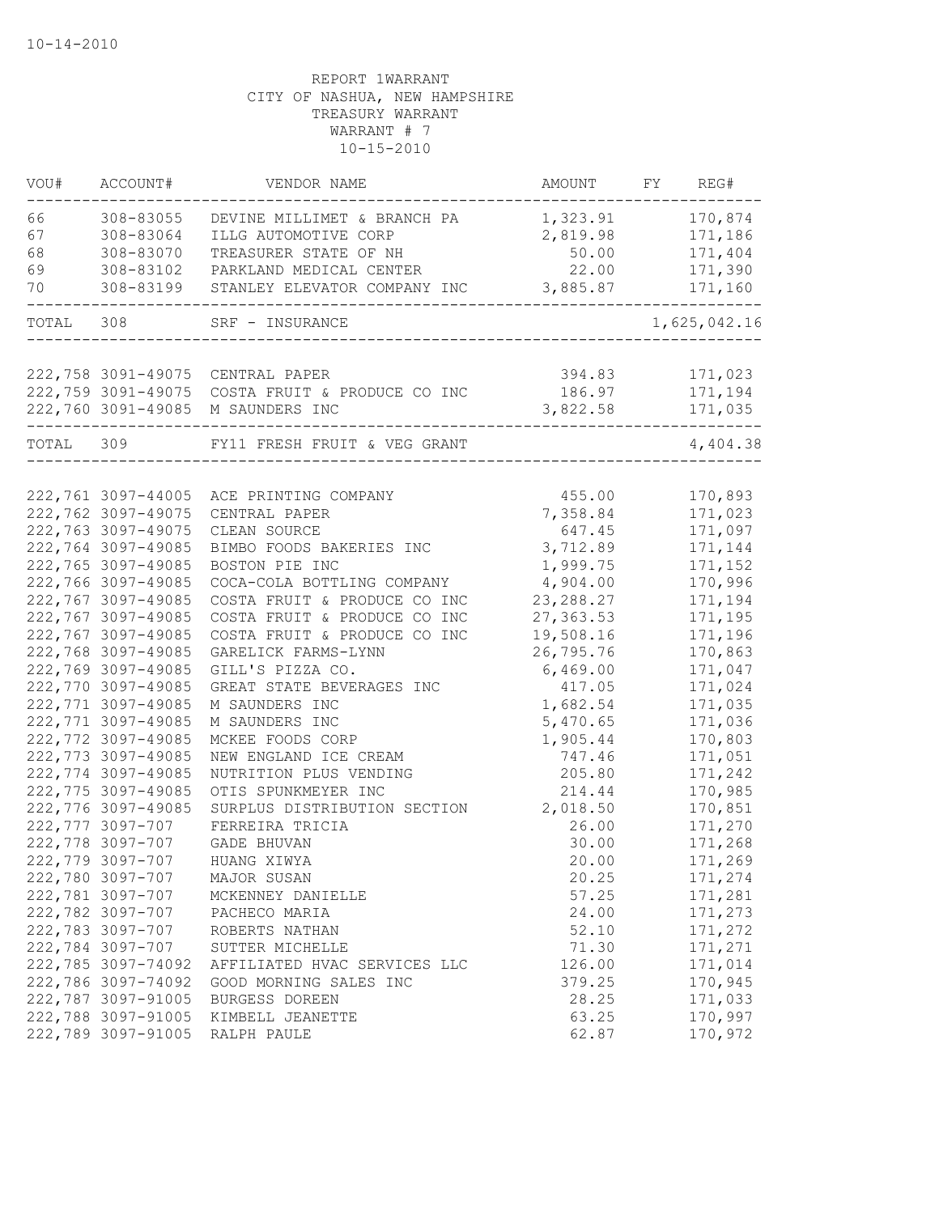10-14-2010

REPORT 1WARRANT
CITY OF NASHUA, NEW HAMPSHIRE
TREASURY WARRANT
WARRANT # 7
10-15-2010

| VOU# | ACCOUNT# | VENDOR NAME | AMOUNT | FY | REG# |
|---|---|---|---|---|---|
| 66 | 308-83055 | DEVINE MILLIMET & BRANCH PA | 1,323.91 | | 170,874 |
| 67 | 308-83064 | ILLG AUTOMOTIVE CORP | 2,819.98 | | 171,186 |
| 68 | 308-83070 | TREASURER STATE OF NH | 50.00 | | 171,404 |
| 69 | 308-83102 | PARKLAND MEDICAL CENTER | 22.00 | | 171,390 |
| 70 | 308-83199 | STANLEY ELEVATOR COMPANY INC | 3,885.87 | | 171,160 |
| TOTAL | 308 | SRF - INSURANCE | | | 1,625,042.16 |
| 222,758 | 3091-49075 | CENTRAL PAPER | 394.83 | | 171,023 |
| 222,759 | 3091-49075 | COSTA FRUIT & PRODUCE CO INC | 186.97 | | 171,194 |
| 222,760 | 3091-49085 | M SAUNDERS INC | 3,822.58 | | 171,035 |
| TOTAL | 309 | FY11 FRESH FRUIT & VEG GRANT | | | 4,404.38 |
| 222,761 | 3097-44005 | ACE PRINTING COMPANY | 455.00 | | 170,893 |
| 222,762 | 3097-49075 | CENTRAL PAPER | 7,358.84 | | 171,023 |
| 222,763 | 3097-49075 | CLEAN SOURCE | 647.45 | | 171,097 |
| 222,764 | 3097-49085 | BIMBO FOODS BAKERIES INC | 3,712.89 | | 171,144 |
| 222,765 | 3097-49085 | BOSTON PIE INC | 1,999.75 | | 171,152 |
| 222,766 | 3097-49085 | COCA-COLA BOTTLING COMPANY | 4,904.00 | | 170,996 |
| 222,767 | 3097-49085 | COSTA FRUIT & PRODUCE CO INC | 23,288.27 | | 171,194 |
| 222,767 | 3097-49085 | COSTA FRUIT & PRODUCE CO INC | 27,363.53 | | 171,195 |
| 222,767 | 3097-49085 | COSTA FRUIT & PRODUCE CO INC | 19,508.16 | | 171,196 |
| 222,768 | 3097-49085 | GARELICK FARMS-LYNN | 26,795.76 | | 170,863 |
| 222,769 | 3097-49085 | GILL'S PIZZA CO. | 6,469.00 | | 171,047 |
| 222,770 | 3097-49085 | GREAT STATE BEVERAGES INC | 417.05 | | 171,024 |
| 222,771 | 3097-49085 | M SAUNDERS INC | 1,682.54 | | 171,035 |
| 222,771 | 3097-49085 | M SAUNDERS INC | 5,470.65 | | 171,036 |
| 222,772 | 3097-49085 | MCKEE FOODS CORP | 1,905.44 | | 170,803 |
| 222,773 | 3097-49085 | NEW ENGLAND ICE CREAM | 747.46 | | 171,051 |
| 222,774 | 3097-49085 | NUTRITION PLUS VENDING | 205.80 | | 171,242 |
| 222,775 | 3097-49085 | OTIS SPUNKMEYER INC | 214.44 | | 170,985 |
| 222,776 | 3097-49085 | SURPLUS DISTRIBUTION SECTION | 2,018.50 | | 170,851 |
| 222,777 | 3097-707 | FERREIRA TRICIA | 26.00 | | 171,270 |
| 222,778 | 3097-707 | GADE BHUVAN | 30.00 | | 171,268 |
| 222,779 | 3097-707 | HUANG XIWYA | 20.00 | | 171,269 |
| 222,780 | 3097-707 | MAJOR SUSAN | 20.25 | | 171,274 |
| 222,781 | 3097-707 | MCKENNEY DANIELLE | 57.25 | | 171,281 |
| 222,782 | 3097-707 | PACHECO MARIA | 24.00 | | 171,273 |
| 222,783 | 3097-707 | ROBERTS NATHAN | 52.10 | | 171,272 |
| 222,784 | 3097-707 | SUTTER MICHELLE | 71.30 | | 171,271 |
| 222,785 | 3097-74092 | AFFILIATED HVAC SERVICES LLC | 126.00 | | 171,014 |
| 222,786 | 3097-74092 | GOOD MORNING SALES INC | 379.25 | | 170,945 |
| 222,787 | 3097-91005 | BURGESS DOREEN | 28.25 | | 171,033 |
| 222,788 | 3097-91005 | KIMBELL JEANETTE | 63.25 | | 170,997 |
| 222,789 | 3097-91005 | RALPH PAULE | 62.87 | | 170,972 |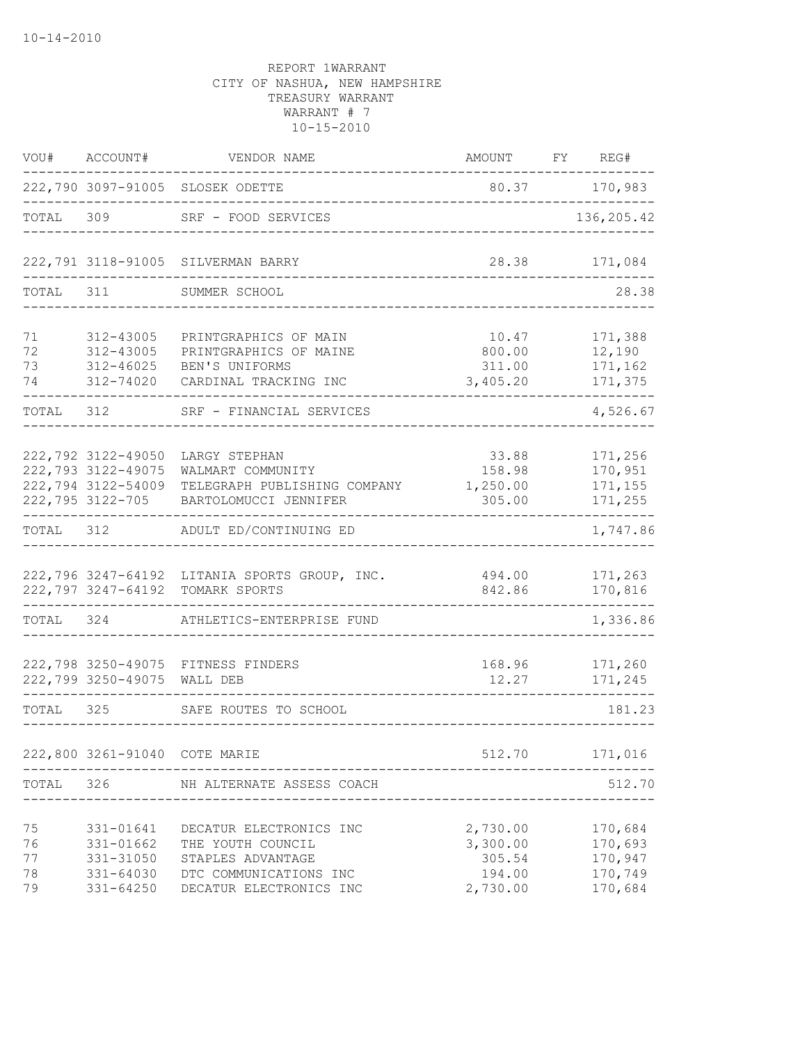10-14-2010

REPORT 1WARRANT
CITY OF NASHUA, NEW HAMPSHIRE
TREASURY WARRANT
WARRANT # 7
10-15-2010

| VOU# | ACCOUNT# | VENDOR NAME | AMOUNT | FY | REG# |
|---|---|---|---|---|---|
| 222,790 | 3097-91005 | SLOSEK ODETTE | 80.37 | | 170,983 |
| TOTAL | 309 | SRF - FOOD SERVICES | | | 136,205.42 |
| 222,791 | 3118-91005 | SILVERMAN BARRY | 28.38 | | 171,084 |
| TOTAL | 311 | SUMMER SCHOOL | | | 28.38 |
| 71 | 312-43005 | PRINTGRAPHICS OF MAIN | 10.47 | | 171,388 |
| 72 | 312-43005 | PRINTGRAPHICS OF MAINE | 800.00 | | 12,190 |
| 73 | 312-46025 | BEN'S UNIFORMS | 311.00 | | 171,162 |
| 74 | 312-74020 | CARDINAL TRACKING INC | 3,405.20 | | 171,375 |
| TOTAL | 312 | SRF - FINANCIAL SERVICES | | | 4,526.67 |
| 222,792 | 3122-49050 | LARGY STEPHAN | 33.88 | | 171,256 |
| 222,793 | 3122-49075 | WALMART COMMUNITY | 158.98 | | 170,951 |
| 222,794 | 3122-54009 | TELEGRAPH PUBLISHING COMPANY | 1,250.00 | | 171,155 |
| 222,795 | 3122-705 | BARTOLOMUCCI JENNIFER | 305.00 | | 171,255 |
| TOTAL | 312 | ADULT ED/CONTINUING ED | | | 1,747.86 |
| 222,796 | 3247-64192 | LITANIA SPORTS GROUP, INC. | 494.00 | | 171,263 |
| 222,797 | 3247-64192 | TOMARK SPORTS | 842.86 | | 170,816 |
| TOTAL | 324 | ATHLETICS-ENTERPRISE FUND | | | 1,336.86 |
| 222,798 | 3250-49075 | FITNESS FINDERS | 168.96 | | 171,260 |
| 222,799 | 3250-49075 | WALL DEB | 12.27 | | 171,245 |
| TOTAL | 325 | SAFE ROUTES TO SCHOOL | | | 181.23 |
| 222,800 | 3261-91040 | COTE MARIE | 512.70 | | 171,016 |
| TOTAL | 326 | NH ALTERNATE ASSESS COACH | | | 512.70 |
| 75 | 331-01641 | DECATUR ELECTRONICS INC | 2,730.00 | | 170,684 |
| 76 | 331-01662 | THE YOUTH COUNCIL | 3,300.00 | | 170,693 |
| 77 | 331-31050 | STAPLES ADVANTAGE | 305.54 | | 170,947 |
| 78 | 331-64030 | DTC COMMUNICATIONS INC | 194.00 | | 170,749 |
| 79 | 331-64250 | DECATUR ELECTRONICS INC | 2,730.00 | | 170,684 |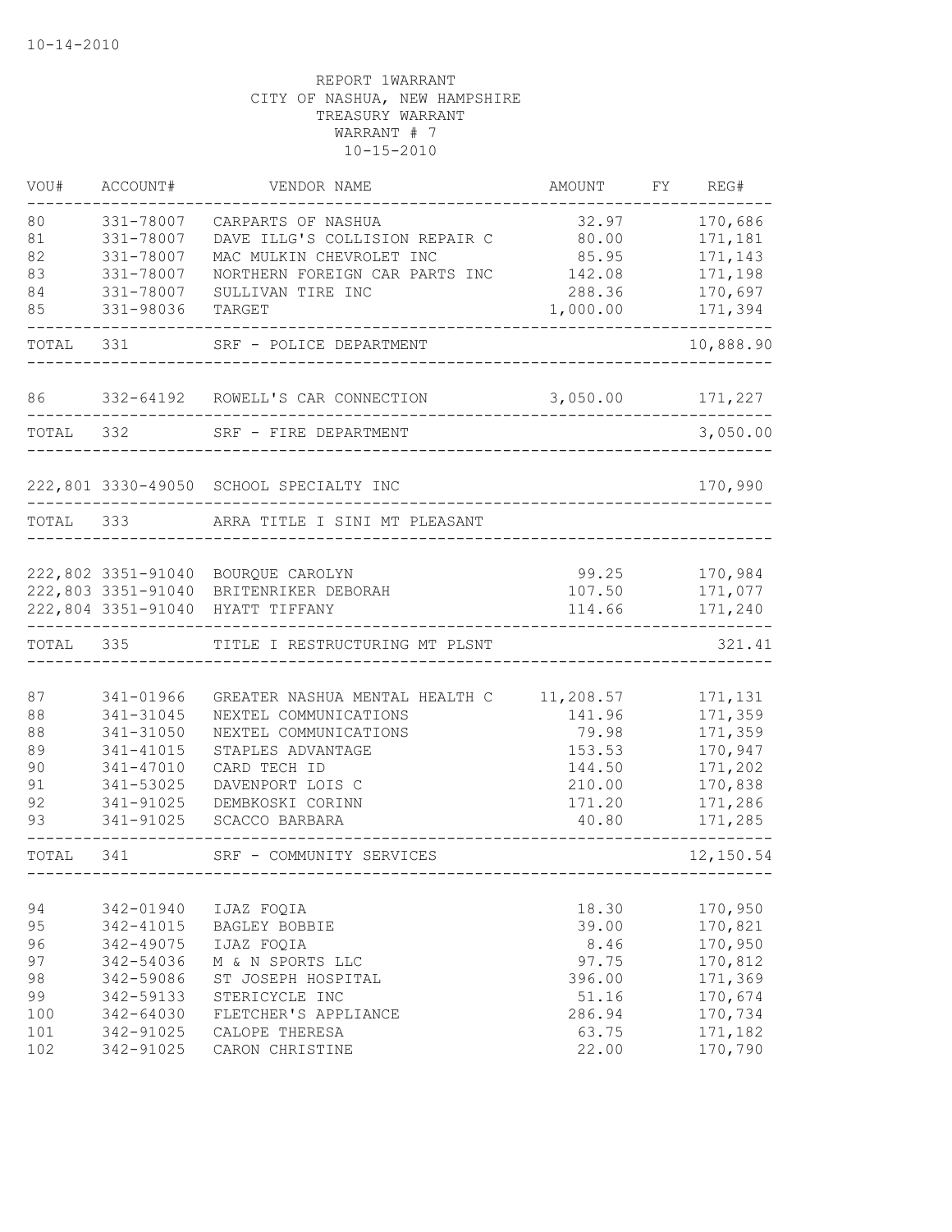10-14-2010

REPORT 1WARRANT
CITY OF NASHUA, NEW HAMPSHIRE
TREASURY WARRANT
WARRANT # 7
10-15-2010

| VOU# | ACCOUNT# | VENDOR NAME | AMOUNT | FY | REG# |
|---|---|---|---|---|---|
| 80 | 331-78007 | CARPARTS OF NASHUA | 32.97 | | 170,686 |
| 81 | 331-78007 | DAVE ILLG'S COLLISION REPAIR C | 80.00 | | 171,181 |
| 82 | 331-78007 | MAC MULKIN CHEVROLET INC | 85.95 | | 171,143 |
| 83 | 331-78007 | NORTHERN FOREIGN CAR PARTS INC | 142.08 | | 171,198 |
| 84 | 331-78007 | SULLIVAN TIRE INC | 288.36 | | 170,697 |
| 85 | 331-98036 | TARGET | 1,000.00 | | 171,394 |
| TOTAL | 331 | SRF - POLICE DEPARTMENT | | | 10,888.90 |
| 86 | 332-64192 | ROWELL'S CAR CONNECTION | 3,050.00 | | 171,227 |
| TOTAL | 332 | SRF - FIRE DEPARTMENT | | | 3,050.00 |
| 222,801 | 3330-49050 | SCHOOL SPECIALTY INC | | | 170,990 |
| TOTAL | 333 | ARRA TITLE I SINI MT PLEASANT | | | |
| 222,802 | 3351-91040 | BOURQUE CAROLYN | 99.25 | | 170,984 |
| 222,803 | 3351-91040 | BRITENRIKER DEBORAH | 107.50 | | 171,077 |
| 222,804 | 3351-91040 | HYATT TIFFANY | 114.66 | | 171,240 |
| TOTAL | 335 | TITLE I RESTRUCTURING MT PLSNT | | | 321.41 |
| 87 | 341-01966 | GREATER NASHUA MENTAL HEALTH C | 11,208.57 | | 171,131 |
| 88 | 341-31045 | NEXTEL COMMUNICATIONS | 141.96 | | 171,359 |
| 88 | 341-31050 | NEXTEL COMMUNICATIONS | 79.98 | | 171,359 |
| 89 | 341-41015 | STAPLES ADVANTAGE | 153.53 | | 170,947 |
| 90 | 341-47010 | CARD TECH ID | 144.50 | | 171,202 |
| 91 | 341-53025 | DAVENPORT LOIS C | 210.00 | | 170,838 |
| 92 | 341-91025 | DEMBKOSKI CORINN | 171.20 | | 171,286 |
| 93 | 341-91025 | SCACCO BARBARA | 40.80 | | 171,285 |
| TOTAL | 341 | SRF - COMMUNITY SERVICES | | | 12,150.54 |
| 94 | 342-01940 | IJAZ FOQIA | 18.30 | | 170,950 |
| 95 | 342-41015 | BAGLEY BOBBIE | 39.00 | | 170,821 |
| 96 | 342-49075 | IJAZ FOQIA | 8.46 | | 170,950 |
| 97 | 342-54036 | M & N SPORTS LLC | 97.75 | | 170,812 |
| 98 | 342-59086 | ST JOSEPH HOSPITAL | 396.00 | | 171,369 |
| 99 | 342-59133 | STERICYCLE INC | 51.16 | | 170,674 |
| 100 | 342-64030 | FLETCHER'S APPLIANCE | 286.94 | | 170,734 |
| 101 | 342-91025 | CALOPE THERESA | 63.75 | | 171,182 |
| 102 | 342-91025 | CARON CHRISTINE | 22.00 | | 170,790 |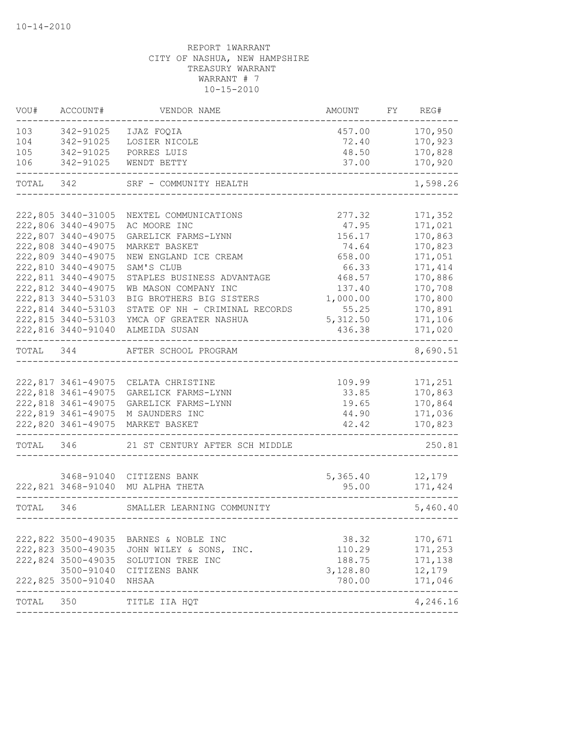10-14-2010

REPORT 1WARRANT
CITY OF NASHUA, NEW HAMPSHIRE
TREASURY WARRANT
WARRANT # 7
10-15-2010

| VOU# | ACCOUNT# | VENDOR NAME | AMOUNT | FY | REG# |
|---|---|---|---|---|---|
| 103 | 342-91025 | IJAZ FOQIA | 457.00 | | 170,950 |
| 104 | 342-91025 | LOSIER NICOLE | 72.40 | | 170,923 |
| 105 | 342-91025 | PORRES LUIS | 48.50 | | 170,828 |
| 106 | 342-91025 | WENDT BETTY | 37.00 | | 170,920 |
| TOTAL | 342 | SRF - COMMUNITY HEALTH | | | 1,598.26 |
| 222,805 | 3440-31005 | NEXTEL COMMUNICATIONS | 277.32 | | 171,352 |
| 222,806 | 3440-49075 | AC MOORE INC | 47.95 | | 171,021 |
| 222,807 | 3440-49075 | GARELICK FARMS-LYNN | 156.17 | | 170,863 |
| 222,808 | 3440-49075 | MARKET BASKET | 74.64 | | 170,823 |
| 222,809 | 3440-49075 | NEW ENGLAND ICE CREAM | 658.00 | | 171,051 |
| 222,810 | 3440-49075 | SAM'S CLUB | 66.33 | | 171,414 |
| 222,811 | 3440-49075 | STAPLES BUSINESS ADVANTAGE | 468.57 | | 170,886 |
| 222,812 | 3440-49075 | WB MASON COMPANY INC | 137.40 | | 170,708 |
| 222,813 | 3440-53103 | BIG BROTHERS BIG SISTERS | 1,000.00 | | 170,800 |
| 222,814 | 3440-53103 | STATE OF NH - CRIMINAL RECORDS | 55.25 | | 170,891 |
| 222,815 | 3440-53103 | YMCA OF GREATER NASHUA | 5,312.50 | | 171,106 |
| 222,816 | 3440-91040 | ALMEIDA SUSAN | 436.38 | | 171,020 |
| TOTAL | 344 | AFTER SCHOOL PROGRAM | | | 8,690.51 |
| 222,817 | 3461-49075 | CELATA CHRISTINE | 109.99 | | 171,251 |
| 222,818 | 3461-49075 | GARELICK FARMS-LYNN | 33.85 | | 170,863 |
| 222,818 | 3461-49075 | GARELICK FARMS-LYNN | 19.65 | | 170,864 |
| 222,819 | 3461-49075 | M SAUNDERS INC | 44.90 | | 171,036 |
| 222,820 | 3461-49075 | MARKET BASKET | 42.42 | | 170,823 |
| TOTAL | 346 | 21 ST CENTURY AFTER SCH MIDDLE | | | 250.81 |
| | 3468-91040 | CITIZENS BANK | 5,365.40 | | 12,179 |
| 222,821 | 3468-91040 | MU ALPHA THETA | 95.00 | | 171,424 |
| TOTAL | 346 | SMALLER LEARNING COMMUNITY | | | 5,460.40 |
| 222,822 | 3500-49035 | BARNES & NOBLE INC | 38.32 | | 170,671 |
| 222,823 | 3500-49035 | JOHN WILEY & SONS, INC. | 110.29 | | 171,253 |
| 222,824 | 3500-49035 | SOLUTION TREE INC | 188.75 | | 171,138 |
| | 3500-91040 | CITIZENS BANK | 3,128.80 | | 12,179 |
| 222,825 | 3500-91040 | NHSAA | 780.00 | | 171,046 |
| TOTAL | 350 | TITLE IIA HQT | | | 4,246.16 |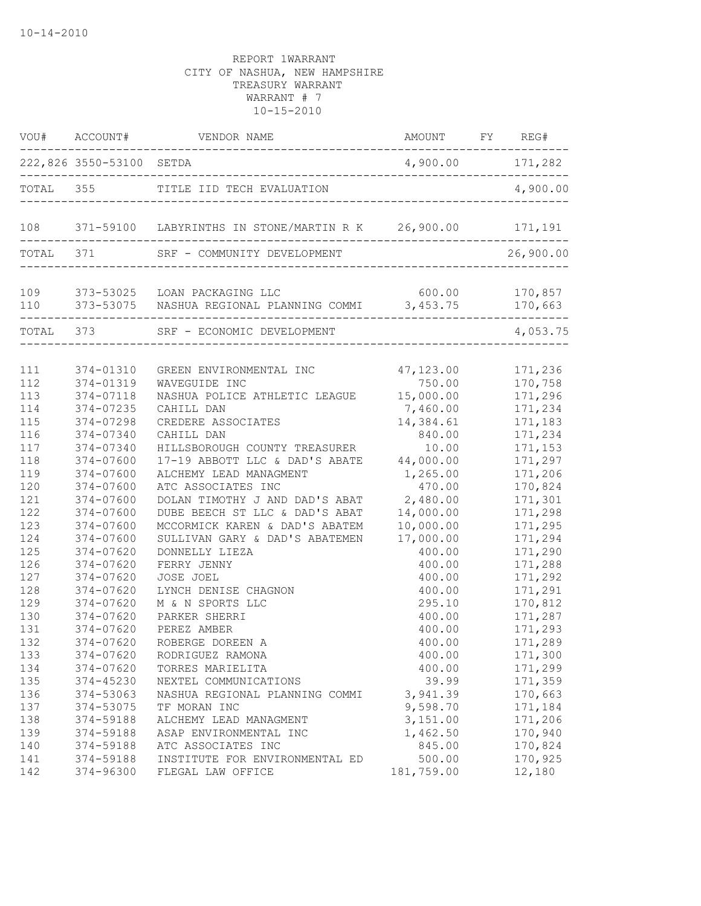10-14-2010

REPORT 1WARRANT
CITY OF NASHUA, NEW HAMPSHIRE
TREASURY WARRANT
WARRANT # 7
10-15-2010

| VOU# | ACCOUNT# | VENDOR NAME | AMOUNT | FY | REG# |
|---|---|---|---|---|---|
| 222,826 | 3550-53100 | SETDA | 4,900.00 | | 171,282 |
| TOTAL | 355 | TITLE IID TECH EVALUATION | | | 4,900.00 |
| 108 | 371-59100 | LABYRINTHS IN STONE/MARTIN R K | 26,900.00 | | 171,191 |
| TOTAL | 371 | SRF - COMMUNITY DEVELOPMENT | | | 26,900.00 |
| 109 | 373-53025 | LOAN PACKAGING LLC | 600.00 | | 170,857 |
| 110 | 373-53075 | NASHUA REGIONAL PLANNING COMMI | 3,453.75 | | 170,663 |
| TOTAL | 373 | SRF - ECONOMIC DEVELOPMENT | | | 4,053.75 |
| 111 | 374-01310 | GREEN ENVIRONMENTAL INC | 47,123.00 | | 171,236 |
| 112 | 374-01319 | WAVEGUIDE INC | 750.00 | | 170,758 |
| 113 | 374-07118 | NASHUA POLICE ATHLETIC LEAGUE | 15,000.00 | | 171,296 |
| 114 | 374-07235 | CAHILL DAN | 7,460.00 | | 171,234 |
| 115 | 374-07298 | CREDERE ASSOCIATES | 14,384.61 | | 171,183 |
| 116 | 374-07340 | CAHILL DAN | 840.00 | | 171,234 |
| 117 | 374-07340 | HILLSBOROUGH COUNTY TREASURER | 10.00 | | 171,153 |
| 118 | 374-07600 | 17-19 ABBOTT LLC & DAD'S ABATE | 44,000.00 | | 171,297 |
| 119 | 374-07600 | ALCHEMY LEAD MANAGMENT | 1,265.00 | | 171,206 |
| 120 | 374-07600 | ATC ASSOCIATES INC | 470.00 | | 170,824 |
| 121 | 374-07600 | DOLAN TIMOTHY J AND DAD'S ABAT | 2,480.00 | | 171,301 |
| 122 | 374-07600 | DUBE BEECH ST LLC & DAD'S ABAT | 14,000.00 | | 171,298 |
| 123 | 374-07600 | MCCORMICK KAREN & DAD'S ABATEM | 10,000.00 | | 171,295 |
| 124 | 374-07600 | SULLIVAN GARY & DAD'S ABATEMEN | 17,000.00 | | 171,294 |
| 125 | 374-07620 | DONNELLY LIEZA | 400.00 | | 171,290 |
| 126 | 374-07620 | FERRY JENNY | 400.00 | | 171,288 |
| 127 | 374-07620 | JOSE JOEL | 400.00 | | 171,292 |
| 128 | 374-07620 | LYNCH DENISE CHAGNON | 400.00 | | 171,291 |
| 129 | 374-07620 | M & N SPORTS LLC | 295.10 | | 170,812 |
| 130 | 374-07620 | PARKER SHERRI | 400.00 | | 171,287 |
| 131 | 374-07620 | PEREZ AMBER | 400.00 | | 171,293 |
| 132 | 374-07620 | ROBERGE DOREEN A | 400.00 | | 171,289 |
| 133 | 374-07620 | RODRIGUEZ RAMONA | 400.00 | | 171,300 |
| 134 | 374-07620 | TORRES MARIELITA | 400.00 | | 171,299 |
| 135 | 374-45230 | NEXTEL COMMUNICATIONS | 39.99 | | 171,359 |
| 136 | 374-53063 | NASHUA REGIONAL PLANNING COMMI | 3,941.39 | | 170,663 |
| 137 | 374-53075 | TF MORAN INC | 9,598.70 | | 171,184 |
| 138 | 374-59188 | ALCHEMY LEAD MANAGMENT | 3,151.00 | | 171,206 |
| 139 | 374-59188 | ASAP ENVIRONMENTAL INC | 1,462.50 | | 170,940 |
| 140 | 374-59188 | ATC ASSOCIATES INC | 845.00 | | 170,824 |
| 141 | 374-59188 | INSTITUTE FOR ENVIRONMENTAL ED | 500.00 | | 170,925 |
| 142 | 374-96300 | FLEGAL LAW OFFICE | 181,759.00 | | 12,180 |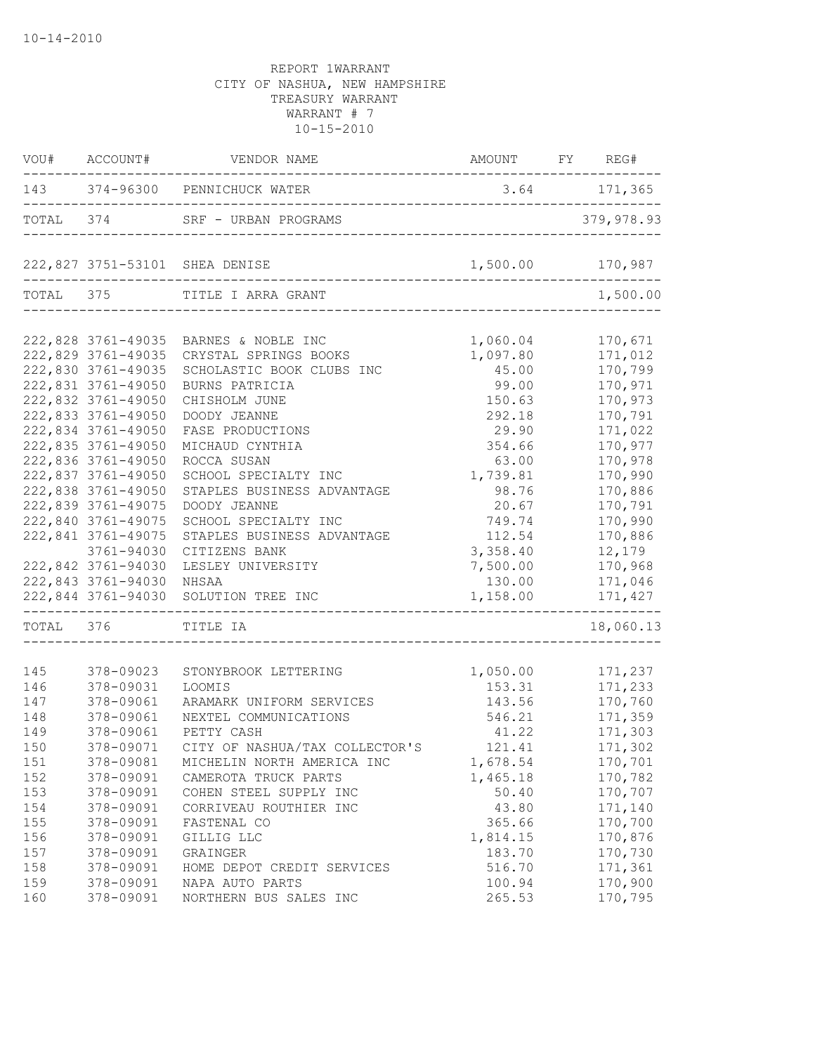10-14-2010

REPORT 1WARRANT
CITY OF NASHUA, NEW HAMPSHIRE
TREASURY WARRANT
WARRANT # 7
10-15-2010

| VOU# | ACCOUNT# | VENDOR NAME | AMOUNT | FY | REG# |
|---|---|---|---|---|---|
| 143 | 374-96300 | PENNICHUCK WATER | 3.64 | | 171,365 |
| TOTAL | 374 | SRF - URBAN PROGRAMS | | | 379,978.93 |
| 222,827 | 3751-53101 | SHEA DENISE | 1,500.00 | | 170,987 |
| TOTAL | 375 | TITLE I ARRA GRANT | | | 1,500.00 |
| 222,828 | 3761-49035 | BARNES & NOBLE INC | 1,060.04 | | 170,671 |
| 222,829 | 3761-49035 | CRYSTAL SPRINGS BOOKS | 1,097.80 | | 171,012 |
| 222,830 | 3761-49035 | SCHOLASTIC BOOK CLUBS INC | 45.00 | | 170,799 |
| 222,831 | 3761-49050 | BURNS PATRICIA | 99.00 | | 170,971 |
| 222,832 | 3761-49050 | CHISHOLM JUNE | 150.63 | | 170,973 |
| 222,833 | 3761-49050 | DOODY JEANNE | 292.18 | | 170,791 |
| 222,834 | 3761-49050 | FASE PRODUCTIONS | 29.90 | | 171,022 |
| 222,835 | 3761-49050 | MICHAUD CYNTHIA | 354.66 | | 170,977 |
| 222,836 | 3761-49050 | ROCCA SUSAN | 63.00 | | 170,978 |
| 222,837 | 3761-49050 | SCHOOL SPECIALTY INC | 1,739.81 | | 170,990 |
| 222,838 | 3761-49050 | STAPLES BUSINESS ADVANTAGE | 98.76 | | 170,886 |
| 222,839 | 3761-49075 | DOODY JEANNE | 20.67 | | 170,791 |
| 222,840 | 3761-49075 | SCHOOL SPECIALTY INC | 749.74 | | 170,990 |
| 222,841 | 3761-49075 | STAPLES BUSINESS ADVANTAGE | 112.54 | | 170,886 |
| | 3761-94030 | CITIZENS BANK | 3,358.40 | | 12,179 |
| 222,842 | 3761-94030 | LESLEY UNIVERSITY | 7,500.00 | | 170,968 |
| 222,843 | 3761-94030 | NHSAA | 130.00 | | 171,046 |
| 222,844 | 3761-94030 | SOLUTION TREE INC | 1,158.00 | | 171,427 |
| TOTAL | 376 | TITLE IA | | | 18,060.13 |
| 145 | 378-09023 | STONYBROOK LETTERING | 1,050.00 | | 171,237 |
| 146 | 378-09031 | LOOMIS | 153.31 | | 171,233 |
| 147 | 378-09061 | ARAMARK UNIFORM SERVICES | 143.56 | | 170,760 |
| 148 | 378-09061 | NEXTEL COMMUNICATIONS | 546.21 | | 171,359 |
| 149 | 378-09061 | PETTY CASH | 41.22 | | 171,303 |
| 150 | 378-09071 | CITY OF NASHUA/TAX COLLECTOR'S | 121.41 | | 171,302 |
| 151 | 378-09081 | MICHELIN NORTH AMERICA INC | 1,678.54 | | 170,701 |
| 152 | 378-09091 | CAMEROTA TRUCK PARTS | 1,465.18 | | 170,782 |
| 153 | 378-09091 | COHEN STEEL SUPPLY INC | 50.40 | | 170,707 |
| 154 | 378-09091 | CORRIVEAU ROUTHIER INC | 43.80 | | 171,140 |
| 155 | 378-09091 | FASTENAL CO | 365.66 | | 170,700 |
| 156 | 378-09091 | GILLIG LLC | 1,814.15 | | 170,876 |
| 157 | 378-09091 | GRAINGER | 183.70 | | 170,730 |
| 158 | 378-09091 | HOME DEPOT CREDIT SERVICES | 516.70 | | 171,361 |
| 159 | 378-09091 | NAPA AUTO PARTS | 100.94 | | 170,900 |
| 160 | 378-09091 | NORTHERN BUS SALES INC | 265.53 | | 170,795 |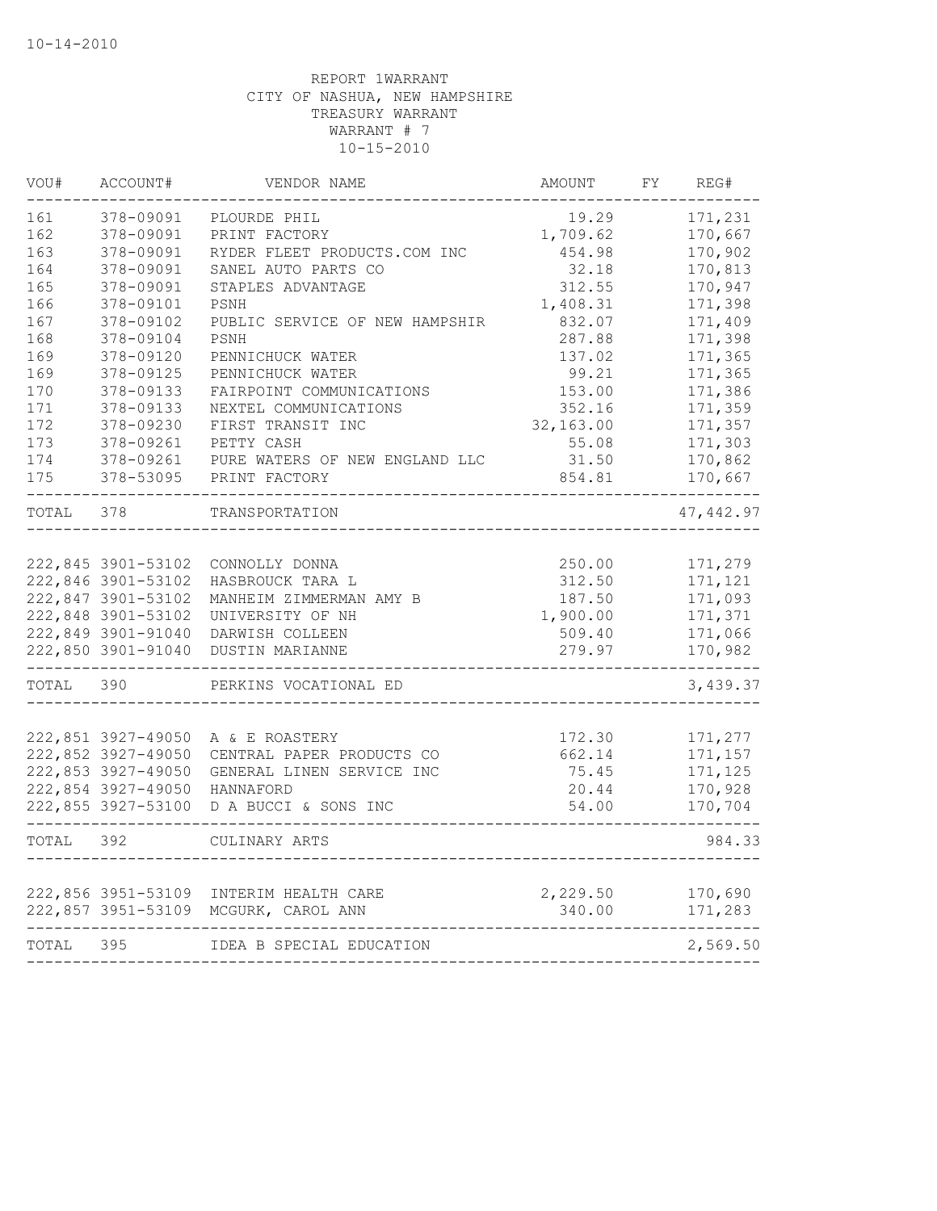10-14-2010

REPORT 1WARRANT
CITY OF NASHUA, NEW HAMPSHIRE
TREASURY WARRANT
WARRANT # 7
10-15-2010

| VOU# | ACCOUNT# | VENDOR NAME | AMOUNT | FY | REG# |
|---|---|---|---|---|---|
| 161 | 378-09091 | PLOURDE PHIL | 19.29 | | 171,231 |
| 162 | 378-09091 | PRINT FACTORY | 1,709.62 | | 170,667 |
| 163 | 378-09091 | RYDER FLEET PRODUCTS.COM INC | 454.98 | | 170,902 |
| 164 | 378-09091 | SANEL AUTO PARTS CO | 32.18 | | 170,813 |
| 165 | 378-09091 | STAPLES ADVANTAGE | 312.55 | | 170,947 |
| 166 | 378-09101 | PSNH | 1,408.31 | | 171,398 |
| 167 | 378-09102 | PUBLIC SERVICE OF NEW HAMPSHIR | 832.07 | | 171,409 |
| 168 | 378-09104 | PSNH | 287.88 | | 171,398 |
| 169 | 378-09120 | PENNICHUCK WATER | 137.02 | | 171,365 |
| 169 | 378-09125 | PENNICHUCK WATER | 99.21 | | 171,365 |
| 170 | 378-09133 | FAIRPOINT COMMUNICATIONS | 153.00 | | 171,386 |
| 171 | 378-09133 | NEXTEL COMMUNICATIONS | 352.16 | | 171,359 |
| 172 | 378-09230 | FIRST TRANSIT INC | 32,163.00 | | 171,357 |
| 173 | 378-09261 | PETTY CASH | 55.08 | | 171,303 |
| 174 | 378-09261 | PURE WATERS OF NEW ENGLAND LLC | 31.50 | | 170,862 |
| 175 | 378-53095 | PRINT FACTORY | 854.81 | | 170,667 |
| TOTAL | 378 | TRANSPORTATION | | | 47,442.97 |
| 222,845 | 3901-53102 | CONNOLLY DONNA | 250.00 | | 171,279 |
| 222,846 | 3901-53102 | HASBROUCK TARA L | 312.50 | | 171,121 |
| 222,847 | 3901-53102 | MANHEIM ZIMMERMAN AMY B | 187.50 | | 171,093 |
| 222,848 | 3901-53102 | UNIVERSITY OF NH | 1,900.00 | | 171,371 |
| 222,849 | 3901-91040 | DARWISH COLLEEN | 509.40 | | 171,066 |
| 222,850 | 3901-91040 | DUSTIN MARIANNE | 279.97 | | 170,982 |
| TOTAL | 390 | PERKINS VOCATIONAL ED | | | 3,439.37 |
| 222,851 | 3927-49050 | A & E ROASTERY | 172.30 | | 171,277 |
| 222,852 | 3927-49050 | CENTRAL PAPER PRODUCTS CO | 662.14 | | 171,157 |
| 222,853 | 3927-49050 | GENERAL LINEN SERVICE INC | 75.45 | | 171,125 |
| 222,854 | 3927-49050 | HANNAFORD | 20.44 | | 170,928 |
| 222,855 | 3927-53100 | D A BUCCI & SONS INC | 54.00 | | 170,704 |
| TOTAL | 392 | CULINARY ARTS | | | 984.33 |
| 222,856 | 3951-53109 | INTERIM HEALTH CARE | 2,229.50 | | 170,690 |
| 222,857 | 3951-53109 | MCGURK, CAROL ANN | 340.00 | | 171,283 |
| TOTAL | 395 | IDEA B SPECIAL EDUCATION | | | 2,569.50 |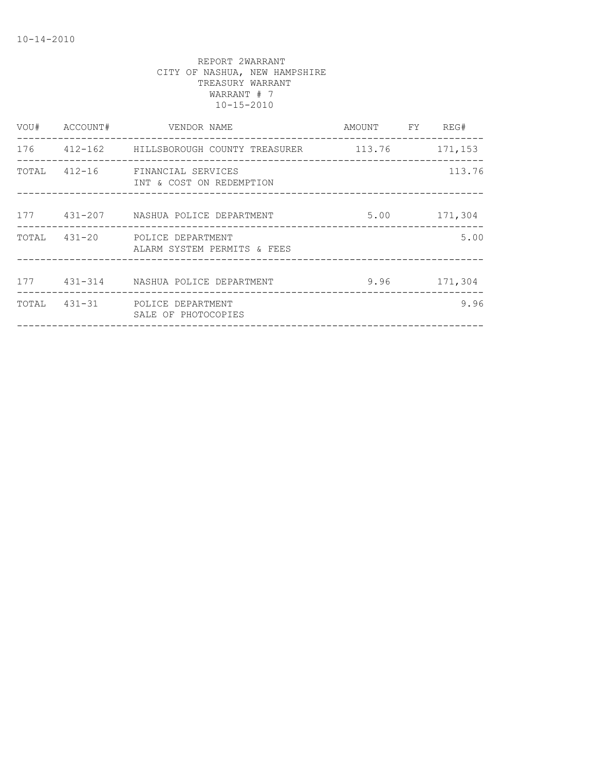REPORT 2WARRANT
CITY OF NASHUA, NEW HAMPSHIRE
TREASURY WARRANT
WARRANT # 7
10-15-2010

| VOU# | ACCOUNT# | VENDOR NAME | AMOUNT | FY | REG# |
|---|---|---|---|---|---|
| 176 | 412-162 | HILLSBOROUGH COUNTY TREASURER | 113.76 | | 171,153 |
| TOTAL | 412-16 | FINANCIAL SERVICES<br>INT & COST ON REDEMPTION | | | 113.76 |
| 177 | 431-207 | NASHUA POLICE DEPARTMENT | 5.00 | | 171,304 |
| TOTAL | 431-20 | POLICE DEPARTMENT<br>ALARM SYSTEM PERMITS & FEES | | | 5.00 |
| 177 | 431-314 | NASHUA POLICE DEPARTMENT | 9.96 | | 171,304 |
| TOTAL | 431-31 | POLICE DEPARTMENT<br>SALE OF PHOTOCOPIES | | | 9.96 |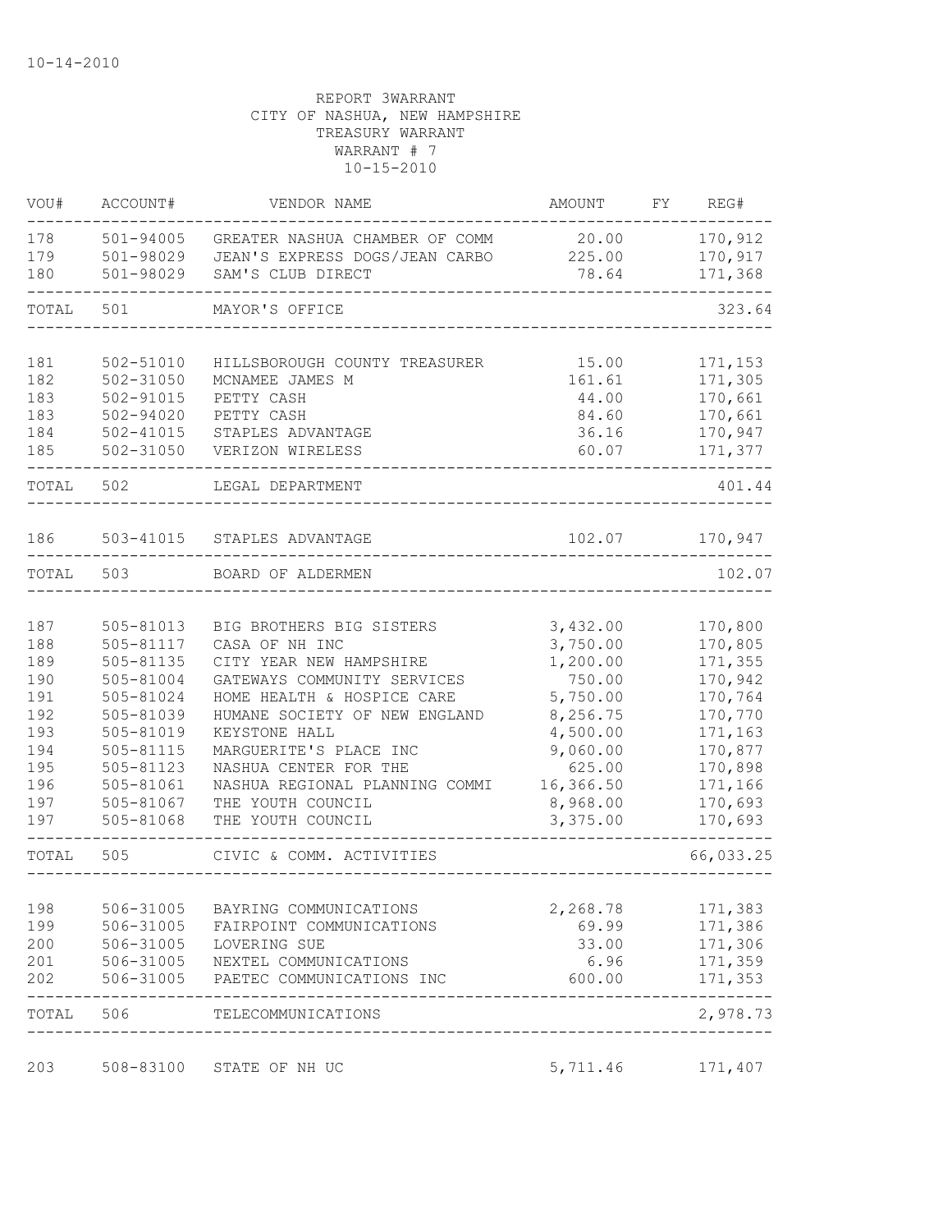10-14-2010

REPORT 3WARRANT
CITY OF NASHUA, NEW HAMPSHIRE
TREASURY WARRANT
WARRANT # 7
10-15-2010

| VOU# | ACCOUNT# | VENDOR NAME | AMOUNT | FY | REG# |
|---|---|---|---|---|---|
| 178 | 501-94005 | GREATER NASHUA CHAMBER OF COMM | 20.00 | | 170,912 |
| 179 | 501-98029 | JEAN'S EXPRESS DOGS/JEAN CARBO | 225.00 | | 170,917 |
| 180 | 501-98029 | SAM'S CLUB DIRECT | 78.64 | | 171,368 |
| TOTAL | 501 | MAYOR'S OFFICE | | | 323.64 |
| 181 | 502-51010 | HILLSBOROUGH COUNTY TREASURER | 15.00 | | 171,153 |
| 182 | 502-31050 | MCNAMEE JAMES M | 161.61 | | 171,305 |
| 183 | 502-91015 | PETTY CASH | 44.00 | | 170,661 |
| 183 | 502-94020 | PETTY CASH | 84.60 | | 170,661 |
| 184 | 502-41015 | STAPLES ADVANTAGE | 36.16 | | 170,947 |
| 185 | 502-31050 | VERIZON WIRELESS | 60.07 | | 171,377 |
| TOTAL | 502 | LEGAL DEPARTMENT | | | 401.44 |
| 186 | 503-41015 | STAPLES ADVANTAGE | 102.07 | | 170,947 |
| TOTAL | 503 | BOARD OF ALDERMEN | | | 102.07 |
| 187 | 505-81013 | BIG BROTHERS BIG SISTERS | 3,432.00 | | 170,800 |
| 188 | 505-81117 | CASA OF NH INC | 3,750.00 | | 170,805 |
| 189 | 505-81135 | CITY YEAR NEW HAMPSHIRE | 1,200.00 | | 171,355 |
| 190 | 505-81004 | GATEWAYS COMMUNITY SERVICES | 750.00 | | 170,942 |
| 191 | 505-81024 | HOME HEALTH & HOSPICE CARE | 5,750.00 | | 170,764 |
| 192 | 505-81039 | HUMANE SOCIETY OF NEW ENGLAND | 8,256.75 | | 170,770 |
| 193 | 505-81019 | KEYSTONE HALL | 4,500.00 | | 171,163 |
| 194 | 505-81115 | MARGUERITE'S PLACE INC | 9,060.00 | | 170,877 |
| 195 | 505-81123 | NASHUA CENTER FOR THE | 625.00 | | 170,898 |
| 196 | 505-81061 | NASHUA REGIONAL PLANNING COMMI | 16,366.50 | | 171,166 |
| 197 | 505-81067 | THE YOUTH COUNCIL | 8,968.00 | | 170,693 |
| 197 | 505-81068 | THE YOUTH COUNCIL | 3,375.00 | | 170,693 |
| TOTAL | 505 | CIVIC & COMM. ACTIVITIES | | | 66,033.25 |
| 198 | 506-31005 | BAYRING COMMUNICATIONS | 2,268.78 | | 171,383 |
| 199 | 506-31005 | FAIRPOINT COMMUNICATIONS | 69.99 | | 171,386 |
| 200 | 506-31005 | LOVERING SUE | 33.00 | | 171,306 |
| 201 | 506-31005 | NEXTEL COMMUNICATIONS | 6.96 | | 171,359 |
| 202 | 506-31005 | PAETEC COMMUNICATIONS INC | 600.00 | | 171,353 |
| TOTAL | 506 | TELECOMMUNICATIONS | | | 2,978.73 |
| 203 | 508-83100 | STATE OF NH UC | 5,711.46 | | 171,407 |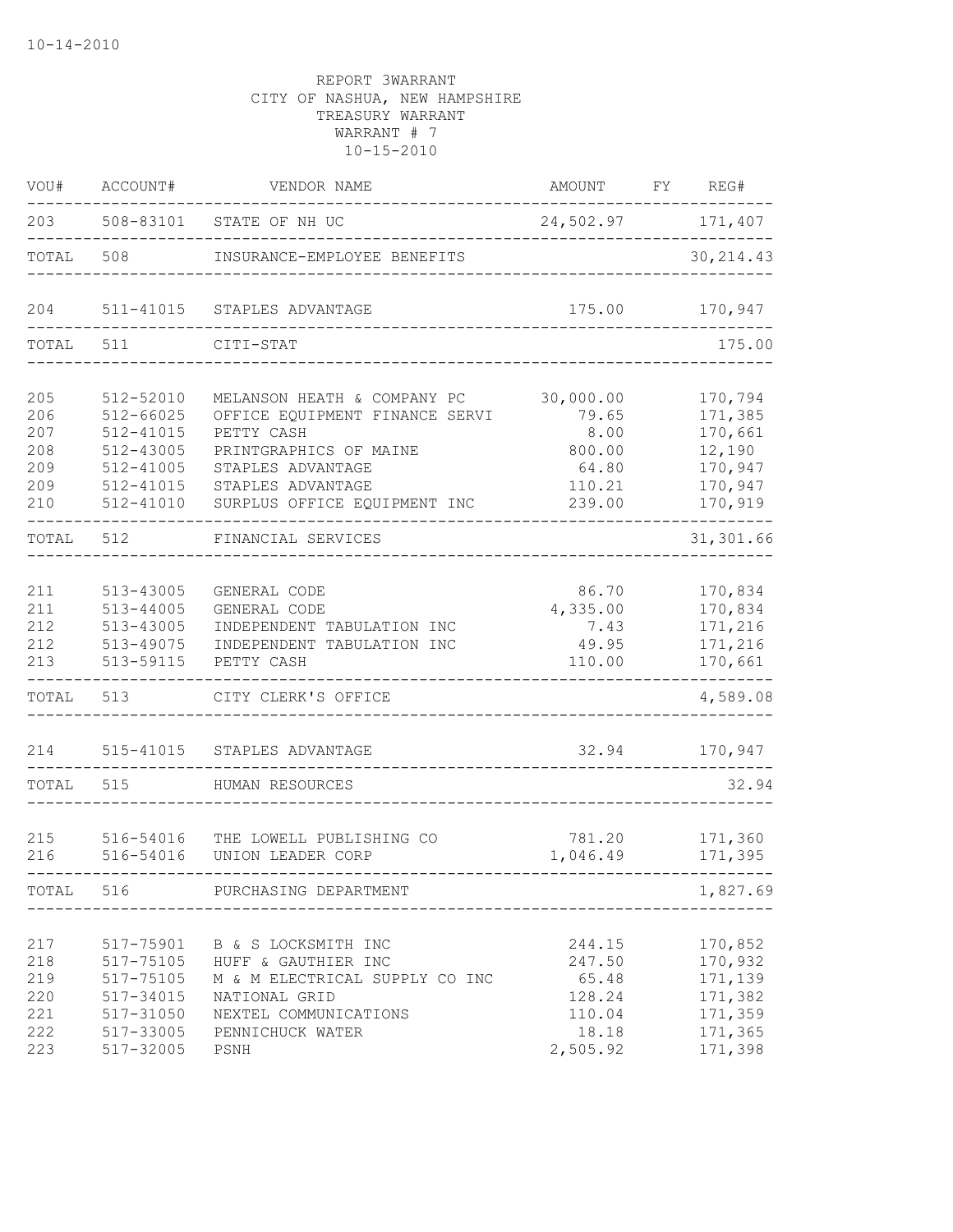10-14-2010

REPORT 3WARRANT
CITY OF NASHUA, NEW HAMPSHIRE
TREASURY WARRANT
WARRANT # 7
10-15-2010

| VOU# | ACCOUNT# | VENDOR NAME | AMOUNT | FY | REG# |
|---|---|---|---|---|---|
| 203 | 508-83101 | STATE OF NH UC | 24,502.97 | | 171,407 |
| TOTAL | 508 | INSURANCE-EMPLOYEE BENEFITS | | | 30,214.43 |
| 204 | 511-41015 | STAPLES ADVANTAGE | 175.00 | | 170,947 |
| TOTAL | 511 | CITI-STAT | | | 175.00 |
| 205 | 512-52010 | MELANSON HEATH & COMPANY PC | 30,000.00 | | 170,794 |
| 206 | 512-66025 | OFFICE EQUIPMENT FINANCE SERVI | 79.65 | | 171,385 |
| 207 | 512-41015 | PETTY CASH | 8.00 | | 170,661 |
| 208 | 512-43005 | PRINTGRAPHICS OF MAINE | 800.00 | | 12,190 |
| 209 | 512-41005 | STAPLES ADVANTAGE | 64.80 | | 170,947 |
| 209 | 512-41015 | STAPLES ADVANTAGE | 110.21 | | 170,947 |
| 210 | 512-41010 | SURPLUS OFFICE EQUIPMENT INC | 239.00 | | 170,919 |
| TOTAL | 512 | FINANCIAL SERVICES | | | 31,301.66 |
| 211 | 513-43005 | GENERAL CODE | 86.70 | | 170,834 |
| 211 | 513-44005 | GENERAL CODE | 4,335.00 | | 170,834 |
| 212 | 513-43005 | INDEPENDENT TABULATION INC | 7.43 | | 171,216 |
| 212 | 513-49075 | INDEPENDENT TABULATION INC | 49.95 | | 171,216 |
| 213 | 513-59115 | PETTY CASH | 110.00 | | 170,661 |
| TOTAL | 513 | CITY CLERK'S OFFICE | | | 4,589.08 |
| 214 | 515-41015 | STAPLES ADVANTAGE | 32.94 | | 170,947 |
| TOTAL | 515 | HUMAN RESOURCES | | | 32.94 |
| 215 | 516-54016 | THE LOWELL PUBLISHING CO | 781.20 | | 171,360 |
| 216 | 516-54016 | UNION LEADER CORP | 1,046.49 | | 171,395 |
| TOTAL | 516 | PURCHASING DEPARTMENT | | | 1,827.69 |
| 217 | 517-75901 | B & S LOCKSMITH INC | 244.15 | | 170,852 |
| 218 | 517-75105 | HUFF & GAUTHIER INC | 247.50 | | 170,932 |
| 219 | 517-75105 | M & M ELECTRICAL SUPPLY CO INC | 65.48 | | 171,139 |
| 220 | 517-34015 | NATIONAL GRID | 128.24 | | 171,382 |
| 221 | 517-31050 | NEXTEL COMMUNICATIONS | 110.04 | | 171,359 |
| 222 | 517-33005 | PENNICHUCK WATER | 18.18 | | 171,365 |
| 223 | 517-32005 | PSNH | 2,505.92 | | 171,398 |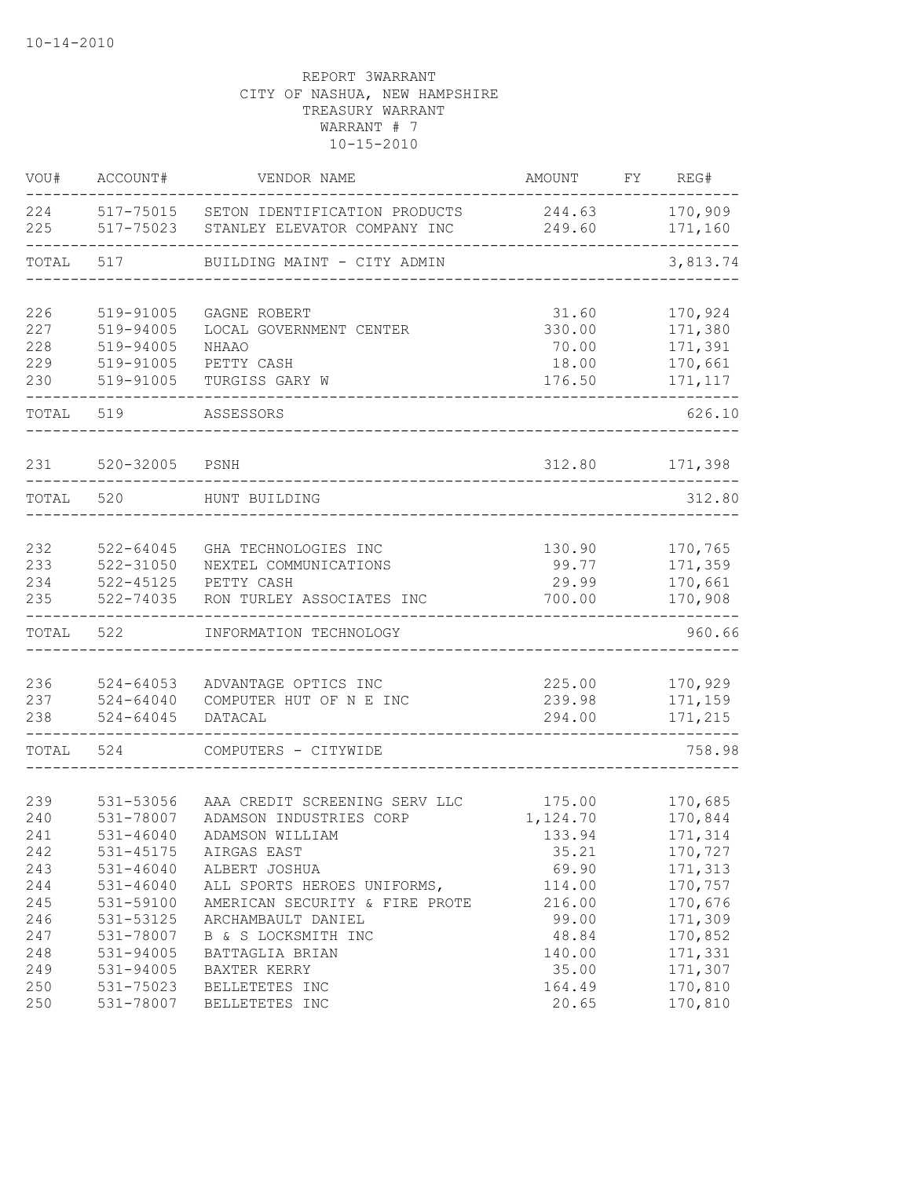10-14-2010

REPORT 3WARRANT
CITY OF NASHUA, NEW HAMPSHIRE
TREASURY WARRANT
WARRANT # 7
10-15-2010

| VOU# | ACCOUNT# | VENDOR NAME | AMOUNT | FY | REG# |
|---|---|---|---|---|---|
| 224 | 517-75015 | SETON IDENTIFICATION PRODUCTS | 244.63 | | 170,909 |
| 225 | 517-75023 | STANLEY ELEVATOR COMPANY INC | 249.60 | | 171,160 |
| TOTAL | 517 | BUILDING MAINT - CITY ADMIN | | | 3,813.74 |
| 226 | 519-91005 | GAGNE ROBERT | 31.60 | | 170,924 |
| 227 | 519-94005 | LOCAL GOVERNMENT CENTER | 330.00 | | 171,380 |
| 228 | 519-94005 | NHAAO | 70.00 | | 171,391 |
| 229 | 519-91005 | PETTY CASH | 18.00 | | 170,661 |
| 230 | 519-91005 | TURGISS GARY W | 176.50 | | 171,117 |
| TOTAL | 519 | ASSESSORS | | | 626.10 |
| 231 | 520-32005 | PSNH | 312.80 | | 171,398 |
| TOTAL | 520 | HUNT BUILDING | | | 312.80 |
| 232 | 522-64045 | GHA TECHNOLOGIES INC | 130.90 | | 170,765 |
| 233 | 522-31050 | NEXTEL COMMUNICATIONS | 99.77 | | 171,359 |
| 234 | 522-45125 | PETTY CASH | 29.99 | | 170,661 |
| 235 | 522-74035 | RON TURLEY ASSOCIATES INC | 700.00 | | 170,908 |
| TOTAL | 522 | INFORMATION TECHNOLOGY | | | 960.66 |
| 236 | 524-64053 | ADVANTAGE OPTICS INC | 225.00 | | 170,929 |
| 237 | 524-64040 | COMPUTER HUT OF N E INC | 239.98 | | 171,159 |
| 238 | 524-64045 | DATACAL | 294.00 | | 171,215 |
| TOTAL | 524 | COMPUTERS - CITYWIDE | | | 758.98 |
| 239 | 531-53056 | AAA CREDIT SCREENING SERV LLC | 175.00 | | 170,685 |
| 240 | 531-78007 | ADAMSON INDUSTRIES CORP | 1,124.70 | | 170,844 |
| 241 | 531-46040 | ADAMSON WILLIAM | 133.94 | | 171,314 |
| 242 | 531-45175 | AIRGAS EAST | 35.21 | | 170,727 |
| 243 | 531-46040 | ALBERT JOSHUA | 69.90 | | 171,313 |
| 244 | 531-46040 | ALL SPORTS HEROES UNIFORMS, | 114.00 | | 170,757 |
| 245 | 531-59100 | AMERICAN SECURITY & FIRE PROTE | 216.00 | | 170,676 |
| 246 | 531-53125 | ARCHAMBAULT DANIEL | 99.00 | | 171,309 |
| 247 | 531-78007 | B & S LOCKSMITH INC | 48.84 | | 170,852 |
| 248 | 531-94005 | BATTAGLIA BRIAN | 140.00 | | 171,331 |
| 249 | 531-94005 | BAXTER KERRY | 35.00 | | 171,307 |
| 250 | 531-75023 | BELLETETES INC | 164.49 | | 170,810 |
| 250 | 531-78007 | BELLETETES INC | 20.65 | | 170,810 |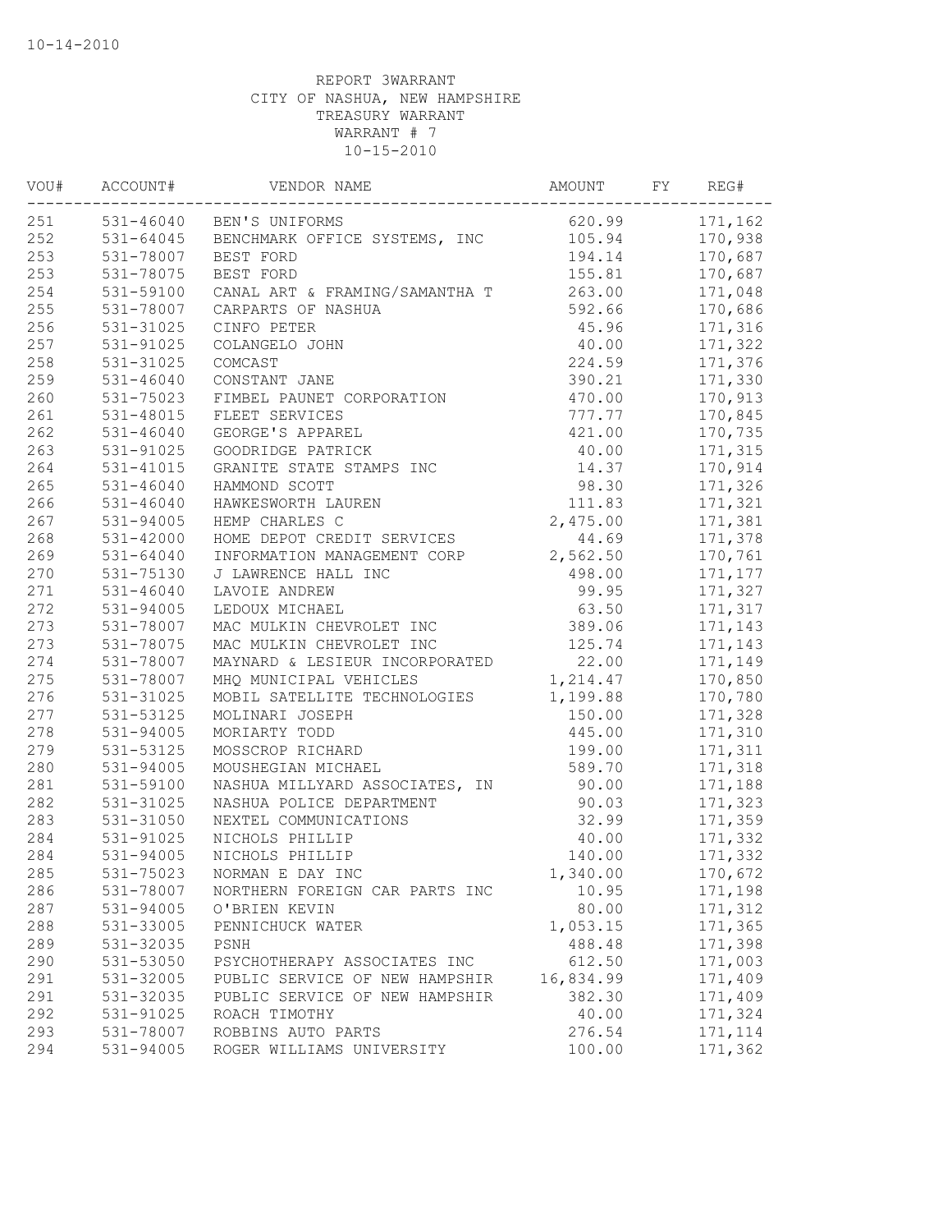REPORT 3WARRANT
CITY OF NASHUA, NEW HAMPSHIRE
TREASURY WARRANT
WARRANT # 7
10-15-2010

| VOU# | ACCOUNT# | VENDOR NAME | AMOUNT | FY | REG# |
|---|---|---|---|---|---|
| 251 | 531-46040 | BEN'S UNIFORMS | 620.99 | | 171,162 |
| 252 | 531-64045 | BENCHMARK OFFICE SYSTEMS, INC | 105.94 | | 170,938 |
| 253 | 531-78007 | BEST FORD | 194.14 | | 170,687 |
| 253 | 531-78075 | BEST FORD | 155.81 | | 170,687 |
| 254 | 531-59100 | CANAL ART & FRAMING/SAMANTHA T | 263.00 | | 171,048 |
| 255 | 531-78007 | CARPARTS OF NASHUA | 592.66 | | 170,686 |
| 256 | 531-31025 | CINFO PETER | 45.96 | | 171,316 |
| 257 | 531-91025 | COLANGELO JOHN | 40.00 | | 171,322 |
| 258 | 531-31025 | COMCAST | 224.59 | | 171,376 |
| 259 | 531-46040 | CONSTANT JANE | 390.21 | | 171,330 |
| 260 | 531-75023 | FIMBEL PAUNET CORPORATION | 470.00 | | 170,913 |
| 261 | 531-48015 | FLEET SERVICES | 777.77 | | 170,845 |
| 262 | 531-46040 | GEORGE'S APPAREL | 421.00 | | 170,735 |
| 263 | 531-91025 | GOODRIDGE PATRICK | 40.00 | | 171,315 |
| 264 | 531-41015 | GRANITE STATE STAMPS INC | 14.37 | | 170,914 |
| 265 | 531-46040 | HAMMOND SCOTT | 98.30 | | 171,326 |
| 266 | 531-46040 | HAWKESWORTH LAUREN | 111.83 | | 171,321 |
| 267 | 531-94005 | HEMP CHARLES C | 2,475.00 | | 171,381 |
| 268 | 531-42000 | HOME DEPOT CREDIT SERVICES | 44.69 | | 171,378 |
| 269 | 531-64040 | INFORMATION MANAGEMENT CORP | 2,562.50 | | 170,761 |
| 270 | 531-75130 | J LAWRENCE HALL INC | 498.00 | | 171,177 |
| 271 | 531-46040 | LAVOIE ANDREW | 99.95 | | 171,327 |
| 272 | 531-94005 | LEDOUX MICHAEL | 63.50 | | 171,317 |
| 273 | 531-78007 | MAC MULKIN CHEVROLET INC | 389.06 | | 171,143 |
| 273 | 531-78075 | MAC MULKIN CHEVROLET INC | 125.74 | | 171,143 |
| 274 | 531-78007 | MAYNARD & LESIEUR INCORPORATED | 22.00 | | 171,149 |
| 275 | 531-78007 | MHQ MUNICIPAL VEHICLES | 1,214.47 | | 170,850 |
| 276 | 531-31025 | MOBIL SATELLITE TECHNOLOGIES | 1,199.88 | | 170,780 |
| 277 | 531-53125 | MOLINARI JOSEPH | 150.00 | | 171,328 |
| 278 | 531-94005 | MORIARTY TODD | 445.00 | | 171,310 |
| 279 | 531-53125 | MOSSCROP RICHARD | 199.00 | | 171,311 |
| 280 | 531-94005 | MOUSHEGIAN MICHAEL | 589.70 | | 171,318 |
| 281 | 531-59100 | NASHUA MILLYARD ASSOCIATES, IN | 90.00 | | 171,188 |
| 282 | 531-31025 | NASHUA POLICE DEPARTMENT | 90.03 | | 171,323 |
| 283 | 531-31050 | NEXTEL COMMUNICATIONS | 32.99 | | 171,359 |
| 284 | 531-91025 | NICHOLS PHILLIP | 40.00 | | 171,332 |
| 284 | 531-94005 | NICHOLS PHILLIP | 140.00 | | 171,332 |
| 285 | 531-75023 | NORMAN E DAY INC | 1,340.00 | | 170,672 |
| 286 | 531-78007 | NORTHERN FOREIGN CAR PARTS INC | 10.95 | | 171,198 |
| 287 | 531-94005 | O'BRIEN KEVIN | 80.00 | | 171,312 |
| 288 | 531-33005 | PENNICHUCK WATER | 1,053.15 | | 171,365 |
| 289 | 531-32035 | PSNH | 488.48 | | 171,398 |
| 290 | 531-53050 | PSYCHOTHERAPY ASSOCIATES INC | 612.50 | | 171,003 |
| 291 | 531-32005 | PUBLIC SERVICE OF NEW HAMPSHIR | 16,834.99 | | 171,409 |
| 291 | 531-32035 | PUBLIC SERVICE OF NEW HAMPSHIR | 382.30 | | 171,409 |
| 292 | 531-91025 | ROACH TIMOTHY | 40.00 | | 171,324 |
| 293 | 531-78007 | ROBBINS AUTO PARTS | 276.54 | | 171,114 |
| 294 | 531-94005 | ROGER WILLIAMS UNIVERSITY | 100.00 | | 171,362 |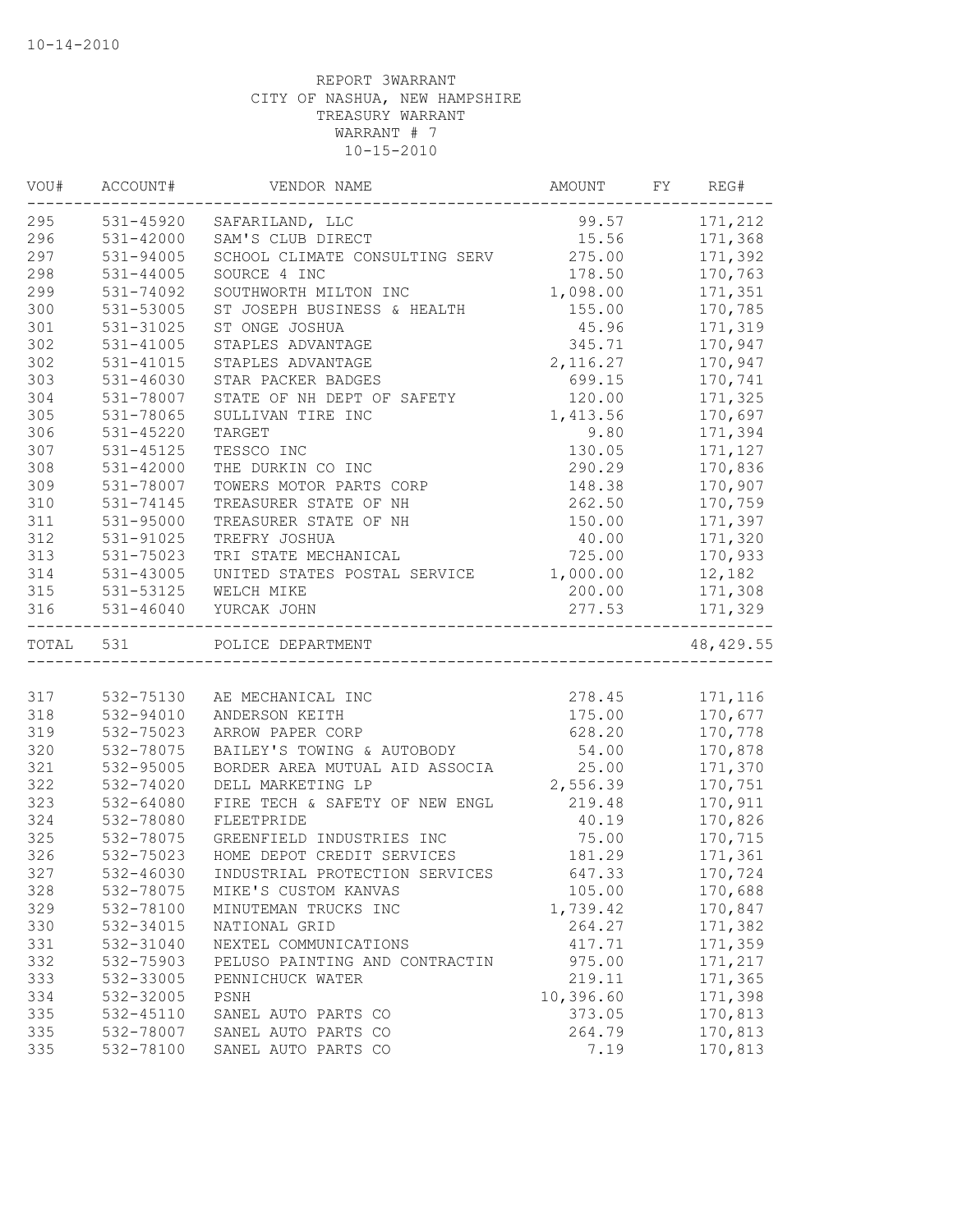10-14-2010

REPORT 3WARRANT
CITY OF NASHUA, NEW HAMPSHIRE
TREASURY WARRANT
WARRANT # 7
10-15-2010

| VOU# | ACCOUNT# | VENDOR NAME | AMOUNT | FY | REG# |
|---|---|---|---|---|---|
| 295 | 531-45920 | SAFARILAND, LLC | 99.57 | | 171,212 |
| 296 | 531-42000 | SAM'S CLUB DIRECT | 15.56 | | 171,368 |
| 297 | 531-94005 | SCHOOL CLIMATE CONSULTING SERV | 275.00 | | 171,392 |
| 298 | 531-44005 | SOURCE 4 INC | 178.50 | | 170,763 |
| 299 | 531-74092 | SOUTHWORTH MILTON INC | 1,098.00 | | 171,351 |
| 300 | 531-53005 | ST JOSEPH BUSINESS & HEALTH | 155.00 | | 170,785 |
| 301 | 531-31025 | ST ONGE JOSHUA | 45.96 | | 171,319 |
| 302 | 531-41005 | STAPLES ADVANTAGE | 345.71 | | 170,947 |
| 302 | 531-41015 | STAPLES ADVANTAGE | 2,116.27 | | 170,947 |
| 303 | 531-46030 | STAR PACKER BADGES | 699.15 | | 170,741 |
| 304 | 531-78007 | STATE OF NH DEPT OF SAFETY | 120.00 | | 171,325 |
| 305 | 531-78065 | SULLIVAN TIRE INC | 1,413.56 | | 170,697 |
| 306 | 531-45220 | TARGET | 9.80 | | 171,394 |
| 307 | 531-45125 | TESSCO INC | 130.05 | | 171,127 |
| 308 | 531-42000 | THE DURKIN CO INC | 290.29 | | 170,836 |
| 309 | 531-78007 | TOWERS MOTOR PARTS CORP | 148.38 | | 170,907 |
| 310 | 531-74145 | TREASURER STATE OF NH | 262.50 | | 170,759 |
| 311 | 531-95000 | TREASURER STATE OF NH | 150.00 | | 171,397 |
| 312 | 531-91025 | TREFRY JOSHUA | 40.00 | | 171,320 |
| 313 | 531-75023 | TRI STATE MECHANICAL | 725.00 | | 170,933 |
| 314 | 531-43005 | UNITED STATES POSTAL SERVICE | 1,000.00 | | 12,182 |
| 315 | 531-53125 | WELCH MIKE | 200.00 | | 171,308 |
| 316 | 531-46040 | YURCAK JOHN | 277.53 | | 171,329 |
| TOTAL | 531 | POLICE DEPARTMENT | | | 48,429.55 |
| 317 | 532-75130 | AE MECHANICAL INC | 278.45 | | 171,116 |
| 318 | 532-94010 | ANDERSON KEITH | 175.00 | | 170,677 |
| 319 | 532-75023 | ARROW PAPER CORP | 628.20 | | 170,778 |
| 320 | 532-78075 | BAILEY'S TOWING & AUTOBODY | 54.00 | | 170,878 |
| 321 | 532-95005 | BORDER AREA MUTUAL AID ASSOCIA | 25.00 | | 171,370 |
| 322 | 532-74020 | DELL MARKETING LP | 2,556.39 | | 170,751 |
| 323 | 532-64080 | FIRE TECH & SAFETY OF NEW ENGL | 219.48 | | 170,911 |
| 324 | 532-78080 | FLEETPRIDE | 40.19 | | 170,826 |
| 325 | 532-78075 | GREENFIELD INDUSTRIES INC | 75.00 | | 170,715 |
| 326 | 532-75023 | HOME DEPOT CREDIT SERVICES | 181.29 | | 171,361 |
| 327 | 532-46030 | INDUSTRIAL PROTECTION SERVICES | 647.33 | | 170,724 |
| 328 | 532-78075 | MIKE'S CUSTOM KANVAS | 105.00 | | 170,688 |
| 329 | 532-78100 | MINUTEMAN TRUCKS INC | 1,739.42 | | 170,847 |
| 330 | 532-34015 | NATIONAL GRID | 264.27 | | 171,382 |
| 331 | 532-31040 | NEXTEL COMMUNICATIONS | 417.71 | | 171,359 |
| 332 | 532-75903 | PELUSO PAINTING AND CONTRACTIN | 975.00 | | 171,217 |
| 333 | 532-33005 | PENNICHUCK WATER | 219.11 | | 171,365 |
| 334 | 532-32005 | PSNH | 10,396.60 | | 171,398 |
| 335 | 532-45110 | SANEL AUTO PARTS CO | 373.05 | | 170,813 |
| 335 | 532-78007 | SANEL AUTO PARTS CO | 264.79 | | 170,813 |
| 335 | 532-78100 | SANEL AUTO PARTS CO | 7.19 | | 170,813 |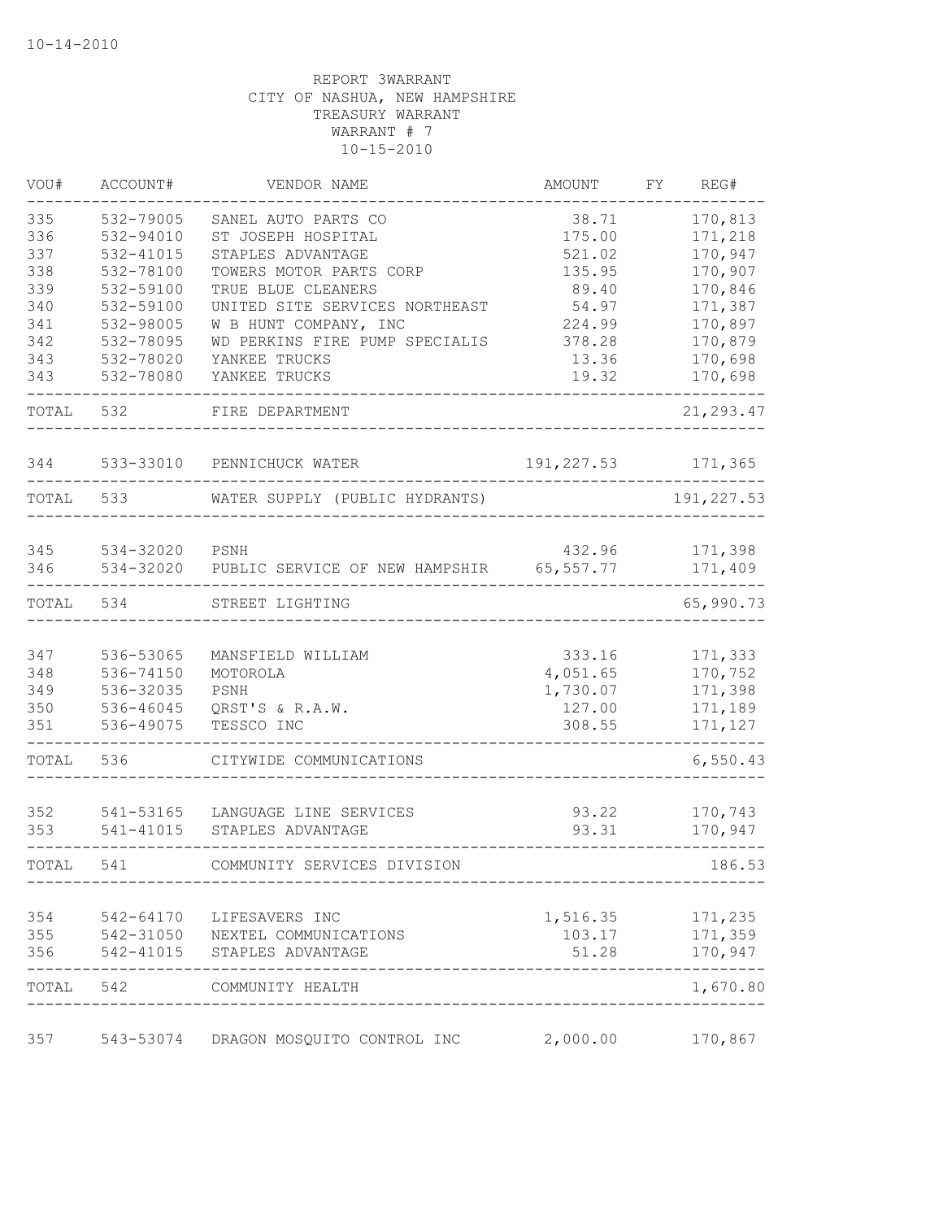10-14-2010

REPORT 3WARRANT
CITY OF NASHUA, NEW HAMPSHIRE
TREASURY WARRANT
WARRANT # 7
10-15-2010

| VOU# | ACCOUNT# | VENDOR NAME | AMOUNT | FY | REG# |
|---|---|---|---|---|---|
| 335 | 532-79005 | SANEL AUTO PARTS CO | 38.71 | | 170,813 |
| 336 | 532-94010 | ST JOSEPH HOSPITAL | 175.00 | | 171,218 |
| 337 | 532-41015 | STAPLES ADVANTAGE | 521.02 | | 170,947 |
| 338 | 532-78100 | TOWERS MOTOR PARTS CORP | 135.95 | | 170,907 |
| 339 | 532-59100 | TRUE BLUE CLEANERS | 89.40 | | 170,846 |
| 340 | 532-59100 | UNITED SITE SERVICES NORTHEAST | 54.97 | | 171,387 |
| 341 | 532-98005 | W B HUNT COMPANY, INC | 224.99 | | 170,897 |
| 342 | 532-78095 | WD PERKINS FIRE PUMP SPECIALIS | 378.28 | | 170,879 |
| 343 | 532-78020 | YANKEE TRUCKS | 13.36 | | 170,698 |
| 343 | 532-78080 | YANKEE TRUCKS | 19.32 | | 170,698 |
| TOTAL | 532 | FIRE DEPARTMENT | | | 21,293.47 |
| 344 | 533-33010 | PENNICHUCK WATER | 191,227.53 | | 171,365 |
| TOTAL | 533 | WATER SUPPLY (PUBLIC HYDRANTS) | | | 191,227.53 |
| 345 | 534-32020 | PSNH | 432.96 | | 171,398 |
| 346 | 534-32020 | PUBLIC SERVICE OF NEW HAMPSHIR | 65,557.77 | | 171,409 |
| TOTAL | 534 | STREET LIGHTING | | | 65,990.73 |
| 347 | 536-53065 | MANSFIELD WILLIAM | 333.16 | | 171,333 |
| 348 | 536-74150 | MOTOROLA | 4,051.65 | | 170,752 |
| 349 | 536-32035 | PSNH | 1,730.07 | | 171,398 |
| 350 | 536-46045 | QRST'S & R.A.W. | 127.00 | | 171,189 |
| 351 | 536-49075 | TESSCO INC | 308.55 | | 171,127 |
| TOTAL | 536 | CITYWIDE COMMUNICATIONS | | | 6,550.43 |
| 352 | 541-53165 | LANGUAGE LINE SERVICES | 93.22 | | 170,743 |
| 353 | 541-41015 | STAPLES ADVANTAGE | 93.31 | | 170,947 |
| TOTAL | 541 | COMMUNITY SERVICES DIVISION | | | 186.53 |
| 354 | 542-64170 | LIFESAVERS INC | 1,516.35 | | 171,235 |
| 355 | 542-31050 | NEXTEL COMMUNICATIONS | 103.17 | | 171,359 |
| 356 | 542-41015 | STAPLES ADVANTAGE | 51.28 | | 170,947 |
| TOTAL | 542 | COMMUNITY HEALTH | | | 1,670.80 |
| 357 | 543-53074 | DRAGON MOSQUITO CONTROL INC | 2,000.00 | | 170,867 |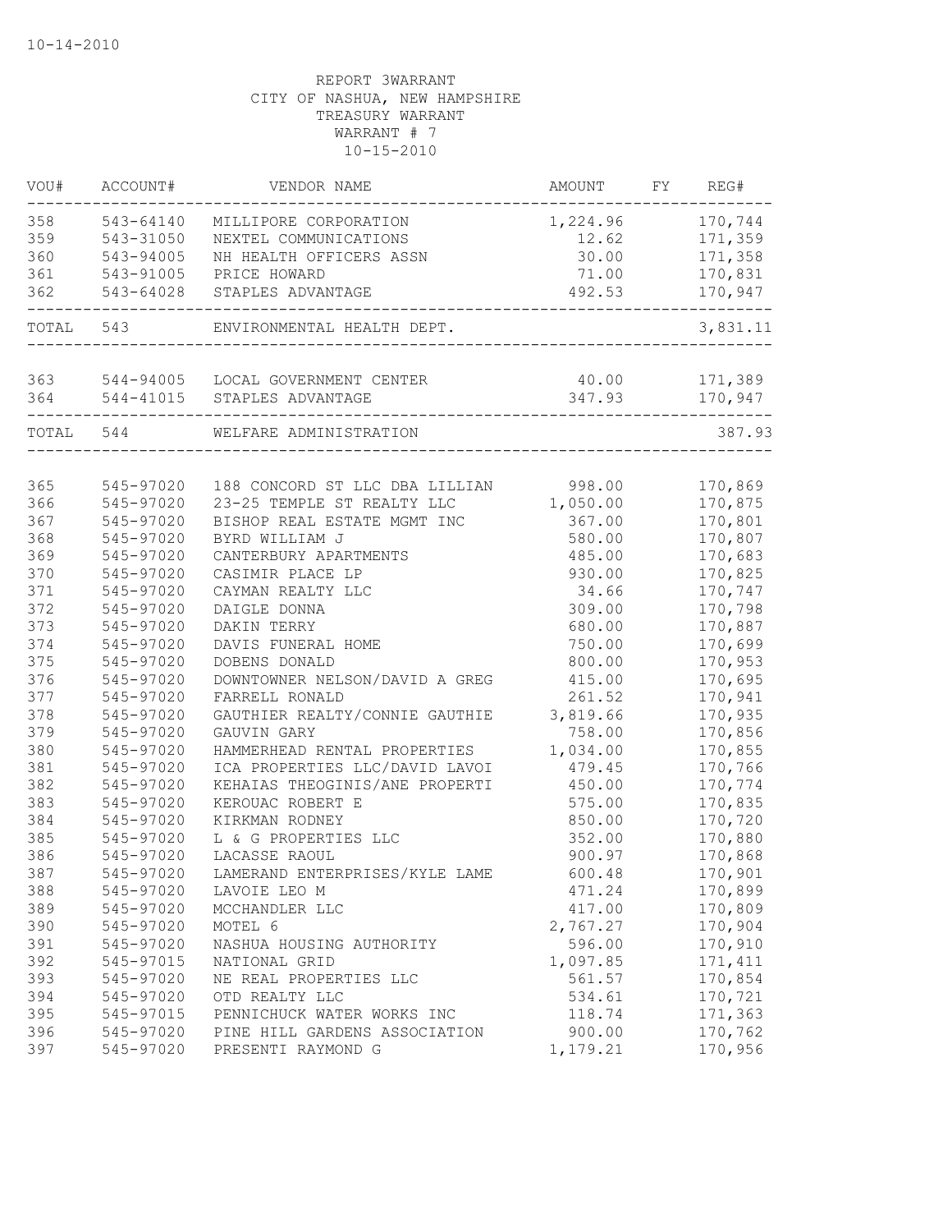10-14-2010

REPORT 3WARRANT
CITY OF NASHUA, NEW HAMPSHIRE
TREASURY WARRANT
WARRANT # 7
10-15-2010

| VOU# | ACCOUNT# | VENDOR NAME | AMOUNT | FY | REG# |
|---|---|---|---|---|---|
| 358 | 543-64140 | MILLIPORE CORPORATION | 1,224.96 | | 170,744 |
| 359 | 543-31050 | NEXTEL COMMUNICATIONS | 12.62 | | 171,359 |
| 360 | 543-94005 | NH HEALTH OFFICERS ASSN | 30.00 | | 171,358 |
| 361 | 543-91005 | PRICE HOWARD | 71.00 | | 170,831 |
| 362 | 543-64028 | STAPLES ADVANTAGE | 492.53 | | 170,947 |
| TOTAL | 543 | ENVIRONMENTAL HEALTH DEPT. | | | 3,831.11 |
| 363 | 544-94005 | LOCAL GOVERNMENT CENTER | 40.00 | | 171,389 |
| 364 | 544-41015 | STAPLES ADVANTAGE | 347.93 | | 170,947 |
| TOTAL | 544 | WELFARE ADMINISTRATION | | | 387.93 |
| 365 | 545-97020 | 188 CONCORD ST LLC DBA LILLIAN | 998.00 | | 170,869 |
| 366 | 545-97020 | 23-25 TEMPLE ST REALTY LLC | 1,050.00 | | 170,875 |
| 367 | 545-97020 | BISHOP REAL ESTATE MGMT INC | 367.00 | | 170,801 |
| 368 | 545-97020 | BYRD WILLIAM J | 580.00 | | 170,807 |
| 369 | 545-97020 | CANTERBURY APARTMENTS | 485.00 | | 170,683 |
| 370 | 545-97020 | CASIMIR PLACE LP | 930.00 | | 170,825 |
| 371 | 545-97020 | CAYMAN REALTY LLC | 34.66 | | 170,747 |
| 372 | 545-97020 | DAIGLE DONNA | 309.00 | | 170,798 |
| 373 | 545-97020 | DAKIN TERRY | 680.00 | | 170,887 |
| 374 | 545-97020 | DAVIS FUNERAL HOME | 750.00 | | 170,699 |
| 375 | 545-97020 | DOBENS DONALD | 800.00 | | 170,953 |
| 376 | 545-97020 | DOWNTOWNER NELSON/DAVID A GREG | 415.00 | | 170,695 |
| 377 | 545-97020 | FARRELL RONALD | 261.52 | | 170,941 |
| 378 | 545-97020 | GAUTHIER REALTY/CONNIE GAUTHIE | 3,819.66 | | 170,935 |
| 379 | 545-97020 | GAUVIN GARY | 758.00 | | 170,856 |
| 380 | 545-97020 | HAMMERHEAD RENTAL PROPERTIES | 1,034.00 | | 170,855 |
| 381 | 545-97020 | ICA PROPERTIES LLC/DAVID LAVOI | 479.45 | | 170,766 |
| 382 | 545-97020 | KEHAIAS THEOGINIS/ANE PROPERTI | 450.00 | | 170,774 |
| 383 | 545-97020 | KEROUAC ROBERT E | 575.00 | | 170,835 |
| 384 | 545-97020 | KIRKMAN RODNEY | 850.00 | | 170,720 |
| 385 | 545-97020 | L & G PROPERTIES LLC | 352.00 | | 170,880 |
| 386 | 545-97020 | LACASSE RAOUL | 900.97 | | 170,868 |
| 387 | 545-97020 | LAMERAND ENTERPRISES/KYLE LAME | 600.48 | | 170,901 |
| 388 | 545-97020 | LAVOIE LEO M | 471.24 | | 170,899 |
| 389 | 545-97020 | MCCHANDLER LLC | 417.00 | | 170,809 |
| 390 | 545-97020 | MOTEL 6 | 2,767.27 | | 170,904 |
| 391 | 545-97020 | NASHUA HOUSING AUTHORITY | 596.00 | | 170,910 |
| 392 | 545-97015 | NATIONAL GRID | 1,097.85 | | 171,411 |
| 393 | 545-97020 | NE REAL PROPERTIES LLC | 561.57 | | 170,854 |
| 394 | 545-97020 | OTD REALTY LLC | 534.61 | | 170,721 |
| 395 | 545-97015 | PENNICHUCK WATER WORKS INC | 118.74 | | 171,363 |
| 396 | 545-97020 | PINE HILL GARDENS ASSOCIATION | 900.00 | | 170,762 |
| 397 | 545-97020 | PRESENTI RAYMOND G | 1,179.21 | | 170,956 |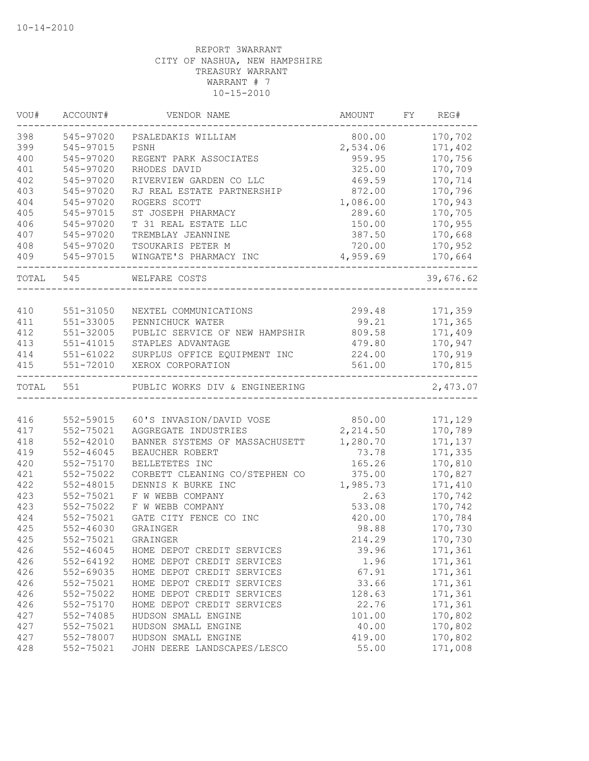10-14-2010

REPORT 3WARRANT
CITY OF NASHUA, NEW HAMPSHIRE
TREASURY WARRANT
WARRANT # 7
10-15-2010

| VOU# | ACCOUNT# | VENDOR NAME | AMOUNT | FY | REG# |
|---|---|---|---|---|---|
| 398 | 545-97020 | PSALEDAKIS WILLIAM | 800.00 | | 170,702 |
| 399 | 545-97015 | PSNH | 2,534.06 | | 171,402 |
| 400 | 545-97020 | REGENT PARK ASSOCIATES | 959.95 | | 170,756 |
| 401 | 545-97020 | RHODES DAVID | 325.00 | | 170,709 |
| 402 | 545-97020 | RIVERVIEW GARDEN CO LLC | 469.59 | | 170,714 |
| 403 | 545-97020 | RJ REAL ESTATE PARTNERSHIP | 872.00 | | 170,796 |
| 404 | 545-97020 | ROGERS SCOTT | 1,086.00 | | 170,943 |
| 405 | 545-97015 | ST JOSEPH PHARMACY | 289.60 | | 170,705 |
| 406 | 545-97020 | T 31 REAL ESTATE LLC | 150.00 | | 170,955 |
| 407 | 545-97020 | TREMBLAY JEANNINE | 387.50 | | 170,668 |
| 408 | 545-97020 | TSOUKARIS PETER M | 720.00 | | 170,952 |
| 409 | 545-97015 | WINGATE'S PHARMACY INC | 4,959.69 | | 170,664 |
| TOTAL | 545 | WELFARE COSTS | | | 39,676.62 |
| 410 | 551-31050 | NEXTEL COMMUNICATIONS | 299.48 | | 171,359 |
| 411 | 551-33005 | PENNICHUCK WATER | 99.21 | | 171,365 |
| 412 | 551-32005 | PUBLIC SERVICE OF NEW HAMPSHIR | 809.58 | | 171,409 |
| 413 | 551-41015 | STAPLES ADVANTAGE | 479.80 | | 170,947 |
| 414 | 551-61022 | SURPLUS OFFICE EQUIPMENT INC | 224.00 | | 170,919 |
| 415 | 551-72010 | XEROX CORPORATION | 561.00 | | 170,815 |
| TOTAL | 551 | PUBLIC WORKS DIV & ENGINEERING | | | 2,473.07 |
| 416 | 552-59015 | 60'S INVASION/DAVID VOSE | 850.00 | | 171,129 |
| 417 | 552-75021 | AGGREGATE INDUSTRIES | 2,214.50 | | 170,789 |
| 418 | 552-42010 | BANNER SYSTEMS OF MASSACHUSETT | 1,280.70 | | 171,137 |
| 419 | 552-46045 | BEAUCHER ROBERT | 73.78 | | 171,335 |
| 420 | 552-75170 | BELLETETES INC | 165.26 | | 170,810 |
| 421 | 552-75022 | CORBETT CLEANING CO/STEPHEN CO | 375.00 | | 170,827 |
| 422 | 552-48015 | DENNIS K BURKE INC | 1,985.73 | | 171,410 |
| 423 | 552-75021 | F W WEBB COMPANY | 2.63 | | 170,742 |
| 423 | 552-75022 | F W WEBB COMPANY | 533.08 | | 170,742 |
| 424 | 552-75021 | GATE CITY FENCE CO INC | 420.00 | | 170,784 |
| 425 | 552-46030 | GRAINGER | 98.88 | | 170,730 |
| 425 | 552-75021 | GRAINGER | 214.29 | | 170,730 |
| 426 | 552-46045 | HOME DEPOT CREDIT SERVICES | 39.96 | | 171,361 |
| 426 | 552-64192 | HOME DEPOT CREDIT SERVICES | 1.96 | | 171,361 |
| 426 | 552-69035 | HOME DEPOT CREDIT SERVICES | 67.91 | | 171,361 |
| 426 | 552-75021 | HOME DEPOT CREDIT SERVICES | 33.66 | | 171,361 |
| 426 | 552-75022 | HOME DEPOT CREDIT SERVICES | 128.63 | | 171,361 |
| 426 | 552-75170 | HOME DEPOT CREDIT SERVICES | 22.76 | | 171,361 |
| 427 | 552-74085 | HUDSON SMALL ENGINE | 101.00 | | 170,802 |
| 427 | 552-75021 | HUDSON SMALL ENGINE | 40.00 | | 170,802 |
| 427 | 552-78007 | HUDSON SMALL ENGINE | 419.00 | | 170,802 |
| 428 | 552-75021 | JOHN DEERE LANDSCAPES/LESCO | 55.00 | | 171,008 |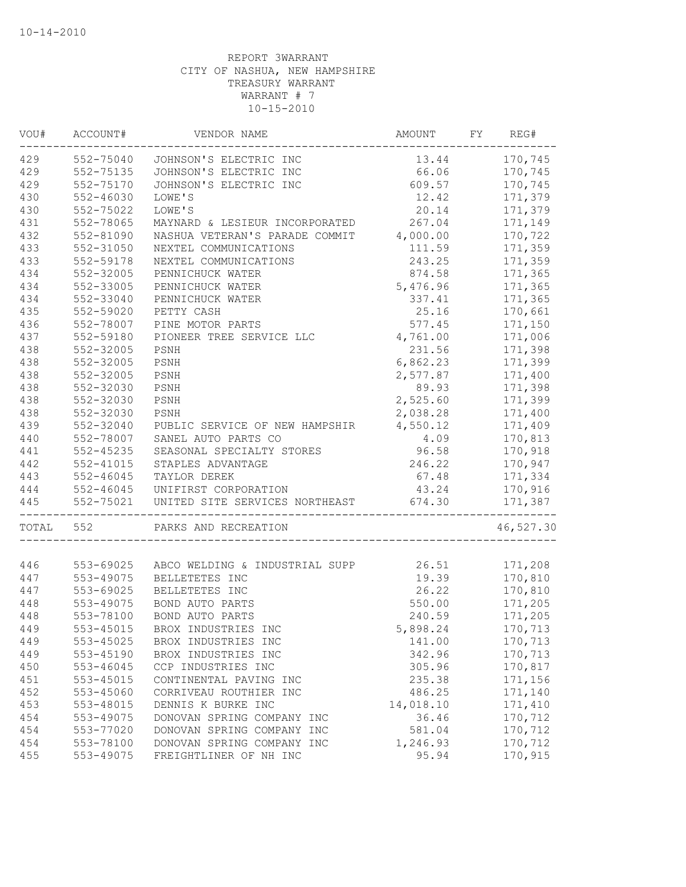10-14-2010

REPORT 3WARRANT
CITY OF NASHUA, NEW HAMPSHIRE
TREASURY WARRANT
WARRANT # 7
10-15-2010

| VOU# | ACCOUNT# | VENDOR NAME | AMOUNT | FY | REG# |
|---|---|---|---|---|---|
| 429 | 552-75040 | JOHNSON'S ELECTRIC INC | 13.44 | | 170,745 |
| 429 | 552-75135 | JOHNSON'S ELECTRIC INC | 66.06 | | 170,745 |
| 429 | 552-75170 | JOHNSON'S ELECTRIC INC | 609.57 | | 170,745 |
| 430 | 552-46030 | LOWE'S | 12.42 | | 171,379 |
| 430 | 552-75022 | LOWE'S | 20.14 | | 171,379 |
| 431 | 552-78065 | MAYNARD & LESIEUR INCORPORATED | 267.04 | | 171,149 |
| 432 | 552-81090 | NASHUA VETERAN'S PARADE COMMIT | 4,000.00 | | 170,722 |
| 433 | 552-31050 | NEXTEL COMMUNICATIONS | 111.59 | | 171,359 |
| 433 | 552-59178 | NEXTEL COMMUNICATIONS | 243.25 | | 171,359 |
| 434 | 552-32005 | PENNICHUCK WATER | 874.58 | | 171,365 |
| 434 | 552-33005 | PENNICHUCK WATER | 5,476.96 | | 171,365 |
| 434 | 552-33040 | PENNICHUCK WATER | 337.41 | | 171,365 |
| 435 | 552-59020 | PETTY CASH | 25.16 | | 170,661 |
| 436 | 552-78007 | PINE MOTOR PARTS | 577.45 | | 171,150 |
| 437 | 552-59180 | PIONEER TREE SERVICE LLC | 4,761.00 | | 171,006 |
| 438 | 552-32005 | PSNH | 231.56 | | 171,398 |
| 438 | 552-32005 | PSNH | 6,862.23 | | 171,399 |
| 438 | 552-32005 | PSNH | 2,577.87 | | 171,400 |
| 438 | 552-32030 | PSNH | 89.93 | | 171,398 |
| 438 | 552-32030 | PSNH | 2,525.60 | | 171,399 |
| 438 | 552-32030 | PSNH | 2,038.28 | | 171,400 |
| 439 | 552-32040 | PUBLIC SERVICE OF NEW HAMPSHIR | 4,550.12 | | 171,409 |
| 440 | 552-78007 | SANEL AUTO PARTS CO | 4.09 | | 170,813 |
| 441 | 552-45235 | SEASONAL SPECIALTY STORES | 96.58 | | 170,918 |
| 442 | 552-41015 | STAPLES ADVANTAGE | 246.22 | | 170,947 |
| 443 | 552-46045 | TAYLOR DEREK | 67.48 | | 171,334 |
| 444 | 552-46045 | UNIFIRST CORPORATION | 43.24 | | 170,916 |
| 445 | 552-75021 | UNITED SITE SERVICES NORTHEAST | 674.30 | | 171,387 |
| TOTAL | 552 | PARKS AND RECREATION | | | 46,527.30 |
| 446 | 553-69025 | ABCO WELDING & INDUSTRIAL SUPP | 26.51 | | 171,208 |
| 447 | 553-49075 | BELLETETES INC | 19.39 | | 170,810 |
| 447 | 553-69025 | BELLETETES INC | 26.22 | | 170,810 |
| 448 | 553-49075 | BOND AUTO PARTS | 550.00 | | 171,205 |
| 448 | 553-78100 | BOND AUTO PARTS | 240.59 | | 171,205 |
| 449 | 553-45015 | BROX INDUSTRIES INC | 5,898.24 | | 170,713 |
| 449 | 553-45025 | BROX INDUSTRIES INC | 141.00 | | 170,713 |
| 449 | 553-45190 | BROX INDUSTRIES INC | 342.96 | | 170,713 |
| 450 | 553-46045 | CCP INDUSTRIES INC | 305.96 | | 170,817 |
| 451 | 553-45015 | CONTINENTAL PAVING INC | 235.38 | | 171,156 |
| 452 | 553-45060 | CORRIVEAU ROUTHIER INC | 486.25 | | 171,140 |
| 453 | 553-48015 | DENNIS K BURKE INC | 14,018.10 | | 171,410 |
| 454 | 553-49075 | DONOVAN SPRING COMPANY INC | 36.46 | | 170,712 |
| 454 | 553-77020 | DONOVAN SPRING COMPANY INC | 581.04 | | 170,712 |
| 454 | 553-78100 | DONOVAN SPRING COMPANY INC | 1,246.93 | | 170,712 |
| 455 | 553-49075 | FREIGHTLINER OF NH INC | 95.94 | | 170,915 |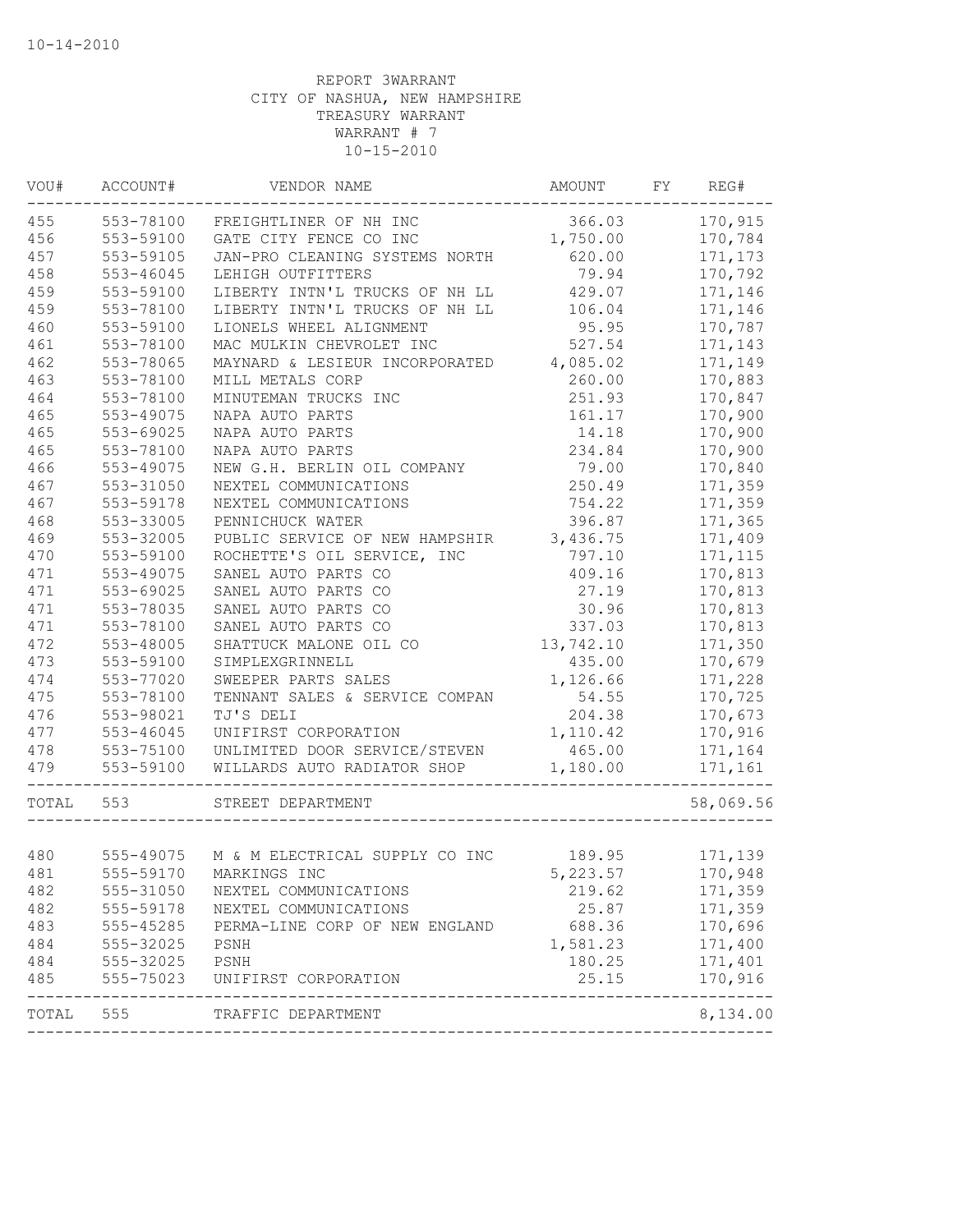10-14-2010

REPORT 3WARRANT
CITY OF NASHUA, NEW HAMPSHIRE
TREASURY WARRANT
WARRANT # 7
10-15-2010

| VOU# | ACCOUNT# | VENDOR NAME | AMOUNT | FY | REG# |
|---|---|---|---|---|---|
| 455 | 553-78100 | FREIGHTLINER OF NH INC | 366.03 | | 170,915 |
| 456 | 553-59100 | GATE CITY FENCE CO INC | 1,750.00 | | 170,784 |
| 457 | 553-59105 | JAN-PRO CLEANING SYSTEMS NORTH | 620.00 | | 171,173 |
| 458 | 553-46045 | LEHIGH OUTFITTERS | 79.94 | | 170,792 |
| 459 | 553-59100 | LIBERTY INTN'L TRUCKS OF NH LL | 429.07 | | 171,146 |
| 459 | 553-78100 | LIBERTY INTN'L TRUCKS OF NH LL | 106.04 | | 171,146 |
| 460 | 553-59100 | LIONELS WHEEL ALIGNMENT | 95.95 | | 170,787 |
| 461 | 553-78100 | MAC MULKIN CHEVROLET INC | 527.54 | | 171,143 |
| 462 | 553-78065 | MAYNARD & LESIEUR INCORPORATED | 4,085.02 | | 171,149 |
| 463 | 553-78100 | MILL METALS CORP | 260.00 | | 170,883 |
| 464 | 553-78100 | MINUTEMAN TRUCKS INC | 251.93 | | 170,847 |
| 465 | 553-49075 | NAPA AUTO PARTS | 161.17 | | 170,900 |
| 465 | 553-69025 | NAPA AUTO PARTS | 14.18 | | 170,900 |
| 465 | 553-78100 | NAPA AUTO PARTS | 234.84 | | 170,900 |
| 466 | 553-49075 | NEW G.H. BERLIN OIL COMPANY | 79.00 | | 170,840 |
| 467 | 553-31050 | NEXTEL COMMUNICATIONS | 250.49 | | 171,359 |
| 467 | 553-59178 | NEXTEL COMMUNICATIONS | 754.22 | | 171,359 |
| 468 | 553-33005 | PENNICHUCK WATER | 396.87 | | 171,365 |
| 469 | 553-32005 | PUBLIC SERVICE OF NEW HAMPSHIR | 3,436.75 | | 171,409 |
| 470 | 553-59100 | ROCHETTE'S OIL SERVICE, INC | 797.10 | | 171,115 |
| 471 | 553-49075 | SANEL AUTO PARTS CO | 409.16 | | 170,813 |
| 471 | 553-69025 | SANEL AUTO PARTS CO | 27.19 | | 170,813 |
| 471 | 553-78035 | SANEL AUTO PARTS CO | 30.96 | | 170,813 |
| 471 | 553-78100 | SANEL AUTO PARTS CO | 337.03 | | 170,813 |
| 472 | 553-48005 | SHATTUCK MALONE OIL CO | 13,742.10 | | 171,350 |
| 473 | 553-59100 | SIMPLEXGRINNELL | 435.00 | | 170,679 |
| 474 | 553-77020 | SWEEPER PARTS SALES | 1,126.66 | | 171,228 |
| 475 | 553-78100 | TENNANT SALES & SERVICE COMPAN | 54.55 | | 170,725 |
| 476 | 553-98021 | TJ'S DELI | 204.38 | | 170,673 |
| 477 | 553-46045 | UNIFIRST CORPORATION | 1,110.42 | | 170,916 |
| 478 | 553-75100 | UNLIMITED DOOR SERVICE/STEVEN | 465.00 | | 171,164 |
| 479 | 553-59100 | WILLARDS AUTO RADIATOR SHOP | 1,180.00 | | 171,161 |
| TOTAL | 553 | STREET DEPARTMENT | | | 58,069.56 |
| 480 | 555-49075 | M & M ELECTRICAL SUPPLY CO INC | 189.95 | | 171,139 |
| 481 | 555-59170 | MARKINGS INC | 5,223.57 | | 170,948 |
| 482 | 555-31050 | NEXTEL COMMUNICATIONS | 219.62 | | 171,359 |
| 482 | 555-59178 | NEXTEL COMMUNICATIONS | 25.87 | | 171,359 |
| 483 | 555-45285 | PERMA-LINE CORP OF NEW ENGLAND | 688.36 | | 170,696 |
| 484 | 555-32025 | PSNH | 1,581.23 | | 171,400 |
| 484 | 555-32025 | PSNH | 180.25 | | 171,401 |
| 485 | 555-75023 | UNIFIRST CORPORATION | 25.15 | | 170,916 |
| TOTAL | 555 | TRAFFIC DEPARTMENT | | | 8,134.00 |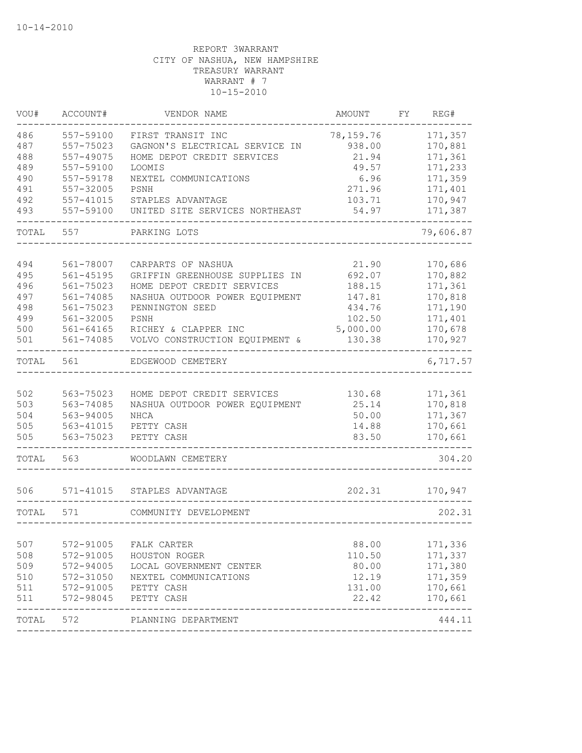10-14-2010

REPORT 3WARRANT
CITY OF NASHUA, NEW HAMPSHIRE
TREASURY WARRANT
WARRANT # 7
10-15-2010

| VOU# | ACCOUNT# | VENDOR NAME | AMOUNT | FY | REG# |
|---|---|---|---|---|---|
| 486 | 557-59100 | FIRST TRANSIT INC | 78,159.76 | | 171,357 |
| 487 | 557-75023 | GAGNON'S ELECTRICAL SERVICE IN | 938.00 | | 170,881 |
| 488 | 557-49075 | HOME DEPOT CREDIT SERVICES | 21.94 | | 171,361 |
| 489 | 557-59100 | LOOMIS | 49.57 | | 171,233 |
| 490 | 557-59178 | NEXTEL COMMUNICATIONS | 6.96 | | 171,359 |
| 491 | 557-32005 | PSNH | 271.96 | | 171,401 |
| 492 | 557-41015 | STAPLES ADVANTAGE | 103.71 | | 170,947 |
| 493 | 557-59100 | UNITED SITE SERVICES NORTHEAST | 54.97 | | 171,387 |
| TOTAL | 557 | PARKING LOTS | | | 79,606.87 |
| 494 | 561-78007 | CARPARTS OF NASHUA | 21.90 | | 170,686 |
| 495 | 561-45195 | GRIFFIN GREENHOUSE SUPPLIES IN | 692.07 | | 170,882 |
| 496 | 561-75023 | HOME DEPOT CREDIT SERVICES | 188.15 | | 171,361 |
| 497 | 561-74085 | NASHUA OUTDOOR POWER EQUIPMENT | 147.81 | | 170,818 |
| 498 | 561-75023 | PENNINGTON SEED | 434.76 | | 171,190 |
| 499 | 561-32005 | PSNH | 102.50 | | 171,401 |
| 500 | 561-64165 | RICHEY & CLAPPER INC | 5,000.00 | | 170,678 |
| 501 | 561-74085 | VOLVO CONSTRUCTION EQUIPMENT & | 130.38 | | 170,927 |
| TOTAL | 561 | EDGEWOOD CEMETERY | | | 6,717.57 |
| 502 | 563-75023 | HOME DEPOT CREDIT SERVICES | 130.68 | | 171,361 |
| 503 | 563-74085 | NASHUA OUTDOOR POWER EQUIPMENT | 25.14 | | 170,818 |
| 504 | 563-94005 | NHCA | 50.00 | | 171,367 |
| 505 | 563-41015 | PETTY CASH | 14.88 | | 170,661 |
| 505 | 563-75023 | PETTY CASH | 83.50 | | 170,661 |
| TOTAL | 563 | WOODLAWN CEMETERY | | | 304.20 |
| 506 | 571-41015 | STAPLES ADVANTAGE | 202.31 | | 170,947 |
| TOTAL | 571 | COMMUNITY DEVELOPMENT | | | 202.31 |
| 507 | 572-91005 | FALK CARTER | 88.00 | | 171,336 |
| 508 | 572-91005 | HOUSTON ROGER | 110.50 | | 171,337 |
| 509 | 572-94005 | LOCAL GOVERNMENT CENTER | 80.00 | | 171,380 |
| 510 | 572-31050 | NEXTEL COMMUNICATIONS | 12.19 | | 171,359 |
| 511 | 572-91005 | PETTY CASH | 131.00 | | 170,661 |
| 511 | 572-98045 | PETTY CASH | 22.42 | | 170,661 |
| TOTAL | 572 | PLANNING DEPARTMENT | | | 444.11 |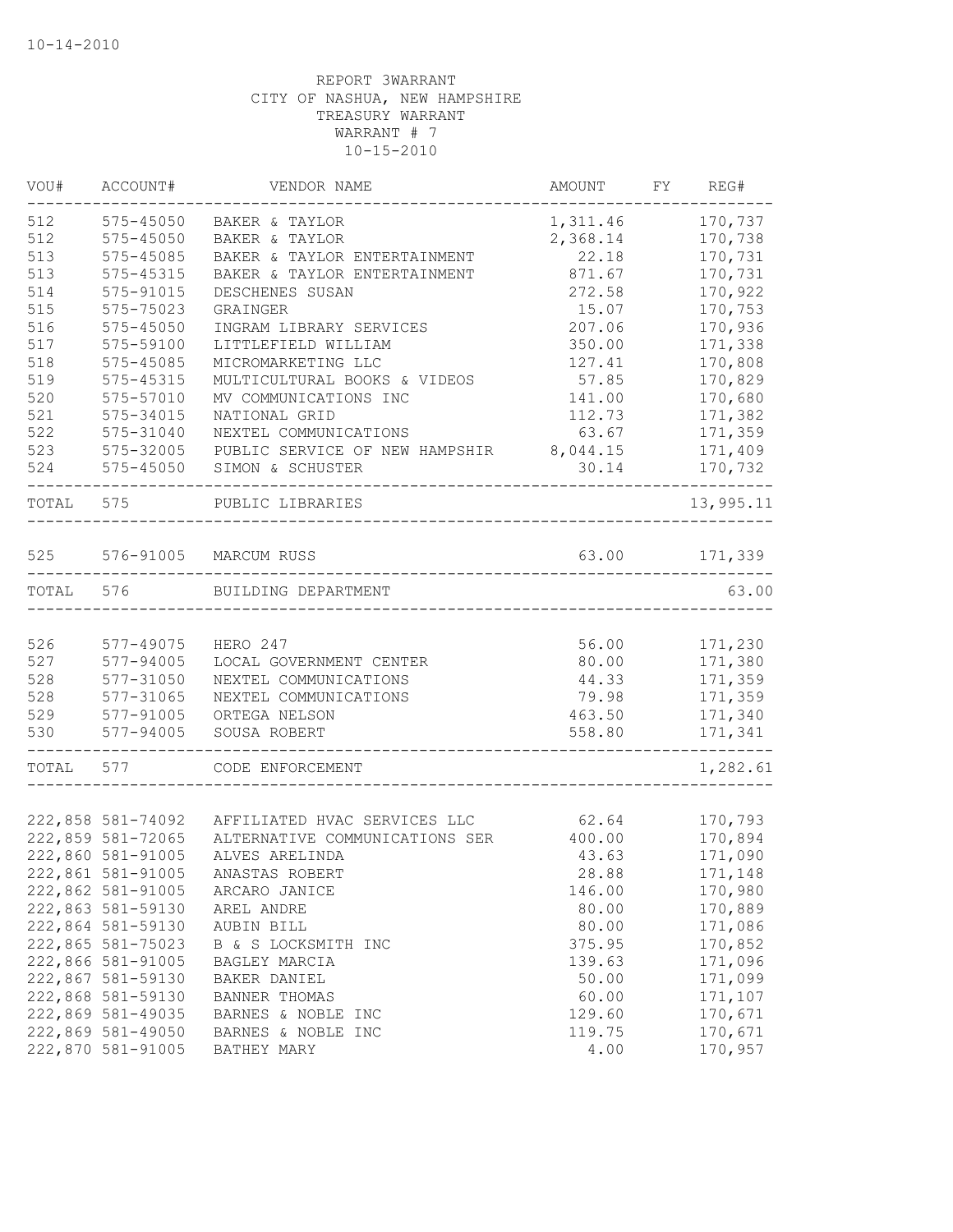10-14-2010

REPORT 3WARRANT
CITY OF NASHUA, NEW HAMPSHIRE
TREASURY WARRANT
WARRANT # 7
10-15-2010

| VOU# | ACCOUNT# | VENDOR NAME | AMOUNT | FY | REG# |
|---|---|---|---|---|---|
| 512 | 575-45050 | BAKER & TAYLOR | 1,311.46 | | 170,737 |
| 512 | 575-45050 | BAKER & TAYLOR | 2,368.14 | | 170,738 |
| 513 | 575-45085 | BAKER & TAYLOR ENTERTAINMENT | 22.18 | | 170,731 |
| 513 | 575-45315 | BAKER & TAYLOR ENTERTAINMENT | 871.67 | | 170,731 |
| 514 | 575-91015 | DESCHENES SUSAN | 272.58 | | 170,922 |
| 515 | 575-75023 | GRAINGER | 15.07 | | 170,753 |
| 516 | 575-45050 | INGRAM LIBRARY SERVICES | 207.06 | | 170,936 |
| 517 | 575-59100 | LITTLEFIELD WILLIAM | 350.00 | | 171,338 |
| 518 | 575-45085 | MICROMARKETING LLC | 127.41 | | 170,808 |
| 519 | 575-45315 | MULTICULTURAL BOOKS & VIDEOS | 57.85 | | 170,829 |
| 520 | 575-57010 | MV COMMUNICATIONS INC | 141.00 | | 170,680 |
| 521 | 575-34015 | NATIONAL GRID | 112.73 | | 171,382 |
| 522 | 575-31040 | NEXTEL COMMUNICATIONS | 63.67 | | 171,359 |
| 523 | 575-32005 | PUBLIC SERVICE OF NEW HAMPSHIR | 8,044.15 | | 171,409 |
| 524 | 575-45050 | SIMON & SCHUSTER | 30.14 | | 170,732 |
| TOTAL | 575 | PUBLIC LIBRARIES | | | 13,995.11 |
| 525 | 576-91005 | MARCUM RUSS | 63.00 | | 171,339 |
| TOTAL | 576 | BUILDING DEPARTMENT | | | 63.00 |
| 526 | 577-49075 | HERO 247 | 56.00 | | 171,230 |
| 527 | 577-94005 | LOCAL GOVERNMENT CENTER | 80.00 | | 171,380 |
| 528 | 577-31050 | NEXTEL COMMUNICATIONS | 44.33 | | 171,359 |
| 528 | 577-31065 | NEXTEL COMMUNICATIONS | 79.98 | | 171,359 |
| 529 | 577-91005 | ORTEGA NELSON | 463.50 | | 171,340 |
| 530 | 577-94005 | SOUSA ROBERT | 558.80 | | 171,341 |
| TOTAL | 577 | CODE ENFORCEMENT | | | 1,282.61 |
| 222,858 | 581-74092 | AFFILIATED HVAC SERVICES LLC | 62.64 | | 170,793 |
| 222,859 | 581-72065 | ALTERNATIVE COMMUNICATIONS SER | 400.00 | | 170,894 |
| 222,860 | 581-91005 | ALVES ARELINDA | 43.63 | | 171,090 |
| 222,861 | 581-91005 | ANASTAS ROBERT | 28.88 | | 171,148 |
| 222,862 | 581-91005 | ARCARO JANICE | 146.00 | | 170,980 |
| 222,863 | 581-59130 | AREL ANDRE | 80.00 | | 170,889 |
| 222,864 | 581-59130 | AUBIN BILL | 80.00 | | 171,086 |
| 222,865 | 581-75023 | B & S LOCKSMITH INC | 375.95 | | 170,852 |
| 222,866 | 581-91005 | BAGLEY MARCIA | 139.63 | | 171,096 |
| 222,867 | 581-59130 | BAKER DANIEL | 50.00 | | 171,099 |
| 222,868 | 581-59130 | BANNER THOMAS | 60.00 | | 171,107 |
| 222,869 | 581-49035 | BARNES & NOBLE INC | 129.60 | | 170,671 |
| 222,869 | 581-49050 | BARNES & NOBLE INC | 119.75 | | 170,671 |
| 222,870 | 581-91005 | BATHEY MARY | 4.00 | | 170,957 |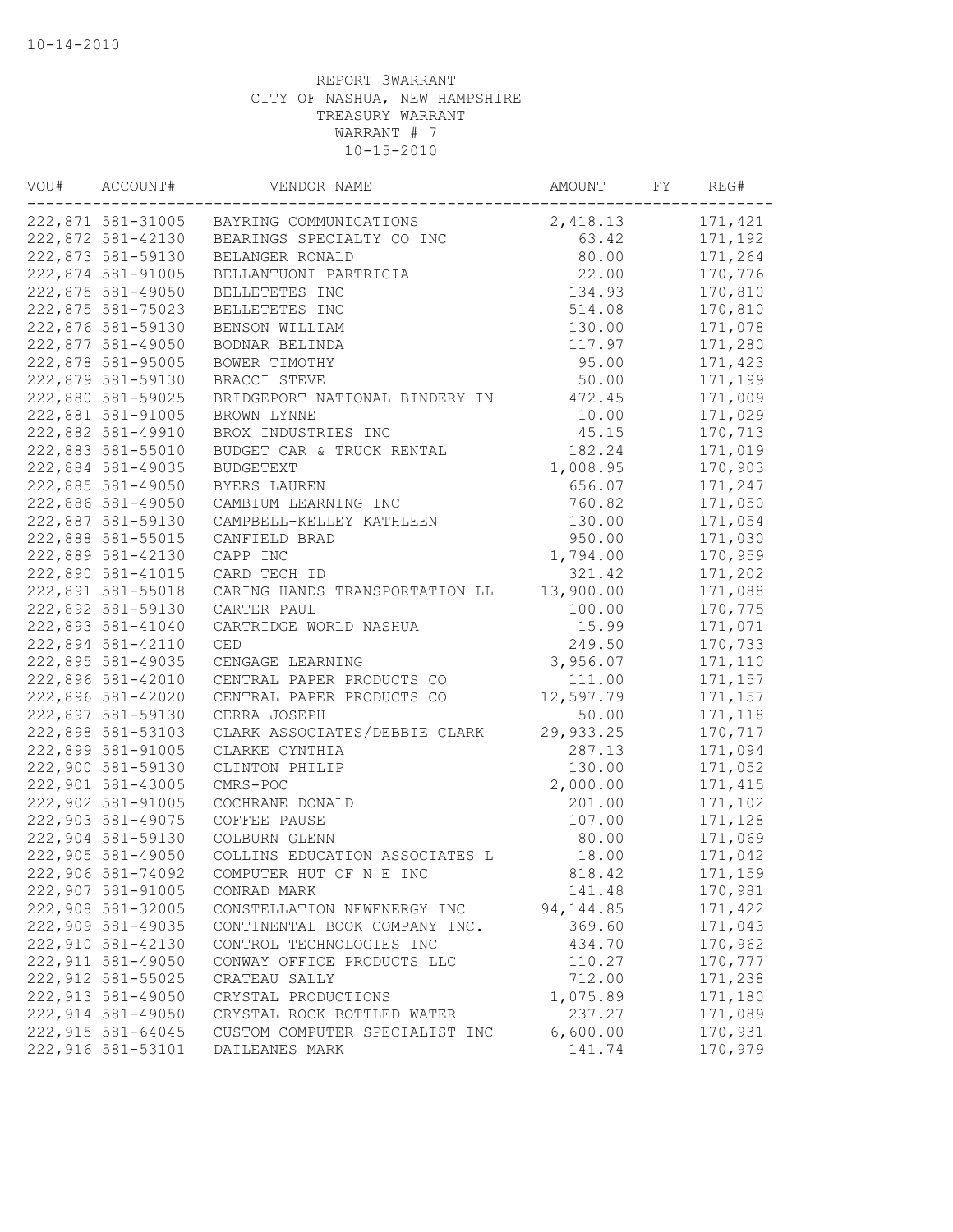REPORT 3WARRANT
CITY OF NASHUA, NEW HAMPSHIRE
TREASURY WARRANT
WARRANT # 7
10-15-2010

| VOU# | ACCOUNT# | VENDOR NAME | AMOUNT | FY | REG# |
|---|---|---|---|---|---|
| 222,871 | 581-31005 | BAYRING COMMUNICATIONS | 2,418.13 | | 171,421 |
| 222,872 | 581-42130 | BEARINGS SPECIALTY CO INC | 63.42 | | 171,192 |
| 222,873 | 581-59130 | BELANGER RONALD | 80.00 | | 171,264 |
| 222,874 | 581-91005 | BELLANTUONI PARTRICIA | 22.00 | | 170,776 |
| 222,875 | 581-49050 | BELLETETES INC | 134.93 | | 170,810 |
| 222,875 | 581-75023 | BELLETETES INC | 514.08 | | 170,810 |
| 222,876 | 581-59130 | BENSON WILLIAM | 130.00 | | 171,078 |
| 222,877 | 581-49050 | BODNAR BELINDA | 117.97 | | 171,280 |
| 222,878 | 581-95005 | BOWER TIMOTHY | 95.00 | | 171,423 |
| 222,879 | 581-59130 | BRACCI STEVE | 50.00 | | 171,199 |
| 222,880 | 581-59025 | BRIDGEPORT NATIONAL BINDERY IN | 472.45 | | 171,009 |
| 222,881 | 581-91005 | BROWN LYNNE | 10.00 | | 171,029 |
| 222,882 | 581-49910 | BROX INDUSTRIES INC | 45.15 | | 170,713 |
| 222,883 | 581-55010 | BUDGET CAR & TRUCK RENTAL | 182.24 | | 171,019 |
| 222,884 | 581-49035 | BUDGETEXT | 1,008.95 | | 170,903 |
| 222,885 | 581-49050 | BYERS LAUREN | 656.07 | | 171,247 |
| 222,886 | 581-49050 | CAMBIUM LEARNING INC | 760.82 | | 171,050 |
| 222,887 | 581-59130 | CAMPBELL-KELLEY KATHLEEN | 130.00 | | 171,054 |
| 222,888 | 581-55015 | CANFIELD BRAD | 950.00 | | 171,030 |
| 222,889 | 581-42130 | CAPP INC | 1,794.00 | | 170,959 |
| 222,890 | 581-41015 | CARD TECH ID | 321.42 | | 171,202 |
| 222,891 | 581-55018 | CARING HANDS TRANSPORTATION LL | 13,900.00 | | 171,088 |
| 222,892 | 581-59130 | CARTER PAUL | 100.00 | | 170,775 |
| 222,893 | 581-41040 | CARTRIDGE WORLD NASHUA | 15.99 | | 171,071 |
| 222,894 | 581-42110 | CED | 249.50 | | 170,733 |
| 222,895 | 581-49035 | CENGAGE LEARNING | 3,956.07 | | 171,110 |
| 222,896 | 581-42010 | CENTRAL PAPER PRODUCTS CO | 111.00 | | 171,157 |
| 222,896 | 581-42020 | CENTRAL PAPER PRODUCTS CO | 12,597.79 | | 171,157 |
| 222,897 | 581-59130 | CERRA JOSEPH | 50.00 | | 171,118 |
| 222,898 | 581-53103 | CLARK ASSOCIATES/DEBBIE CLARK | 29,933.25 | | 170,717 |
| 222,899 | 581-91005 | CLARKE CYNTHIA | 287.13 | | 171,094 |
| 222,900 | 581-59130 | CLINTON PHILIP | 130.00 | | 171,052 |
| 222,901 | 581-43005 | CMRS-POC | 2,000.00 | | 171,415 |
| 222,902 | 581-91005 | COCHRANE DONALD | 201.00 | | 171,102 |
| 222,903 | 581-49075 | COFFEE PAUSE | 107.00 | | 171,128 |
| 222,904 | 581-59130 | COLBURN GLENN | 80.00 | | 171,069 |
| 222,905 | 581-49050 | COLLINS EDUCATION ASSOCIATES L | 18.00 | | 171,042 |
| 222,906 | 581-74092 | COMPUTER HUT OF N E INC | 818.42 | | 171,159 |
| 222,907 | 581-91005 | CONRAD MARK | 141.48 | | 170,981 |
| 222,908 | 581-32005 | CONSTELLATION NEWENERGY INC | 94,144.85 | | 171,422 |
| 222,909 | 581-49035 | CONTINENTAL BOOK COMPANY INC. | 369.60 | | 171,043 |
| 222,910 | 581-42130 | CONTROL TECHNOLOGIES INC | 434.70 | | 170,962 |
| 222,911 | 581-49050 | CONWAY OFFICE PRODUCTS LLC | 110.27 | | 170,777 |
| 222,912 | 581-55025 | CRATEAU SALLY | 712.00 | | 171,238 |
| 222,913 | 581-49050 | CRYSTAL PRODUCTIONS | 1,075.89 | | 171,180 |
| 222,914 | 581-49050 | CRYSTAL ROCK BOTTLED WATER | 237.27 | | 171,089 |
| 222,915 | 581-64045 | CUSTOM COMPUTER SPECIALIST INC | 6,600.00 | | 170,931 |
| 222,916 | 581-53101 | DAILEANES MARK | 141.74 | | 170,979 |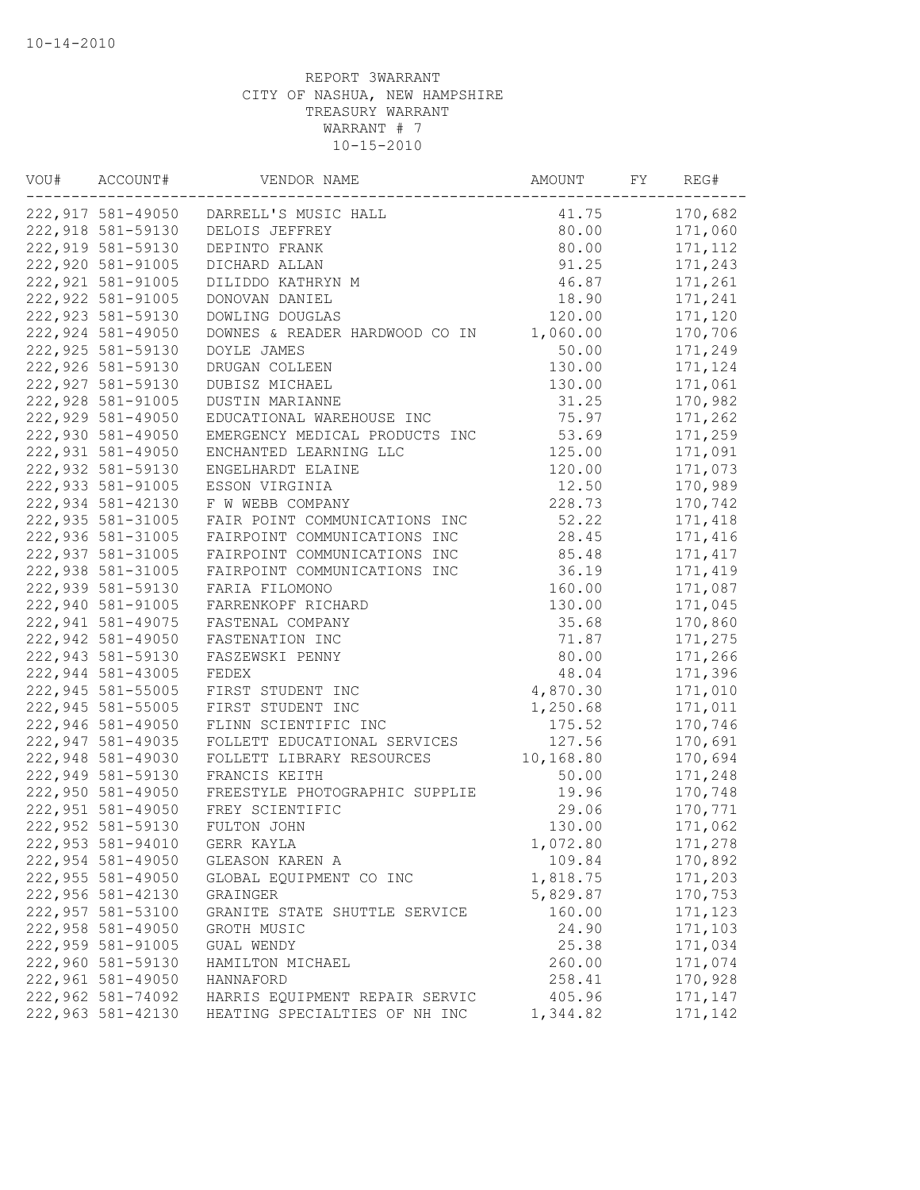10-14-2010

REPORT 3WARRANT
CITY OF NASHUA, NEW HAMPSHIRE
TREASURY WARRANT
WARRANT # 7
10-15-2010

| VOU# | ACCOUNT# | VENDOR NAME | AMOUNT | FY | REG# |
|---|---|---|---|---|---|
| 222,917 | 581-49050 | DARRELL'S MUSIC HALL | 41.75 | | 170,682 |
| 222,918 | 581-59130 | DELOIS JEFFREY | 80.00 | | 171,060 |
| 222,919 | 581-59130 | DEPINTO FRANK | 80.00 | | 171,112 |
| 222,920 | 581-91005 | DICHARD ALLAN | 91.25 | | 171,243 |
| 222,921 | 581-91005 | DILIDDO KATHRYN M | 46.87 | | 171,261 |
| 222,922 | 581-91005 | DONOVAN DANIEL | 18.90 | | 171,241 |
| 222,923 | 581-59130 | DOWLING DOUGLAS | 120.00 | | 171,120 |
| 222,924 | 581-49050 | DOWNES & READER HARDWOOD CO IN | 1,060.00 | | 170,706 |
| 222,925 | 581-59130 | DOYLE JAMES | 50.00 | | 171,249 |
| 222,926 | 581-59130 | DRUGAN COLLEEN | 130.00 | | 171,124 |
| 222,927 | 581-59130 | DUBISZ MICHAEL | 130.00 | | 171,061 |
| 222,928 | 581-91005 | DUSTIN MARIANNE | 31.25 | | 170,982 |
| 222,929 | 581-49050 | EDUCATIONAL WAREHOUSE INC | 75.97 | | 171,262 |
| 222,930 | 581-49050 | EMERGENCY MEDICAL PRODUCTS INC | 53.69 | | 171,259 |
| 222,931 | 581-49050 | ENCHANTED LEARNING LLC | 125.00 | | 171,091 |
| 222,932 | 581-59130 | ENGELHARDT ELAINE | 120.00 | | 171,073 |
| 222,933 | 581-91005 | ESSON VIRGINIA | 12.50 | | 170,989 |
| 222,934 | 581-42130 | F W WEBB COMPANY | 228.73 | | 170,742 |
| 222,935 | 581-31005 | FAIR POINT COMMUNICATIONS INC | 52.22 | | 171,418 |
| 222,936 | 581-31005 | FAIRPOINT COMMUNICATIONS INC | 28.45 | | 171,416 |
| 222,937 | 581-31005 | FAIRPOINT COMMUNICATIONS INC | 85.48 | | 171,417 |
| 222,938 | 581-31005 | FAIRPOINT COMMUNICATIONS INC | 36.19 | | 171,419 |
| 222,939 | 581-59130 | FARIA FILOMONO | 160.00 | | 171,087 |
| 222,940 | 581-91005 | FARRENKOPF RICHARD | 130.00 | | 171,045 |
| 222,941 | 581-49075 | FASTENAL COMPANY | 35.68 | | 170,860 |
| 222,942 | 581-49050 | FASTENATION INC | 71.87 | | 171,275 |
| 222,943 | 581-59130 | FASZEWSKI PENNY | 80.00 | | 171,266 |
| 222,944 | 581-43005 | FEDEX | 48.04 | | 171,396 |
| 222,945 | 581-55005 | FIRST STUDENT INC | 4,870.30 | | 171,010 |
| 222,945 | 581-55005 | FIRST STUDENT INC | 1,250.68 | | 171,011 |
| 222,946 | 581-49050 | FLINN SCIENTIFIC INC | 175.52 | | 170,746 |
| 222,947 | 581-49035 | FOLLETT EDUCATIONAL SERVICES | 127.56 | | 170,691 |
| 222,948 | 581-49030 | FOLLETT LIBRARY RESOURCES | 10,168.80 | | 170,694 |
| 222,949 | 581-59130 | FRANCIS KEITH | 50.00 | | 171,248 |
| 222,950 | 581-49050 | FREESTYLE PHOTOGRAPHIC SUPPLIE | 19.96 | | 170,748 |
| 222,951 | 581-49050 | FREY SCIENTIFIC | 29.06 | | 170,771 |
| 222,952 | 581-59130 | FULTON JOHN | 130.00 | | 171,062 |
| 222,953 | 581-94010 | GERR KAYLA | 1,072.80 | | 171,278 |
| 222,954 | 581-49050 | GLEASON KAREN A | 109.84 | | 170,892 |
| 222,955 | 581-49050 | GLOBAL EQUIPMENT CO INC | 1,818.75 | | 171,203 |
| 222,956 | 581-42130 | GRAINGER | 5,829.87 | | 170,753 |
| 222,957 | 581-53100 | GRANITE STATE SHUTTLE SERVICE | 160.00 | | 171,123 |
| 222,958 | 581-49050 | GROTH MUSIC | 24.90 | | 171,103 |
| 222,959 | 581-91005 | GUAL WENDY | 25.38 | | 171,034 |
| 222,960 | 581-59130 | HAMILTON MICHAEL | 260.00 | | 171,074 |
| 222,961 | 581-49050 | HANNAFORD | 258.41 | | 170,928 |
| 222,962 | 581-74092 | HARRIS EQUIPMENT REPAIR SERVIC | 405.96 | | 171,147 |
| 222,963 | 581-42130 | HEATING SPECIALTIES OF NH INC | 1,344.82 | | 171,142 |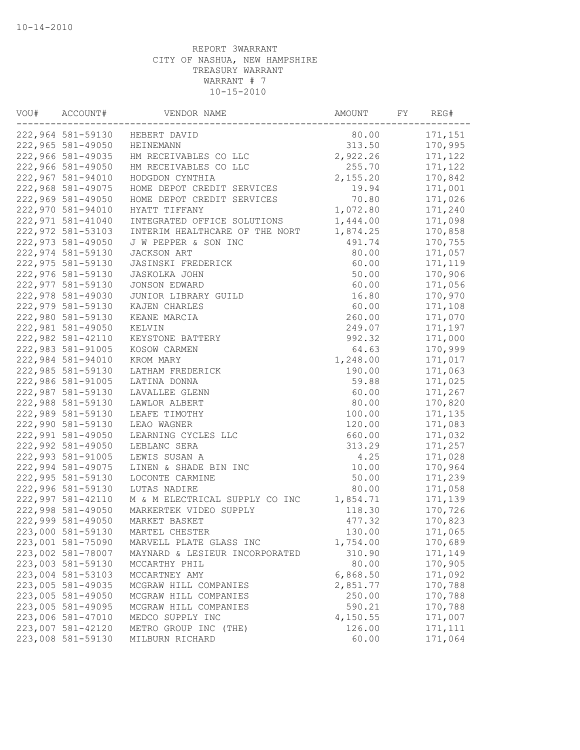10-14-2010

REPORT 3WARRANT
CITY OF NASHUA, NEW HAMPSHIRE
TREASURY WARRANT
WARRANT # 7
10-15-2010

| VOU# | ACCOUNT# | VENDOR NAME | AMOUNT | FY | REG# |
|---|---|---|---|---|---|
| 222,964 | 581-59130 | HEBERT DAVID | 80.00 | | 171,151 |
| 222,965 | 581-49050 | HEINEMANN | 313.50 | | 170,995 |
| 222,966 | 581-49035 | HM RECEIVABLES CO LLC | 2,922.26 | | 171,122 |
| 222,966 | 581-49050 | HM RECEIVABLES CO LLC | 255.70 | | 171,122 |
| 222,967 | 581-94010 | HODGDON CYNTHIA | 2,155.20 | | 170,842 |
| 222,968 | 581-49075 | HOME DEPOT CREDIT SERVICES | 19.94 | | 171,001 |
| 222,969 | 581-49050 | HOME DEPOT CREDIT SERVICES | 70.80 | | 171,026 |
| 222,970 | 581-94010 | HYATT TIFFANY | 1,072.80 | | 171,240 |
| 222,971 | 581-41040 | INTEGRATED OFFICE SOLUTIONS | 1,444.00 | | 171,098 |
| 222,972 | 581-53103 | INTERIM HEALTHCARE OF THE NORT | 1,874.25 | | 170,858 |
| 222,973 | 581-49050 | J W PEPPER & SON INC | 491.74 | | 170,755 |
| 222,974 | 581-59130 | JACKSON ART | 80.00 | | 171,057 |
| 222,975 | 581-59130 | JASINSKI FREDERICK | 60.00 | | 171,119 |
| 222,976 | 581-59130 | JASKOLKA JOHN | 50.00 | | 170,906 |
| 222,977 | 581-59130 | JONSON EDWARD | 60.00 | | 171,056 |
| 222,978 | 581-49030 | JUNIOR LIBRARY GUILD | 16.80 | | 170,970 |
| 222,979 | 581-59130 | KAJEN CHARLES | 60.00 | | 171,108 |
| 222,980 | 581-59130 | KEANE MARCIA | 260.00 | | 171,070 |
| 222,981 | 581-49050 | KELVIN | 249.07 | | 171,197 |
| 222,982 | 581-42110 | KEYSTONE BATTERY | 992.32 | | 171,000 |
| 222,983 | 581-91005 | KOSOW CARMEN | 64.63 | | 170,999 |
| 222,984 | 581-94010 | KROM MARY | 1,248.00 | | 171,017 |
| 222,985 | 581-59130 | LATHAM FREDERICK | 190.00 | | 171,063 |
| 222,986 | 581-91005 | LATINA DONNA | 59.88 | | 171,025 |
| 222,987 | 581-59130 | LAVALLEE GLENN | 60.00 | | 171,267 |
| 222,988 | 581-59130 | LAWLOR ALBERT | 80.00 | | 170,820 |
| 222,989 | 581-59130 | LEAFE TIMOTHY | 100.00 | | 171,135 |
| 222,990 | 581-59130 | LEAO WAGNER | 120.00 | | 171,083 |
| 222,991 | 581-49050 | LEARNING CYCLES LLC | 660.00 | | 171,032 |
| 222,992 | 581-49050 | LEBLANC SERA | 313.29 | | 171,257 |
| 222,993 | 581-91005 | LEWIS SUSAN A | 4.25 | | 171,028 |
| 222,994 | 581-49075 | LINEN & SHADE BIN INC | 10.00 | | 170,964 |
| 222,995 | 581-59130 | LOCONTE CARMINE | 50.00 | | 171,239 |
| 222,996 | 581-59130 | LUTAS NADIRE | 80.00 | | 171,058 |
| 222,997 | 581-42110 | M & M ELECTRICAL SUPPLY CO INC | 1,854.71 | | 171,139 |
| 222,998 | 581-49050 | MARKERTEK VIDEO SUPPLY | 118.30 | | 170,726 |
| 222,999 | 581-49050 | MARKET BASKET | 477.32 | | 170,823 |
| 223,000 | 581-59130 | MARTEL CHESTER | 130.00 | | 171,065 |
| 223,001 | 581-75090 | MARVELL PLATE GLASS INC | 1,754.00 | | 170,689 |
| 223,002 | 581-78007 | MAYNARD & LESIEUR INCORPORATED | 310.90 | | 171,149 |
| 223,003 | 581-59130 | MCCARTHY PHIL | 80.00 | | 170,905 |
| 223,004 | 581-53103 | MCCARTNEY AMY | 6,868.50 | | 171,092 |
| 223,005 | 581-49035 | MCGRAW HILL COMPANIES | 2,851.77 | | 170,788 |
| 223,005 | 581-49050 | MCGRAW HILL COMPANIES | 250.00 | | 170,788 |
| 223,005 | 581-49095 | MCGRAW HILL COMPANIES | 590.21 | | 170,788 |
| 223,006 | 581-47010 | MEDCO SUPPLY INC | 4,150.55 | | 171,007 |
| 223,007 | 581-42120 | METRO GROUP INC (THE) | 126.00 | | 171,111 |
| 223,008 | 581-59130 | MILBURN RICHARD | 60.00 | | 171,064 |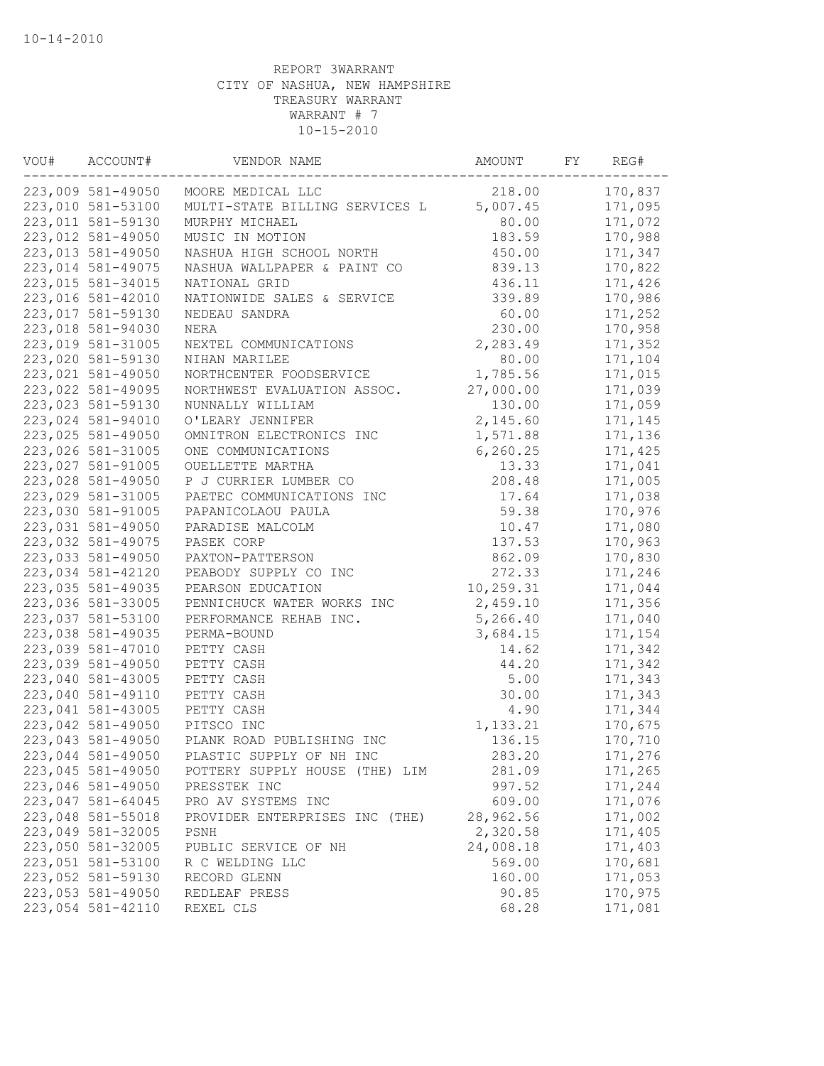10-14-2010

REPORT 3WARRANT
CITY OF NASHUA, NEW HAMPSHIRE
TREASURY WARRANT
WARRANT # 7
10-15-2010

| VOU# | ACCOUNT# | VENDOR NAME | AMOUNT | FY | REG# |
|---|---|---|---|---|---|
| 223,009 | 581-49050 | MOORE MEDICAL LLC | 218.00 | | 170,837 |
| 223,010 | 581-53100 | MULTI-STATE BILLING SERVICES L | 5,007.45 | | 171,095 |
| 223,011 | 581-59130 | MURPHY MICHAEL | 80.00 | | 171,072 |
| 223,012 | 581-49050 | MUSIC IN MOTION | 183.59 | | 170,988 |
| 223,013 | 581-49050 | NASHUA HIGH SCHOOL NORTH | 450.00 | | 171,347 |
| 223,014 | 581-49075 | NASHUA WALLPAPER & PAINT CO | 839.13 | | 170,822 |
| 223,015 | 581-34015 | NATIONAL GRID | 436.11 | | 171,426 |
| 223,016 | 581-42010 | NATIONWIDE SALES & SERVICE | 339.89 | | 170,986 |
| 223,017 | 581-59130 | NEDEAU SANDRA | 60.00 | | 171,252 |
| 223,018 | 581-94030 | NERA | 230.00 | | 170,958 |
| 223,019 | 581-31005 | NEXTEL COMMUNICATIONS | 2,283.49 | | 171,352 |
| 223,020 | 581-59130 | NIHAN MARILEE | 80.00 | | 171,104 |
| 223,021 | 581-49050 | NORTHCENTER FOODSERVICE | 1,785.56 | | 171,015 |
| 223,022 | 581-49095 | NORTHWEST EVALUATION ASSOC. | 27,000.00 | | 171,039 |
| 223,023 | 581-59130 | NUNNALLY WILLIAM | 130.00 | | 171,059 |
| 223,024 | 581-94010 | O'LEARY JENNIFER | 2,145.60 | | 171,145 |
| 223,025 | 581-49050 | OMNITRON ELECTRONICS INC | 1,571.88 | | 171,136 |
| 223,026 | 581-31005 | ONE COMMUNICATIONS | 6,260.25 | | 171,425 |
| 223,027 | 581-91005 | OUELLETTE MARTHA | 13.33 | | 171,041 |
| 223,028 | 581-49050 | P J CURRIER LUMBER CO | 208.48 | | 171,005 |
| 223,029 | 581-31005 | PAETEC COMMUNICATIONS INC | 17.64 | | 171,038 |
| 223,030 | 581-91005 | PAPANICOLAOU PAULA | 59.38 | | 170,976 |
| 223,031 | 581-49050 | PARADISE MALCOLM | 10.47 | | 171,080 |
| 223,032 | 581-49075 | PASEK CORP | 137.53 | | 170,963 |
| 223,033 | 581-49050 | PAXTON-PATTERSON | 862.09 | | 170,830 |
| 223,034 | 581-42120 | PEABODY SUPPLY CO INC | 272.33 | | 171,246 |
| 223,035 | 581-49035 | PEARSON EDUCATION | 10,259.31 | | 171,044 |
| 223,036 | 581-33005 | PENNICHUCK WATER WORKS INC | 2,459.10 | | 171,356 |
| 223,037 | 581-53100 | PERFORMANCE REHAB INC. | 5,266.40 | | 171,040 |
| 223,038 | 581-49035 | PERMA-BOUND | 3,684.15 | | 171,154 |
| 223,039 | 581-47010 | PETTY CASH | 14.62 | | 171,342 |
| 223,039 | 581-49050 | PETTY CASH | 44.20 | | 171,342 |
| 223,040 | 581-43005 | PETTY CASH | 5.00 | | 171,343 |
| 223,040 | 581-49110 | PETTY CASH | 30.00 | | 171,343 |
| 223,041 | 581-43005 | PETTY CASH | 4.90 | | 171,344 |
| 223,042 | 581-49050 | PITSCO INC | 1,133.21 | | 170,675 |
| 223,043 | 581-49050 | PLANK ROAD PUBLISHING INC | 136.15 | | 170,710 |
| 223,044 | 581-49050 | PLASTIC SUPPLY OF NH INC | 283.20 | | 171,276 |
| 223,045 | 581-49050 | POTTERY SUPPLY HOUSE (THE) LIM | 281.09 | | 171,265 |
| 223,046 | 581-49050 | PRESSTEK INC | 997.52 | | 171,244 |
| 223,047 | 581-64045 | PRO AV SYSTEMS INC | 609.00 | | 171,076 |
| 223,048 | 581-55018 | PROVIDER ENTERPRISES INC (THE) | 28,962.56 | | 171,002 |
| 223,049 | 581-32005 | PSNH | 2,320.58 | | 171,405 |
| 223,050 | 581-32005 | PUBLIC SERVICE OF NH | 24,008.18 | | 171,403 |
| 223,051 | 581-53100 | R C WELDING LLC | 569.00 | | 170,681 |
| 223,052 | 581-59130 | RECORD GLENN | 160.00 | | 171,053 |
| 223,053 | 581-49050 | REDLEAF PRESS | 90.85 | | 170,975 |
| 223,054 | 581-42110 | REXEL CLS | 68.28 | | 171,081 |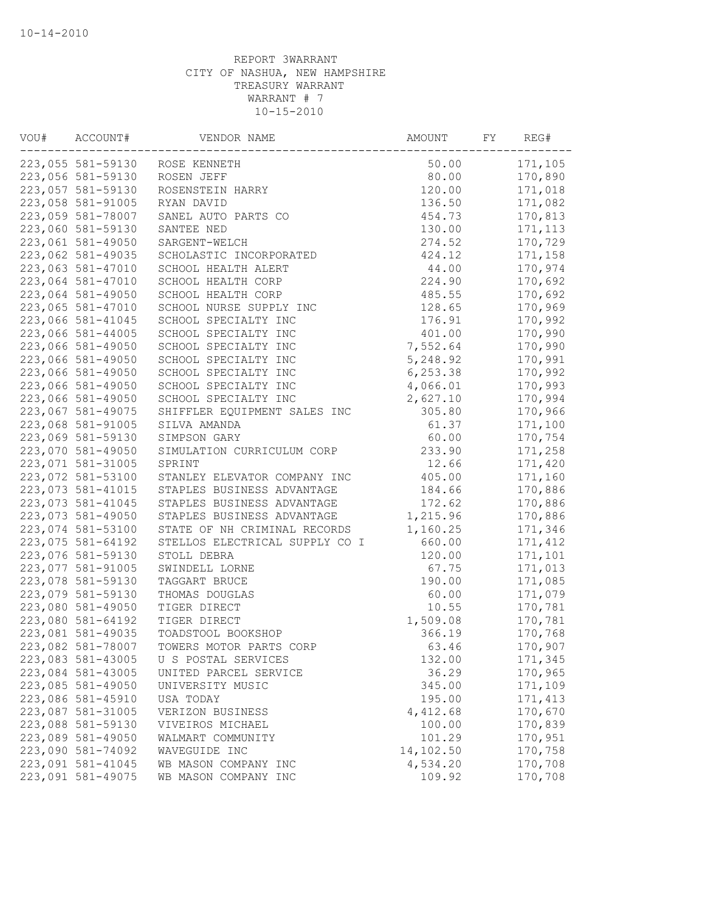10-14-2010

REPORT 3WARRANT
CITY OF NASHUA, NEW HAMPSHIRE
TREASURY WARRANT
WARRANT # 7
10-15-2010

| VOU# | ACCOUNT# | VENDOR NAME | AMOUNT | FY | REG# |
|---|---|---|---|---|---|
| 223,055 | 581-59130 | ROSE KENNETH | 50.00 | | 171,105 |
| 223,056 | 581-59130 | ROSEN JEFF | 80.00 | | 170,890 |
| 223,057 | 581-59130 | ROSENSTEIN HARRY | 120.00 | | 171,018 |
| 223,058 | 581-91005 | RYAN DAVID | 136.50 | | 171,082 |
| 223,059 | 581-78007 | SANEL AUTO PARTS CO | 454.73 | | 170,813 |
| 223,060 | 581-59130 | SANTEE NED | 130.00 | | 171,113 |
| 223,061 | 581-49050 | SARGENT-WELCH | 274.52 | | 170,729 |
| 223,062 | 581-49035 | SCHOLASTIC INCORPORATED | 424.12 | | 171,158 |
| 223,063 | 581-47010 | SCHOOL HEALTH ALERT | 44.00 | | 170,974 |
| 223,064 | 581-47010 | SCHOOL HEALTH CORP | 224.90 | | 170,692 |
| 223,064 | 581-49050 | SCHOOL HEALTH CORP | 485.55 | | 170,692 |
| 223,065 | 581-47010 | SCHOOL NURSE SUPPLY INC | 128.65 | | 170,969 |
| 223,066 | 581-41045 | SCHOOL SPECIALTY INC | 176.91 | | 170,992 |
| 223,066 | 581-44005 | SCHOOL SPECIALTY INC | 401.00 | | 170,990 |
| 223,066 | 581-49050 | SCHOOL SPECIALTY INC | 7,552.64 | | 170,990 |
| 223,066 | 581-49050 | SCHOOL SPECIALTY INC | 5,248.92 | | 170,991 |
| 223,066 | 581-49050 | SCHOOL SPECIALTY INC | 6,253.38 | | 170,992 |
| 223,066 | 581-49050 | SCHOOL SPECIALTY INC | 4,066.01 | | 170,993 |
| 223,066 | 581-49050 | SCHOOL SPECIALTY INC | 2,627.10 | | 170,994 |
| 223,067 | 581-49075 | SHIFFLER EQUIPMENT SALES INC | 305.80 | | 170,966 |
| 223,068 | 581-91005 | SILVA AMANDA | 61.37 | | 171,100 |
| 223,069 | 581-59130 | SIMPSON GARY | 60.00 | | 170,754 |
| 223,070 | 581-49050 | SIMULATION CURRICULUM CORP | 233.90 | | 171,258 |
| 223,071 | 581-31005 | SPRINT | 12.66 | | 171,420 |
| 223,072 | 581-53100 | STANLEY ELEVATOR COMPANY INC | 405.00 | | 171,160 |
| 223,073 | 581-41015 | STAPLES BUSINESS ADVANTAGE | 184.66 | | 170,886 |
| 223,073 | 581-41045 | STAPLES BUSINESS ADVANTAGE | 172.62 | | 170,886 |
| 223,073 | 581-49050 | STAPLES BUSINESS ADVANTAGE | 1,215.96 | | 170,886 |
| 223,074 | 581-53100 | STATE OF NH CRIMINAL RECORDS | 1,160.25 | | 171,346 |
| 223,075 | 581-64192 | STELLOS ELECTRICAL SUPPLY CO I | 660.00 | | 171,412 |
| 223,076 | 581-59130 | STOLL DEBRA | 120.00 | | 171,101 |
| 223,077 | 581-91005 | SWINDELL LORNE | 67.75 | | 171,013 |
| 223,078 | 581-59130 | TAGGART BRUCE | 190.00 | | 171,085 |
| 223,079 | 581-59130 | THOMAS DOUGLAS | 60.00 | | 171,079 |
| 223,080 | 581-49050 | TIGER DIRECT | 10.55 | | 170,781 |
| 223,080 | 581-64192 | TIGER DIRECT | 1,509.08 | | 170,781 |
| 223,081 | 581-49035 | TOADSTOOL BOOKSHOP | 366.19 | | 170,768 |
| 223,082 | 581-78007 | TOWERS MOTOR PARTS CORP | 63.46 | | 170,907 |
| 223,083 | 581-43005 | U S POSTAL SERVICES | 132.00 | | 171,345 |
| 223,084 | 581-43005 | UNITED PARCEL SERVICE | 36.29 | | 170,965 |
| 223,085 | 581-49050 | UNIVERSITY MUSIC | 345.00 | | 171,109 |
| 223,086 | 581-45910 | USA TODAY | 195.00 | | 171,413 |
| 223,087 | 581-31005 | VERIZON BUSINESS | 4,412.68 | | 170,670 |
| 223,088 | 581-59130 | VIVEIROS MICHAEL | 100.00 | | 170,839 |
| 223,089 | 581-49050 | WALMART COMMUNITY | 101.29 | | 170,951 |
| 223,090 | 581-74092 | WAVEGUIDE INC | 14,102.50 | | 170,758 |
| 223,091 | 581-41045 | WB MASON COMPANY INC | 4,534.20 | | 170,708 |
| 223,091 | 581-49075 | WB MASON COMPANY INC | 109.92 | | 170,708 |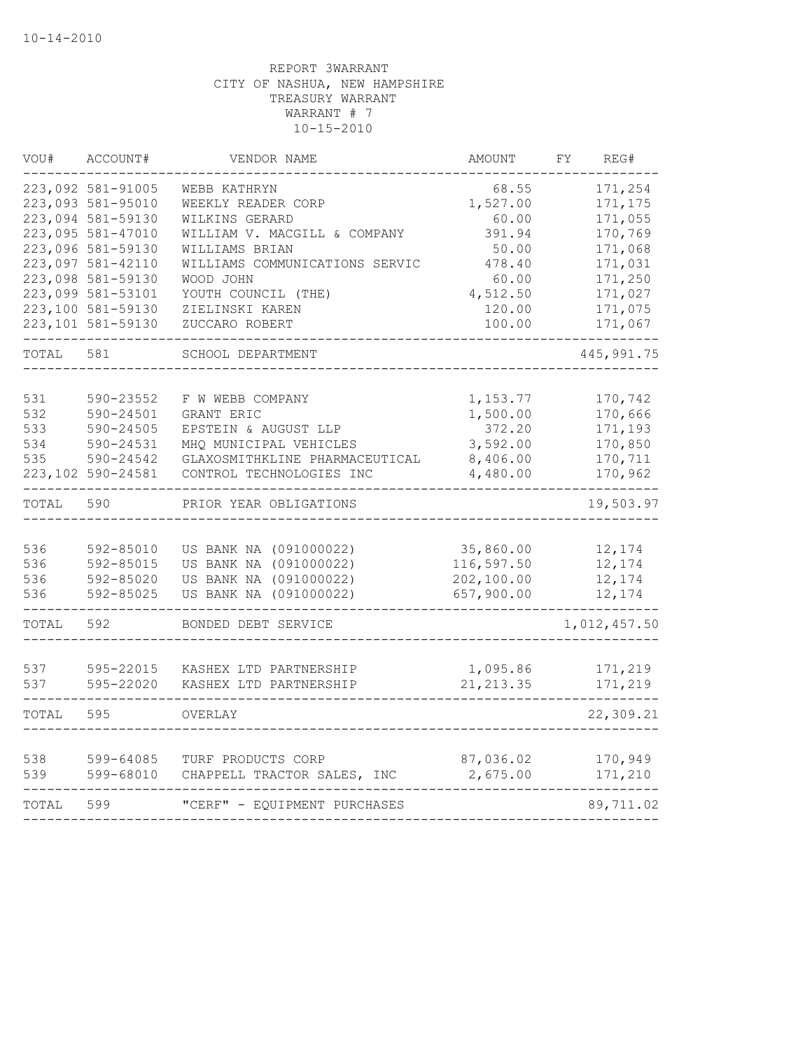10-14-2010

REPORT 3WARRANT
CITY OF NASHUA, NEW HAMPSHIRE
TREASURY WARRANT
WARRANT # 7
10-15-2010

| VOU# | ACCOUNT# | VENDOR NAME | AMOUNT | FY | REG# |
|---|---|---|---|---|---|
| 223,092 | 581-91005 | WEBB KATHRYN | 68.55 | | 171,254 |
| 223,093 | 581-95010 | WEEKLY READER CORP | 1,527.00 | | 171,175 |
| 223,094 | 581-59130 | WILKINS GERARD | 60.00 | | 171,055 |
| 223,095 | 581-47010 | WILLIAM V. MACGILL & COMPANY | 391.94 | | 170,769 |
| 223,096 | 581-59130 | WILLIAMS BRIAN | 50.00 | | 171,068 |
| 223,097 | 581-42110 | WILLIAMS COMMUNICATIONS SERVIC | 478.40 | | 171,031 |
| 223,098 | 581-59130 | WOOD JOHN | 60.00 | | 171,250 |
| 223,099 | 581-53101 | YOUTH COUNCIL (THE) | 4,512.50 | | 171,027 |
| 223,100 | 581-59130 | ZIELINSKI KAREN | 120.00 | | 171,075 |
| 223,101 | 581-59130 | ZUCCARO ROBERT | 100.00 | | 171,067 |
| TOTAL | 581 | SCHOOL DEPARTMENT | | | 445,991.75 |
| 531 | 590-23552 | F W WEBB COMPANY | 1,153.77 | | 170,742 |
| 532 | 590-24501 | GRANT ERIC | 1,500.00 | | 170,666 |
| 533 | 590-24505 | EPSTEIN & AUGUST LLP | 372.20 | | 171,193 |
| 534 | 590-24531 | MHQ MUNICIPAL VEHICLES | 3,592.00 | | 170,850 |
| 535 | 590-24542 | GLAXOSMITHKLINE PHARMACEUTICAL | 8,406.00 | | 170,711 |
| 223,102 | 590-24581 | CONTROL TECHNOLOGIES INC | 4,480.00 | | 170,962 |
| TOTAL | 590 | PRIOR YEAR OBLIGATIONS | | | 19,503.97 |
| 536 | 592-85010 | US BANK NA (091000022) | 35,860.00 | | 12,174 |
| 536 | 592-85015 | US BANK NA (091000022) | 116,597.50 | | 12,174 |
| 536 | 592-85020 | US BANK NA (091000022) | 202,100.00 | | 12,174 |
| 536 | 592-85025 | US BANK NA (091000022) | 657,900.00 | | 12,174 |
| TOTAL | 592 | BONDED DEBT SERVICE | | | 1,012,457.50 |
| 537 | 595-22015 | KASHEX LTD PARTNERSHIP | 1,095.86 | | 171,219 |
| 537 | 595-22020 | KASHEX LTD PARTNERSHIP | 21,213.35 | | 171,219 |
| TOTAL | 595 | OVERLAY | | | 22,309.21 |
| 538 | 599-64085 | TURF PRODUCTS CORP | 87,036.02 | | 170,949 |
| 539 | 599-68010 | CHAPPELL TRACTOR SALES, INC | 2,675.00 | | 171,210 |
| TOTAL | 599 | "CERF" - EQUIPMENT PURCHASES | | | 89,711.02 |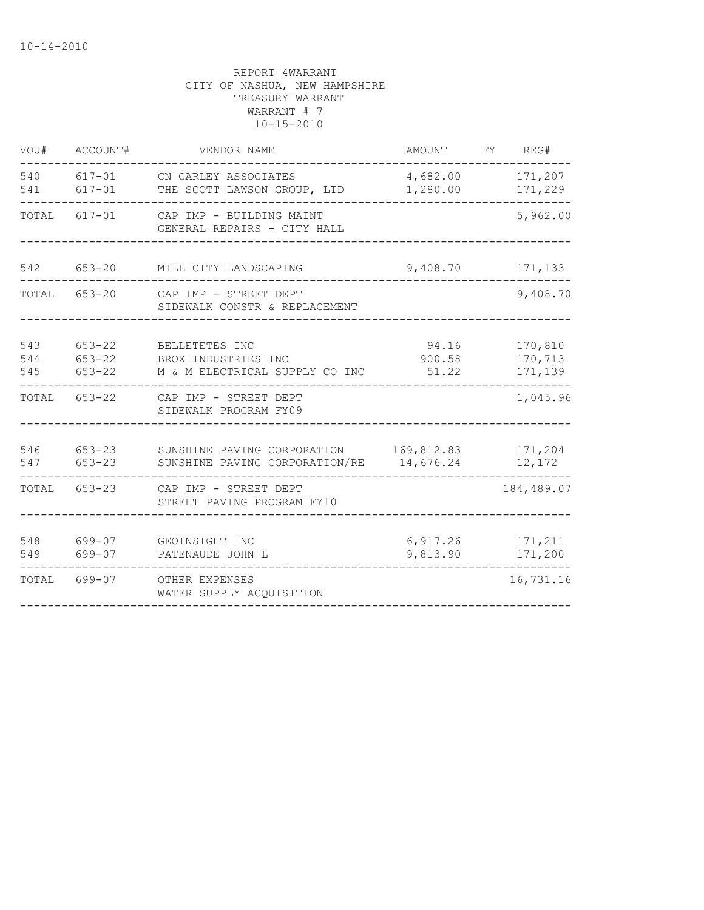10-14-2010

REPORT 4WARRANT
CITY OF NASHUA, NEW HAMPSHIRE
TREASURY WARRANT
WARRANT # 7
10-15-2010

| VOU# | ACCOUNT# | VENDOR NAME | AMOUNT | FY | REG# |
|---|---|---|---|---|---|
| 540 | 617-01 | CN CARLEY ASSOCIATES | 4,682.00 | | 171,207 |
| 541 | 617-01 | THE SCOTT LAWSON GROUP, LTD | 1,280.00 | | 171,229 |
| TOTAL | 617-01 | CAP IMP - BUILDING MAINT<br>GENERAL REPAIRS - CITY HALL | | | 5,962.00 |
| 542 | 653-20 | MILL CITY LANDSCAPING | 9,408.70 | | 171,133 |
| TOTAL | 653-20 | CAP IMP - STREET DEPT<br>SIDEWALK CONSTR & REPLACEMENT | | | 9,408.70 |
| 543 | 653-22 | BELLETETES INC | 94.16 | | 170,810 |
| 544 | 653-22 | BROX INDUSTRIES INC | 900.58 | | 170,713 |
| 545 | 653-22 | M & M ELECTRICAL SUPPLY CO INC | 51.22 | | 171,139 |
| TOTAL | 653-22 | CAP IMP - STREET DEPT<br>SIDEWALK PROGRAM FY09 | | | 1,045.96 |
| 546 | 653-23 | SUNSHINE PAVING CORPORATION | 169,812.83 | | 171,204 |
| 547 | 653-23 | SUNSHINE PAVING CORPORATION/RE | 14,676.24 | | 12,172 |
| TOTAL | 653-23 | CAP IMP - STREET DEPT<br>STREET PAVING PROGRAM FY10 | | | 184,489.07 |
| 548 | 699-07 | GEOINSIGHT INC | 6,917.26 | | 171,211 |
| 549 | 699-07 | PATENAUDE JOHN L | 9,813.90 | | 171,200 |
| TOTAL | 699-07 | OTHER EXPENSES<br>WATER SUPPLY ACQUISITION | | | 16,731.16 |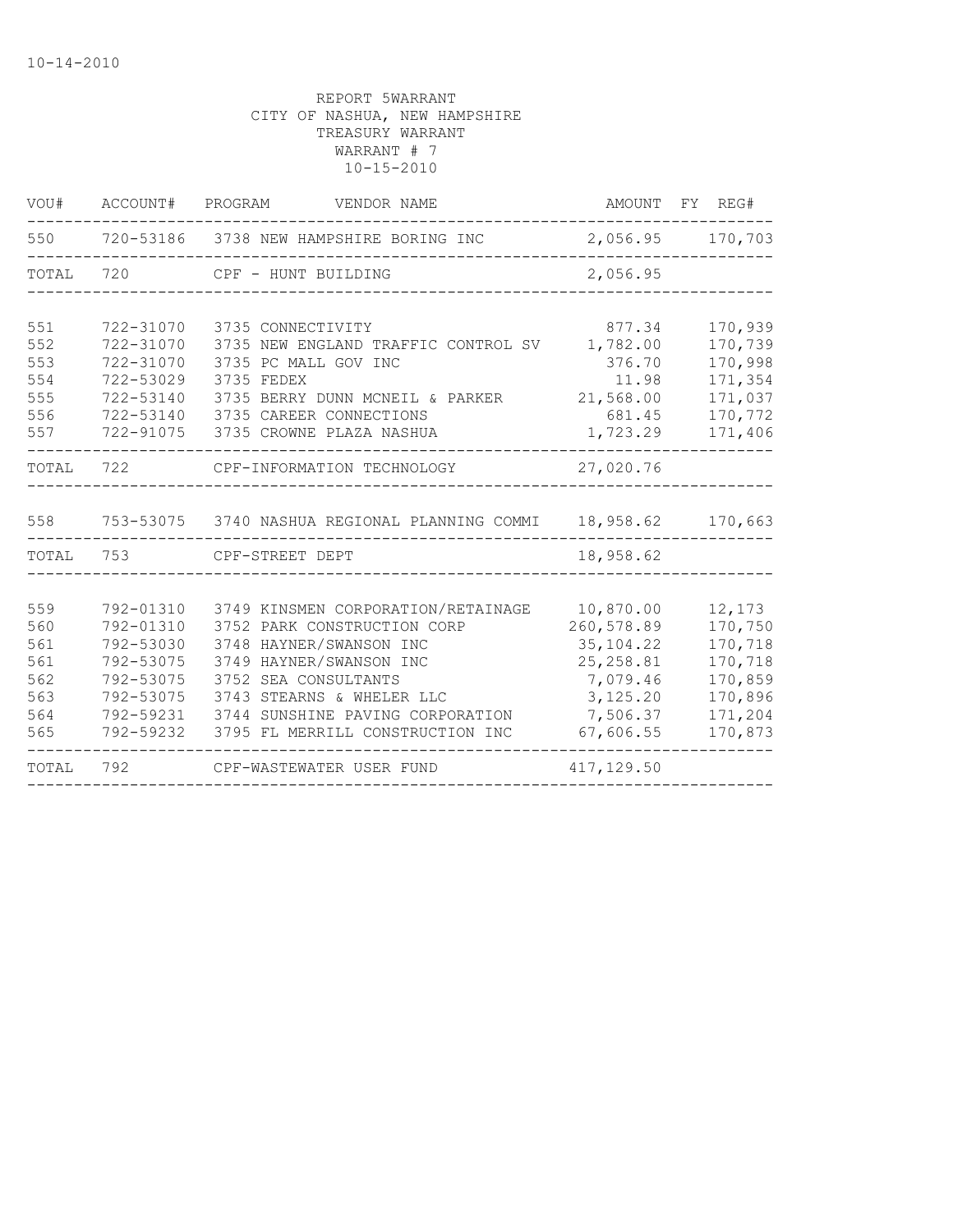10-14-2010

REPORT 5WARRANT
CITY OF NASHUA, NEW HAMPSHIRE
TREASURY WARRANT
WARRANT # 7
10-15-2010

| VOU# | ACCOUNT# | PROGRAM | VENDOR NAME | AMOUNT | FY | REG# |
|---|---|---|---|---|---|---|
| 550 | 720-53186 | 3738 | NEW HAMPSHIRE BORING INC | 2,056.95 | | 170,703 |
| TOTAL | 720 | | CPF - HUNT BUILDING | 2,056.95 | | |
| 551 | 722-31070 | 3735 | CONNECTIVITY | 877.34 | | 170,939 |
| 552 | 722-31070 | 3735 | NEW ENGLAND TRAFFIC CONTROL SV | 1,782.00 | | 170,739 |
| 553 | 722-31070 | 3735 | PC MALL GOV INC | 376.70 | | 170,998 |
| 554 | 722-53029 | 3735 | FEDEX | 11.98 | | 171,354 |
| 555 | 722-53140 | 3735 | BERRY DUNN MCNEIL & PARKER | 21,568.00 | | 171,037 |
| 556 | 722-53140 | 3735 | CAREER CONNECTIONS | 681.45 | | 170,772 |
| 557 | 722-91075 | 3735 | CROWNE PLAZA NASHUA | 1,723.29 | | 171,406 |
| TOTAL | 722 | | CPF-INFORMATION TECHNOLOGY | 27,020.76 | | |
| 558 | 753-53075 | 3740 | NASHUA REGIONAL PLANNING COMMI | 18,958.62 | | 170,663 |
| TOTAL | 753 | | CPF-STREET DEPT | 18,958.62 | | |
| 559 | 792-01310 | 3749 | KINSMEN CORPORATION/RETAINAGE | 10,870.00 | | 12,173 |
| 560 | 792-01310 | 3752 | PARK CONSTRUCTION CORP | 260,578.89 | | 170,750 |
| 561 | 792-53030 | 3748 | HAYNER/SWANSON INC | 35,104.22 | | 170,718 |
| 561 | 792-53075 | 3749 | HAYNER/SWANSON INC | 25,258.81 | | 170,718 |
| 562 | 792-53075 | 3752 | SEA CONSULTANTS | 7,079.46 | | 170,859 |
| 563 | 792-53075 | 3743 | STEARNS & WHELER LLC | 3,125.20 | | 170,896 |
| 564 | 792-59231 | 3744 | SUNSHINE PAVING CORPORATION | 7,506.37 | | 171,204 |
| 565 | 792-59232 | 3795 | FL MERRILL CONSTRUCTION INC | 67,606.55 | | 170,873 |
| TOTAL | 792 | | CPF-WASTEWATER USER FUND | 417,129.50 | | |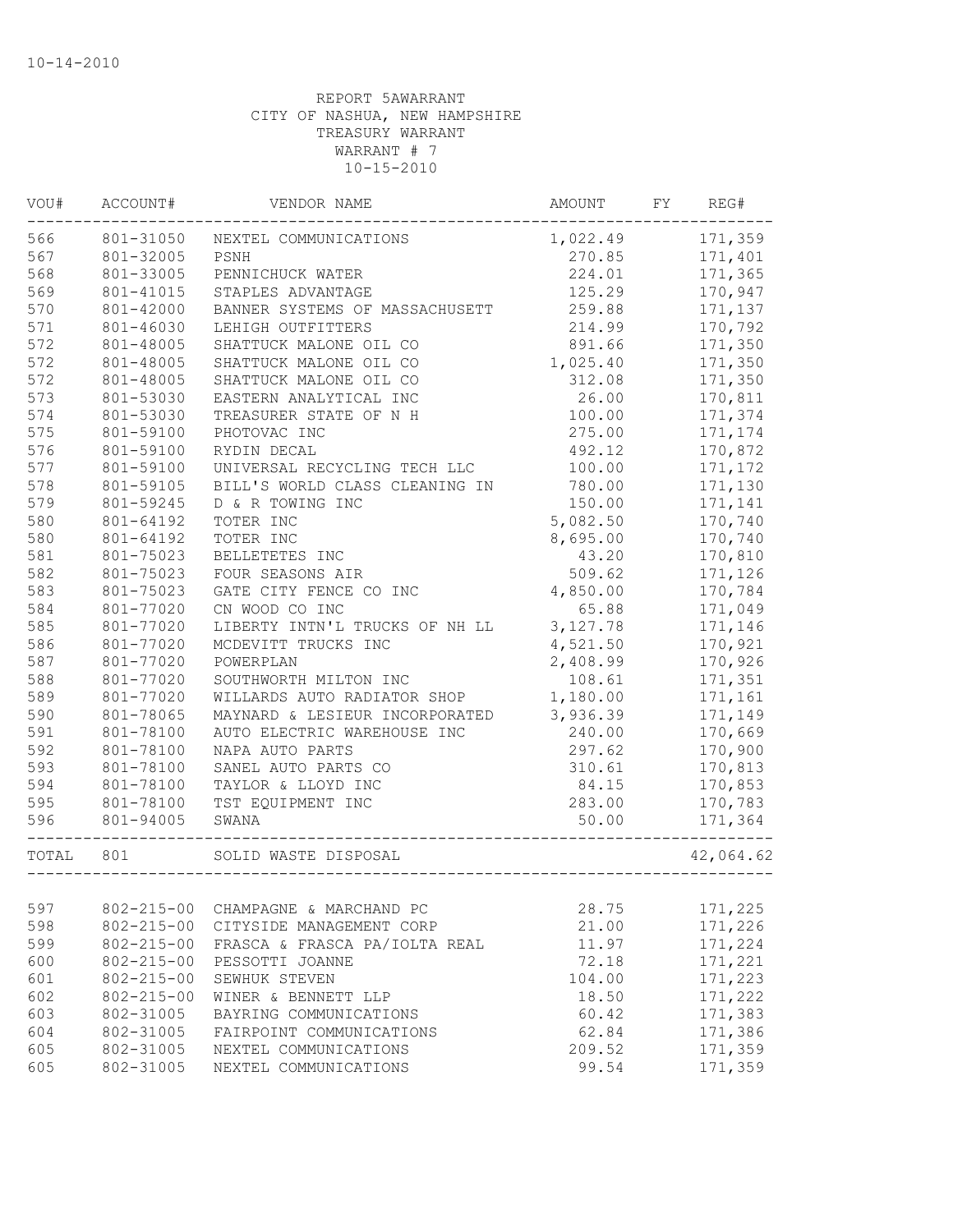10-14-2010

REPORT 5AWARRANT
CITY OF NASHUA, NEW HAMPSHIRE
TREASURY WARRANT
WARRANT # 7
10-15-2010

| VOU# | ACCOUNT# | VENDOR NAME | AMOUNT | FY | REG# |
|---|---|---|---|---|---|
| 566 | 801-31050 | NEXTEL COMMUNICATIONS | 1,022.49 | | 171,359 |
| 567 | 801-32005 | PSNH | 270.85 | | 171,401 |
| 568 | 801-33005 | PENNICHUCK WATER | 224.01 | | 171,365 |
| 569 | 801-41015 | STAPLES ADVANTAGE | 125.29 | | 170,947 |
| 570 | 801-42000 | BANNER SYSTEMS OF MASSACHUSETT | 259.88 | | 171,137 |
| 571 | 801-46030 | LEHIGH OUTFITTERS | 214.99 | | 170,792 |
| 572 | 801-48005 | SHATTUCK MALONE OIL CO | 891.66 | | 171,350 |
| 572 | 801-48005 | SHATTUCK MALONE OIL CO | 1,025.40 | | 171,350 |
| 572 | 801-48005 | SHATTUCK MALONE OIL CO | 312.08 | | 171,350 |
| 573 | 801-53030 | EASTERN ANALYTICAL INC | 26.00 | | 170,811 |
| 574 | 801-53030 | TREASURER STATE OF N H | 100.00 | | 171,374 |
| 575 | 801-59100 | PHOTOVAC INC | 275.00 | | 171,174 |
| 576 | 801-59100 | RYDIN DECAL | 492.12 | | 170,872 |
| 577 | 801-59100 | UNIVERSAL RECYCLING TECH LLC | 100.00 | | 171,172 |
| 578 | 801-59105 | BILL'S WORLD CLASS CLEANING IN | 780.00 | | 171,130 |
| 579 | 801-59245 | D & R TOWING INC | 150.00 | | 171,141 |
| 580 | 801-64192 | TOTER INC | 5,082.50 | | 170,740 |
| 580 | 801-64192 | TOTER INC | 8,695.00 | | 170,740 |
| 581 | 801-75023 | BELLETETES INC | 43.20 | | 170,810 |
| 582 | 801-75023 | FOUR SEASONS AIR | 509.62 | | 171,126 |
| 583 | 801-75023 | GATE CITY FENCE CO INC | 4,850.00 | | 170,784 |
| 584 | 801-77020 | CN WOOD CO INC | 65.88 | | 171,049 |
| 585 | 801-77020 | LIBERTY INTN'L TRUCKS OF NH LL | 3,127.78 | | 171,146 |
| 586 | 801-77020 | MCDEVITT TRUCKS INC | 4,521.50 | | 170,921 |
| 587 | 801-77020 | POWERPLAN | 2,408.99 | | 170,926 |
| 588 | 801-77020 | SOUTHWORTH MILTON INC | 108.61 | | 171,351 |
| 589 | 801-77020 | WILLARDS AUTO RADIATOR SHOP | 1,180.00 | | 171,161 |
| 590 | 801-78065 | MAYNARD & LESIEUR INCORPORATED | 3,936.39 | | 171,149 |
| 591 | 801-78100 | AUTO ELECTRIC WAREHOUSE INC | 240.00 | | 170,669 |
| 592 | 801-78100 | NAPA AUTO PARTS | 297.62 | | 170,900 |
| 593 | 801-78100 | SANEL AUTO PARTS CO | 310.61 | | 170,813 |
| 594 | 801-78100 | TAYLOR & LLOYD INC | 84.15 | | 170,853 |
| 595 | 801-78100 | TST EQUIPMENT INC | 283.00 | | 170,783 |
| 596 | 801-94005 | SWANA | 50.00 | | 171,364 |
| TOTAL | 801 | SOLID WASTE DISPOSAL | | | 42,064.62 |
| 597 | 802-215-00 | CHAMPAGNE & MARCHAND PC | 28.75 | | 171,225 |
| 598 | 802-215-00 | CITYSIDE MANAGEMENT CORP | 21.00 | | 171,226 |
| 599 | 802-215-00 | FRASCA & FRASCA PA/IOLTA REAL | 11.97 | | 171,224 |
| 600 | 802-215-00 | PESSOTTI JOANNE | 72.18 | | 171,221 |
| 601 | 802-215-00 | SEWHUK STEVEN | 104.00 | | 171,223 |
| 602 | 802-215-00 | WINER & BENNETT LLP | 18.50 | | 171,222 |
| 603 | 802-31005 | BAYRING COMMUNICATIONS | 60.42 | | 171,383 |
| 604 | 802-31005 | FAIRPOINT COMMUNICATIONS | 62.84 | | 171,386 |
| 605 | 802-31005 | NEXTEL COMMUNICATIONS | 209.52 | | 171,359 |
| 605 | 802-31005 | NEXTEL COMMUNICATIONS | 99.54 | | 171,359 |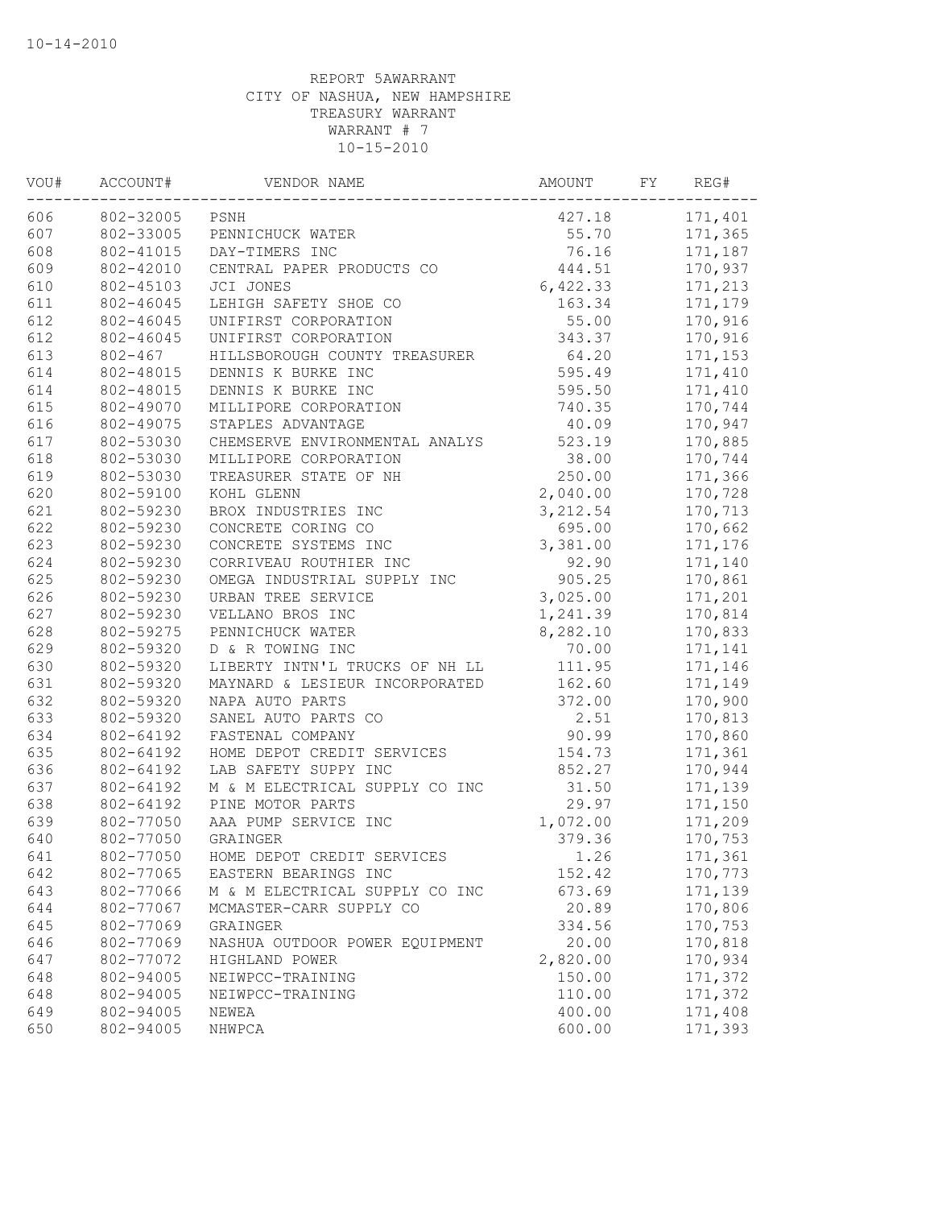10-14-2010

REPORT 5AWARRANT
CITY OF NASHUA, NEW HAMPSHIRE
TREASURY WARRANT
WARRANT # 7
10-15-2010

| VOU# | ACCOUNT# | VENDOR NAME | AMOUNT | FY | REG# |
|---|---|---|---|---|---|
| 606 | 802-32005 | PSNH | 427.18 | | 171,401 |
| 607 | 802-33005 | PENNICHUCK WATER | 55.70 | | 171,365 |
| 608 | 802-41015 | DAY-TIMERS INC | 76.16 | | 171,187 |
| 609 | 802-42010 | CENTRAL PAPER PRODUCTS CO | 444.51 | | 170,937 |
| 610 | 802-45103 | JCI JONES | 6,422.33 | | 171,213 |
| 611 | 802-46045 | LEHIGH SAFETY SHOE CO | 163.34 | | 171,179 |
| 612 | 802-46045 | UNIFIRST CORPORATION | 55.00 | | 170,916 |
| 612 | 802-46045 | UNIFIRST CORPORATION | 343.37 | | 170,916 |
| 613 | 802-467 | HILLSBOROUGH COUNTY TREASURER | 64.20 | | 171,153 |
| 614 | 802-48015 | DENNIS K BURKE INC | 595.49 | | 171,410 |
| 614 | 802-48015 | DENNIS K BURKE INC | 595.50 | | 171,410 |
| 615 | 802-49070 | MILLIPORE CORPORATION | 740.35 | | 170,744 |
| 616 | 802-49075 | STAPLES ADVANTAGE | 40.09 | | 170,947 |
| 617 | 802-53030 | CHEMSERVE ENVIRONMENTAL ANALYS | 523.19 | | 170,885 |
| 618 | 802-53030 | MILLIPORE CORPORATION | 38.00 | | 170,744 |
| 619 | 802-53030 | TREASURER STATE OF NH | 250.00 | | 171,366 |
| 620 | 802-59100 | KOHL GLENN | 2,040.00 | | 170,728 |
| 621 | 802-59230 | BROX INDUSTRIES INC | 3,212.54 | | 170,713 |
| 622 | 802-59230 | CONCRETE CORING CO | 695.00 | | 170,662 |
| 623 | 802-59230 | CONCRETE SYSTEMS INC | 3,381.00 | | 171,176 |
| 624 | 802-59230 | CORRIVEAU ROUTHIER INC | 92.90 | | 171,140 |
| 625 | 802-59230 | OMEGA INDUSTRIAL SUPPLY INC | 905.25 | | 170,861 |
| 626 | 802-59230 | URBAN TREE SERVICE | 3,025.00 | | 171,201 |
| 627 | 802-59230 | VELLANO BROS INC | 1,241.39 | | 170,814 |
| 628 | 802-59275 | PENNICHUCK WATER | 8,282.10 | | 170,833 |
| 629 | 802-59320 | D & R TOWING INC | 70.00 | | 171,141 |
| 630 | 802-59320 | LIBERTY INTN'L TRUCKS OF NH LL | 111.95 | | 171,146 |
| 631 | 802-59320 | MAYNARD & LESIEUR INCORPORATED | 162.60 | | 171,149 |
| 632 | 802-59320 | NAPA AUTO PARTS | 372.00 | | 170,900 |
| 633 | 802-59320 | SANEL AUTO PARTS CO | 2.51 | | 170,813 |
| 634 | 802-64192 | FASTENAL COMPANY | 90.99 | | 170,860 |
| 635 | 802-64192 | HOME DEPOT CREDIT SERVICES | 154.73 | | 171,361 |
| 636 | 802-64192 | LAB SAFETY SUPPY INC | 852.27 | | 170,944 |
| 637 | 802-64192 | M & M ELECTRICAL SUPPLY CO INC | 31.50 | | 171,139 |
| 638 | 802-64192 | PINE MOTOR PARTS | 29.97 | | 171,150 |
| 639 | 802-77050 | AAA PUMP SERVICE INC | 1,072.00 | | 171,209 |
| 640 | 802-77050 | GRAINGER | 379.36 | | 170,753 |
| 641 | 802-77050 | HOME DEPOT CREDIT SERVICES | 1.26 | | 171,361 |
| 642 | 802-77065 | EASTERN BEARINGS INC | 152.42 | | 170,773 |
| 643 | 802-77066 | M & M ELECTRICAL SUPPLY CO INC | 673.69 | | 171,139 |
| 644 | 802-77067 | MCMASTER-CARR SUPPLY CO | 20.89 | | 170,806 |
| 645 | 802-77069 | GRAINGER | 334.56 | | 170,753 |
| 646 | 802-77069 | NASHUA OUTDOOR POWER EQUIPMENT | 20.00 | | 170,818 |
| 647 | 802-77072 | HIGHLAND POWER | 2,820.00 | | 170,934 |
| 648 | 802-94005 | NEIWPCC-TRAINING | 150.00 | | 171,372 |
| 648 | 802-94005 | NEIWPCC-TRAINING | 110.00 | | 171,372 |
| 649 | 802-94005 | NEWEA | 400.00 | | 171,408 |
| 650 | 802-94005 | NHWPCA | 600.00 | | 171,393 |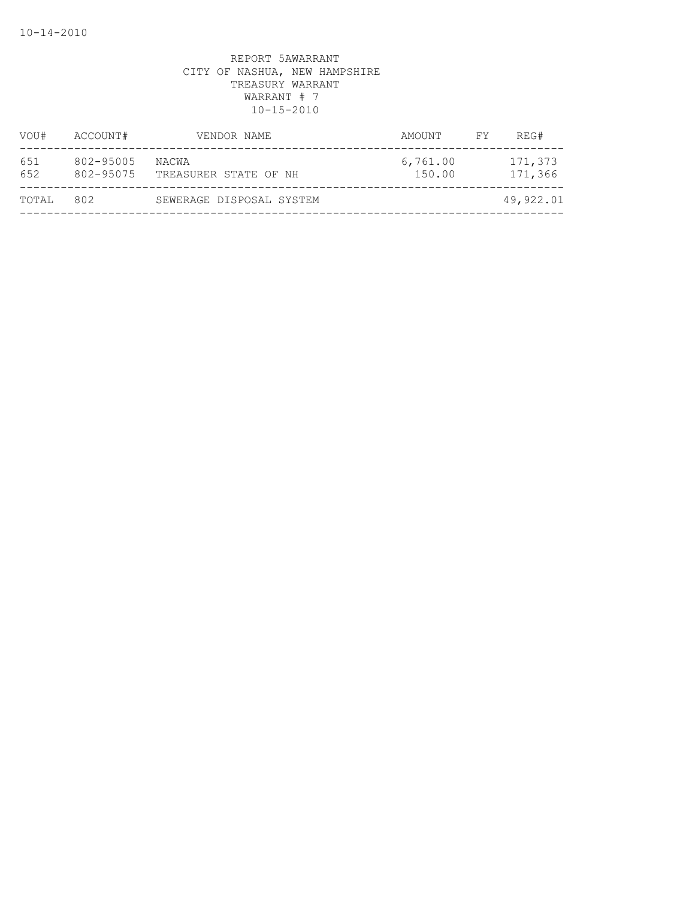REPORT 5AWARRANT
CITY OF NASHUA, NEW HAMPSHIRE
TREASURY WARRANT
WARRANT # 7
10-15-2010

| VOU# | ACCOUNT# | VENDOR NAME | AMOUNT | FY | REG# |
|---|---|---|---|---|---|
| 651 | 802-95005 | NACWA | 6,761.00 | | 171,373 |
| 652 | 802-95075 | TREASURER STATE OF NH | 150.00 | | 171,366 |
| TOTAL | 802 | SEWERAGE DISPOSAL SYSTEM | | | 49,922.01 |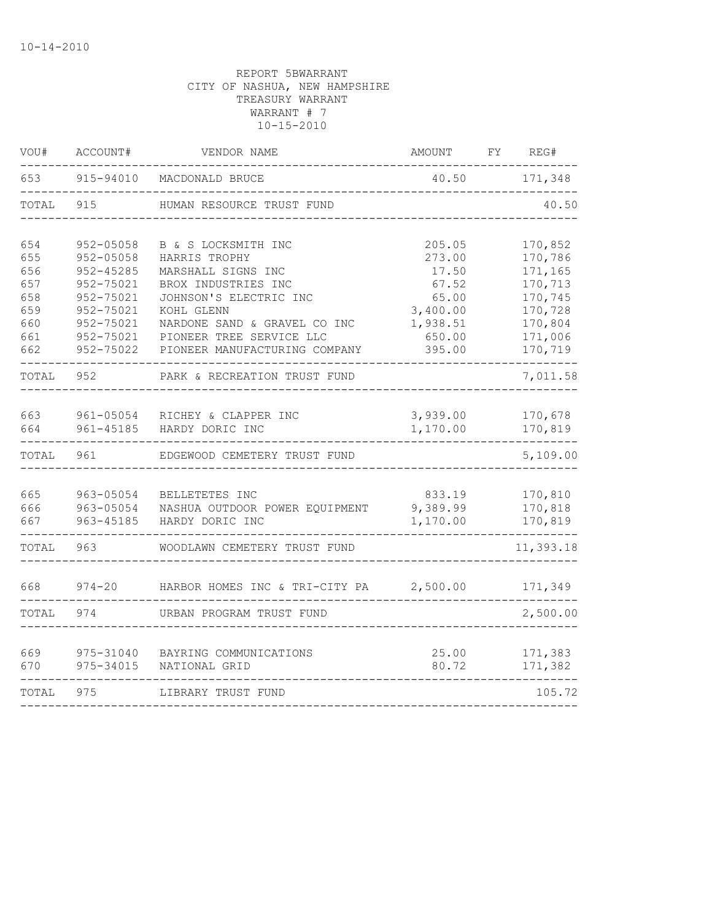10-14-2010

REPORT 5BWARRANT
CITY OF NASHUA, NEW HAMPSHIRE
TREASURY WARRANT
WARRANT # 7
10-15-2010

| VOU# | ACCOUNT# | VENDOR NAME | AMOUNT | FY | REG# |
|---|---|---|---|---|---|
| 653 | 915-94010 | MACDONALD BRUCE | 40.50 | | 171,348 |
| TOTAL | 915 | HUMAN RESOURCE TRUST FUND | | | 40.50 |
| 654 | 952-05058 | B & S LOCKSMITH INC | 205.05 | | 170,852 |
| 655 | 952-05058 | HARRIS TROPHY | 273.00 | | 170,786 |
| 656 | 952-45285 | MARSHALL SIGNS INC | 17.50 | | 171,165 |
| 657 | 952-75021 | BROX INDUSTRIES INC | 67.52 | | 170,713 |
| 658 | 952-75021 | JOHNSON'S ELECTRIC INC | 65.00 | | 170,745 |
| 659 | 952-75021 | KOHL GLENN | 3,400.00 | | 170,728 |
| 660 | 952-75021 | NARDONE SAND & GRAVEL CO INC | 1,938.51 | | 170,804 |
| 661 | 952-75021 | PIONEER TREE SERVICE LLC | 650.00 | | 171,006 |
| 662 | 952-75022 | PIONEER MANUFACTURING COMPANY | 395.00 | | 170,719 |
| TOTAL | 952 | PARK & RECREATION TRUST FUND | | | 7,011.58 |
| 663 | 961-05054 | RICHEY & CLAPPER INC | 3,939.00 | | 170,678 |
| 664 | 961-45185 | HARDY DORIC INC | 1,170.00 | | 170,819 |
| TOTAL | 961 | EDGEWOOD CEMETERY TRUST FUND | | | 5,109.00 |
| 665 | 963-05054 | BELLETETES INC | 833.19 | | 170,810 |
| 666 | 963-05054 | NASHUA OUTDOOR POWER EQUIPMENT | 9,389.99 | | 170,818 |
| 667 | 963-45185 | HARDY DORIC INC | 1,170.00 | | 170,819 |
| TOTAL | 963 | WOODLAWN CEMETERY TRUST FUND | | | 11,393.18 |
| 668 | 974-20 | HARBOR HOMES INC & TRI-CITY PA | 2,500.00 | | 171,349 |
| TOTAL | 974 | URBAN PROGRAM TRUST FUND | | | 2,500.00 |
| 669 | 975-31040 | BAYRING COMMUNICATIONS | 25.00 | | 171,383 |
| 670 | 975-34015 | NATIONAL GRID | 80.72 | | 171,382 |
| TOTAL | 975 | LIBRARY TRUST FUND | | | 105.72 |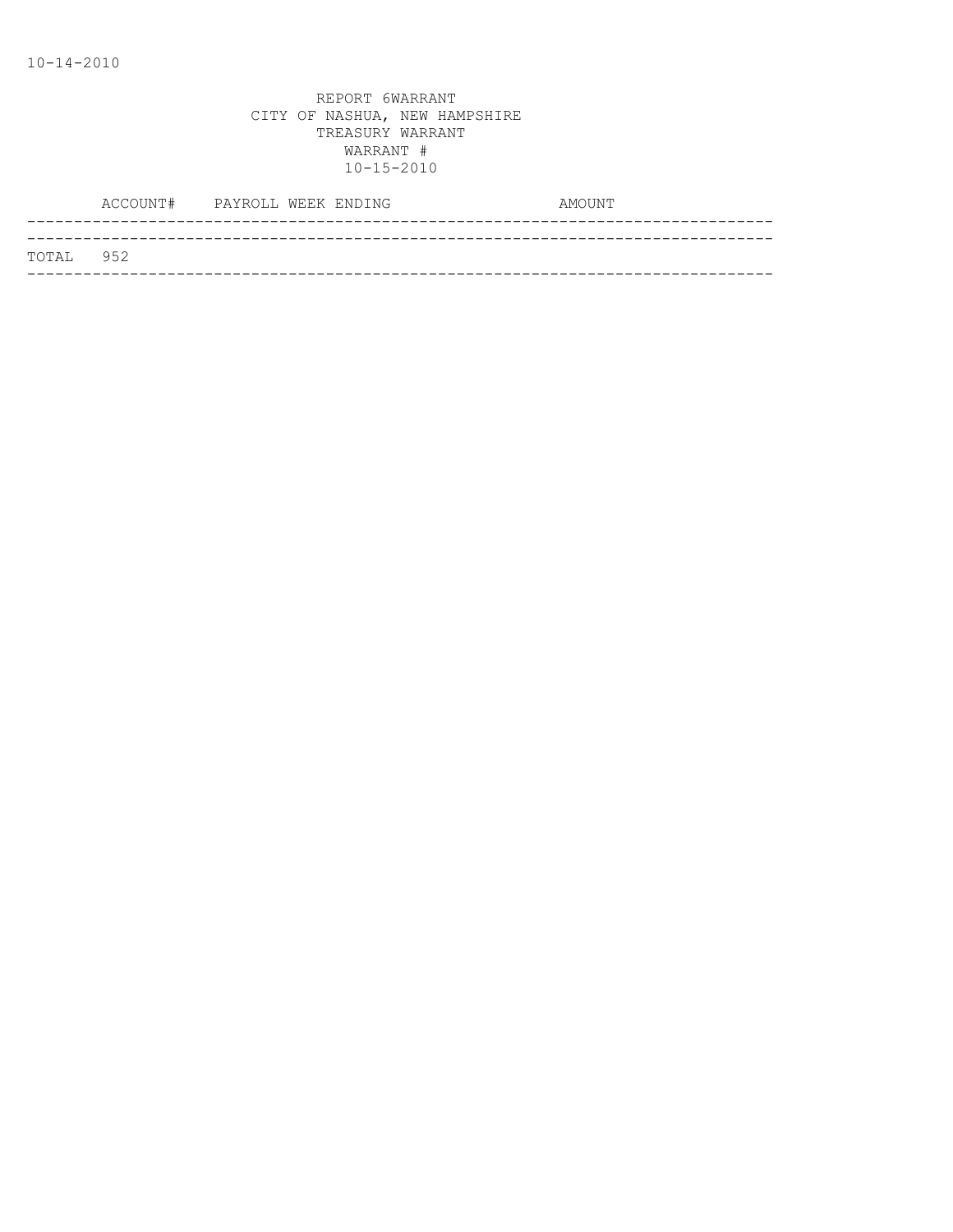10-14-2010

REPORT 6WARRANT
CITY OF NASHUA, NEW HAMPSHIRE
TREASURY WARRANT
WARRANT #
10-15-2010

| ACCOUNT# | PAYROLL WEEK ENDING | AMOUNT |
|---|---|---|
| TOTAL 952 | | |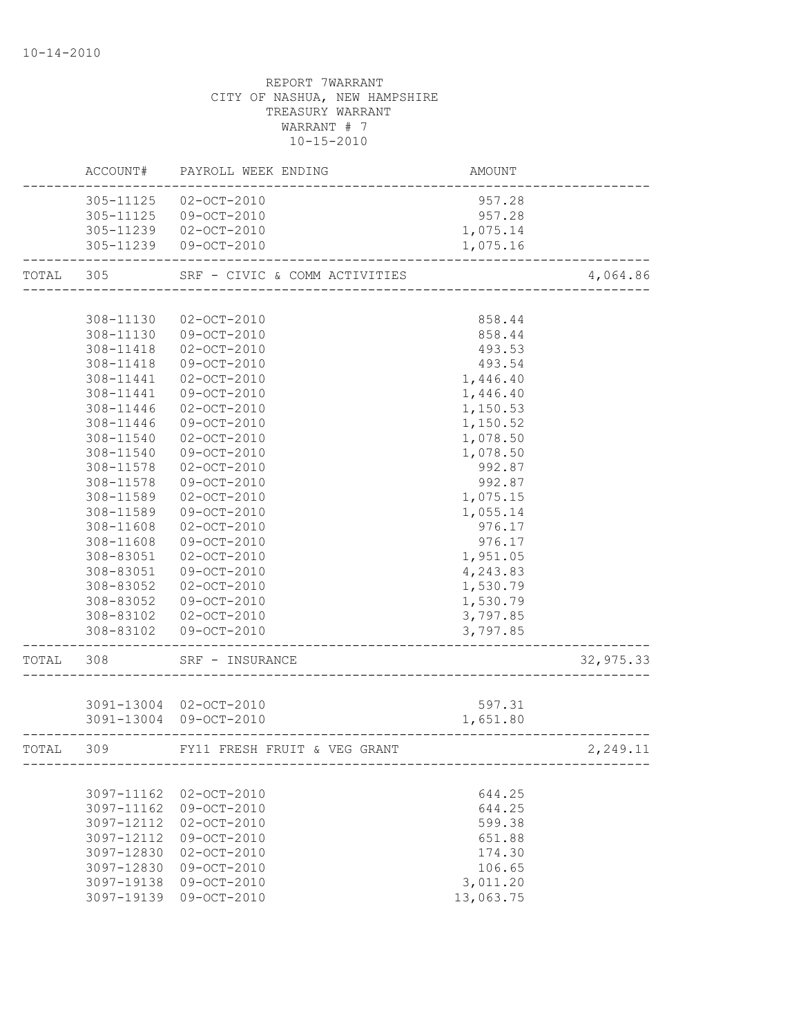REPORT 7WARRANT
CITY OF NASHUA, NEW HAMPSHIRE
TREASURY WARRANT
WARRANT # 7
10-15-2010

| | ACCOUNT# | PAYROLL WEEK ENDING | AMOUNT | |
|---|---|---|---|---|
| | 305-11125 | 02-OCT-2010 | 957.28 | |
| | 305-11125 | 09-OCT-2010 | 957.28 | |
| | 305-11239 | 02-OCT-2010 | 1,075.14 | |
| | 305-11239 | 09-OCT-2010 | 1,075.16 | |
| TOTAL | 305 | SRF - CIVIC & COMM ACTIVITIES | | 4,064.86 |
| | 308-11130 | 02-OCT-2010 | 858.44 | |
| | 308-11130 | 09-OCT-2010 | 858.44 | |
| | 308-11418 | 02-OCT-2010 | 493.53 | |
| | 308-11418 | 09-OCT-2010 | 493.54 | |
| | 308-11441 | 02-OCT-2010 | 1,446.40 | |
| | 308-11441 | 09-OCT-2010 | 1,446.40 | |
| | 308-11446 | 02-OCT-2010 | 1,150.53 | |
| | 308-11446 | 09-OCT-2010 | 1,150.52 | |
| | 308-11540 | 02-OCT-2010 | 1,078.50 | |
| | 308-11540 | 09-OCT-2010 | 1,078.50 | |
| | 308-11578 | 02-OCT-2010 | 992.87 | |
| | 308-11578 | 09-OCT-2010 | 992.87 | |
| | 308-11589 | 02-OCT-2010 | 1,075.15 | |
| | 308-11589 | 09-OCT-2010 | 1,055.14 | |
| | 308-11608 | 02-OCT-2010 | 976.17 | |
| | 308-11608 | 09-OCT-2010 | 976.17 | |
| | 308-83051 | 02-OCT-2010 | 1,951.05 | |
| | 308-83051 | 09-OCT-2010 | 4,243.83 | |
| | 308-83052 | 02-OCT-2010 | 1,530.79 | |
| | 308-83052 | 09-OCT-2010 | 1,530.79 | |
| | 308-83102 | 02-OCT-2010 | 3,797.85 | |
| | 308-83102 | 09-OCT-2010 | 3,797.85 | |
| TOTAL | 308 | SRF - INSURANCE | | 32,975.33 |
| | 3091-13004 | 02-OCT-2010 | 597.31 | |
| | 3091-13004 | 09-OCT-2010 | 1,651.80 | |
| TOTAL | 309 | FY11 FRESH FRUIT & VEG GRANT | | 2,249.11 |
| | 3097-11162 | 02-OCT-2010 | 644.25 | |
| | 3097-11162 | 09-OCT-2010 | 644.25 | |
| | 3097-12112 | 02-OCT-2010 | 599.38 | |
| | 3097-12112 | 09-OCT-2010 | 651.88 | |
| | 3097-12830 | 02-OCT-2010 | 174.30 | |
| | 3097-12830 | 09-OCT-2010 | 106.65 | |
| | 3097-19138 | 09-OCT-2010 | 3,011.20 | |
| | 3097-19139 | 09-OCT-2010 | 13,063.75 | |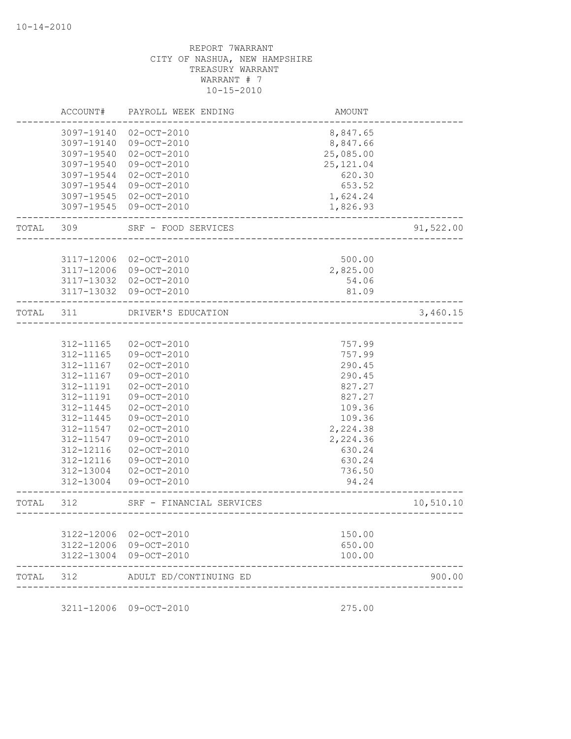REPORT 7WARRANT
CITY OF NASHUA, NEW HAMPSHIRE
TREASURY WARRANT
WARRANT # 7
10-15-2010

| | ACCOUNT# | PAYROLL WEEK ENDING | AMOUNT | |
|---|---|---|---|---|
| | 3097-19140 | 02-OCT-2010 | 8,847.65 | |
| | 3097-19140 | 09-OCT-2010 | 8,847.66 | |
| | 3097-19540 | 02-OCT-2010 | 25,085.00 | |
| | 3097-19540 | 09-OCT-2010 | 25,121.04 | |
| | 3097-19544 | 02-OCT-2010 | 620.30 | |
| | 3097-19544 | 09-OCT-2010 | 653.52 | |
| | 3097-19545 | 02-OCT-2010 | 1,624.24 | |
| | 3097-19545 | 09-OCT-2010 | 1,826.93 | |
| TOTAL | 309 | SRF - FOOD SERVICES | | 91,522.00 |
| | 3117-12006 | 02-OCT-2010 | 500.00 | |
| | 3117-12006 | 09-OCT-2010 | 2,825.00 | |
| | 3117-13032 | 02-OCT-2010 | 54.06 | |
| | 3117-13032 | 09-OCT-2010 | 81.09 | |
| TOTAL | 311 | DRIVER'S EDUCATION | | 3,460.15 |
| | 312-11165 | 02-OCT-2010 | 757.99 | |
| | 312-11165 | 09-OCT-2010 | 757.99 | |
| | 312-11167 | 02-OCT-2010 | 290.45 | |
| | 312-11167 | 09-OCT-2010 | 290.45 | |
| | 312-11191 | 02-OCT-2010 | 827.27 | |
| | 312-11191 | 09-OCT-2010 | 827.27 | |
| | 312-11445 | 02-OCT-2010 | 109.36 | |
| | 312-11445 | 09-OCT-2010 | 109.36 | |
| | 312-11547 | 02-OCT-2010 | 2,224.38 | |
| | 312-11547 | 09-OCT-2010 | 2,224.36 | |
| | 312-12116 | 02-OCT-2010 | 630.24 | |
| | 312-12116 | 09-OCT-2010 | 630.24 | |
| | 312-13004 | 02-OCT-2010 | 736.50 | |
| | 312-13004 | 09-OCT-2010 | 94.24 | |
| TOTAL | 312 | SRF - FINANCIAL SERVICES | | 10,510.10 |
| | 3122-12006 | 02-OCT-2010 | 150.00 | |
| | 3122-12006 | 09-OCT-2010 | 650.00 | |
| | 3122-13004 | 09-OCT-2010 | 100.00 | |
| TOTAL | 312 | ADULT ED/CONTINUING ED | | 900.00 |
| | 3211-12006 | 09-OCT-2010 | 275.00 | |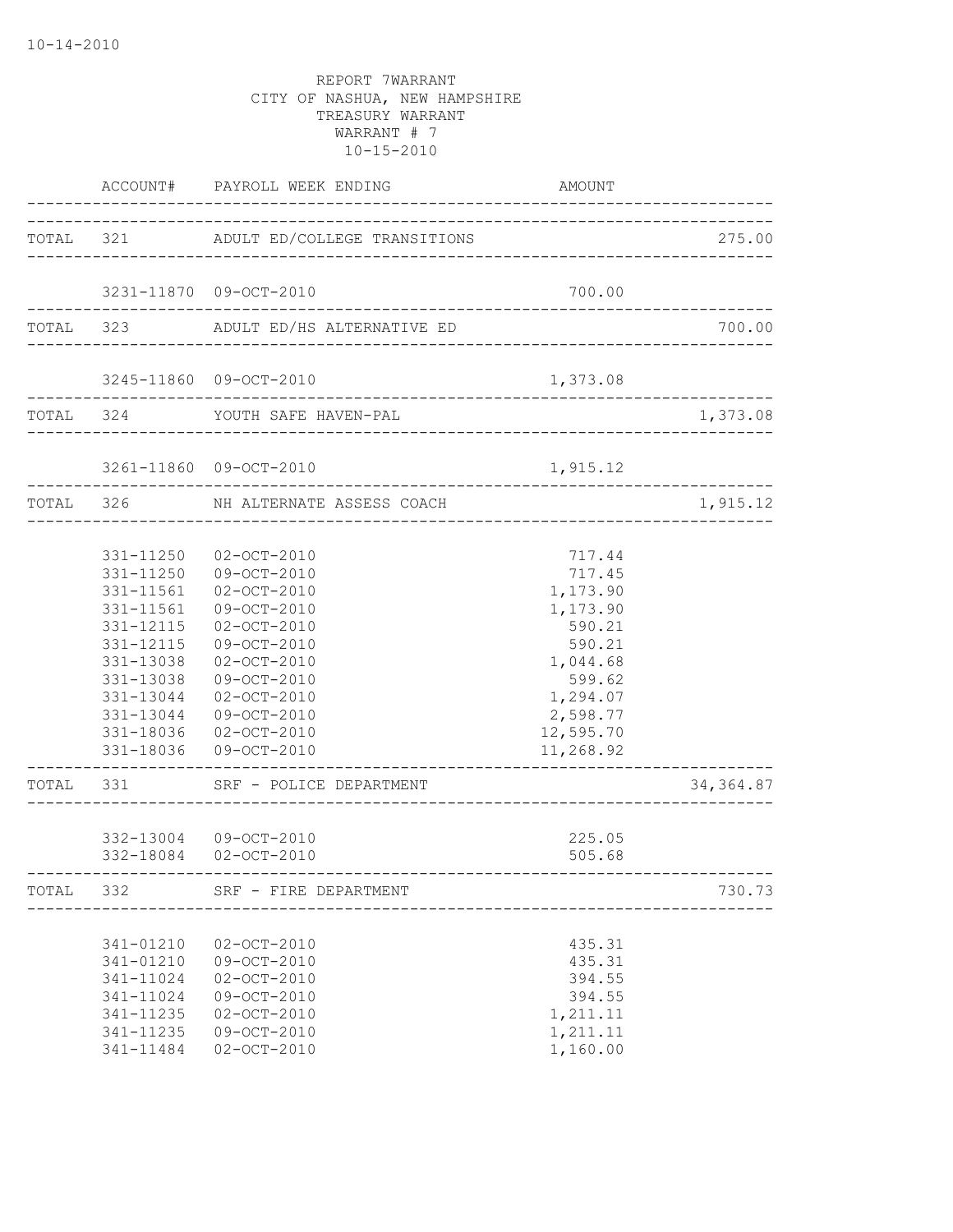10-14-2010

REPORT 7WARRANT
CITY OF NASHUA, NEW HAMPSHIRE
TREASURY WARRANT
WARRANT # 7
10-15-2010

| | ACCOUNT# | PAYROLL WEEK ENDING | AMOUNT | |
|---|---|---|---|---|
| TOTAL | 321 | ADULT ED/COLLEGE TRANSITIONS | | 275.00 |
| | 3231-11870 | 09-OCT-2010 | 700.00 | |
| TOTAL | 323 | ADULT ED/HS ALTERNATIVE ED | | 700.00 |
| | 3245-11860 | 09-OCT-2010 | 1,373.08 | |
| TOTAL | 324 | YOUTH SAFE HAVEN-PAL | | 1,373.08 |
| | 3261-11860 | 09-OCT-2010 | 1,915.12 | |
| TOTAL | 326 | NH ALTERNATE ASSESS COACH | | 1,915.12 |
| | 331-11250 | 02-OCT-2010 | 717.44 | |
| | 331-11250 | 09-OCT-2010 | 717.45 | |
| | 331-11561 | 02-OCT-2010 | 1,173.90 | |
| | 331-11561 | 09-OCT-2010 | 1,173.90 | |
| | 331-12115 | 02-OCT-2010 | 590.21 | |
| | 331-12115 | 09-OCT-2010 | 590.21 | |
| | 331-13038 | 02-OCT-2010 | 1,044.68 | |
| | 331-13038 | 09-OCT-2010 | 599.62 | |
| | 331-13044 | 02-OCT-2010 | 1,294.07 | |
| | 331-13044 | 09-OCT-2010 | 2,598.77 | |
| | 331-18036 | 02-OCT-2010 | 12,595.70 | |
| | 331-18036 | 09-OCT-2010 | 11,268.92 | |
| TOTAL | 331 | SRF - POLICE DEPARTMENT | | 34,364.87 |
| | 332-13004 | 09-OCT-2010 | 225.05 | |
| | 332-18084 | 02-OCT-2010 | 505.68 | |
| TOTAL | 332 | SRF - FIRE DEPARTMENT | | 730.73 |
| | 341-01210 | 02-OCT-2010 | 435.31 | |
| | 341-01210 | 09-OCT-2010 | 435.31 | |
| | 341-11024 | 02-OCT-2010 | 394.55 | |
| | 341-11024 | 09-OCT-2010 | 394.55 | |
| | 341-11235 | 02-OCT-2010 | 1,211.11 | |
| | 341-11235 | 09-OCT-2010 | 1,211.11 | |
| | 341-11484 | 02-OCT-2010 | 1,160.00 | |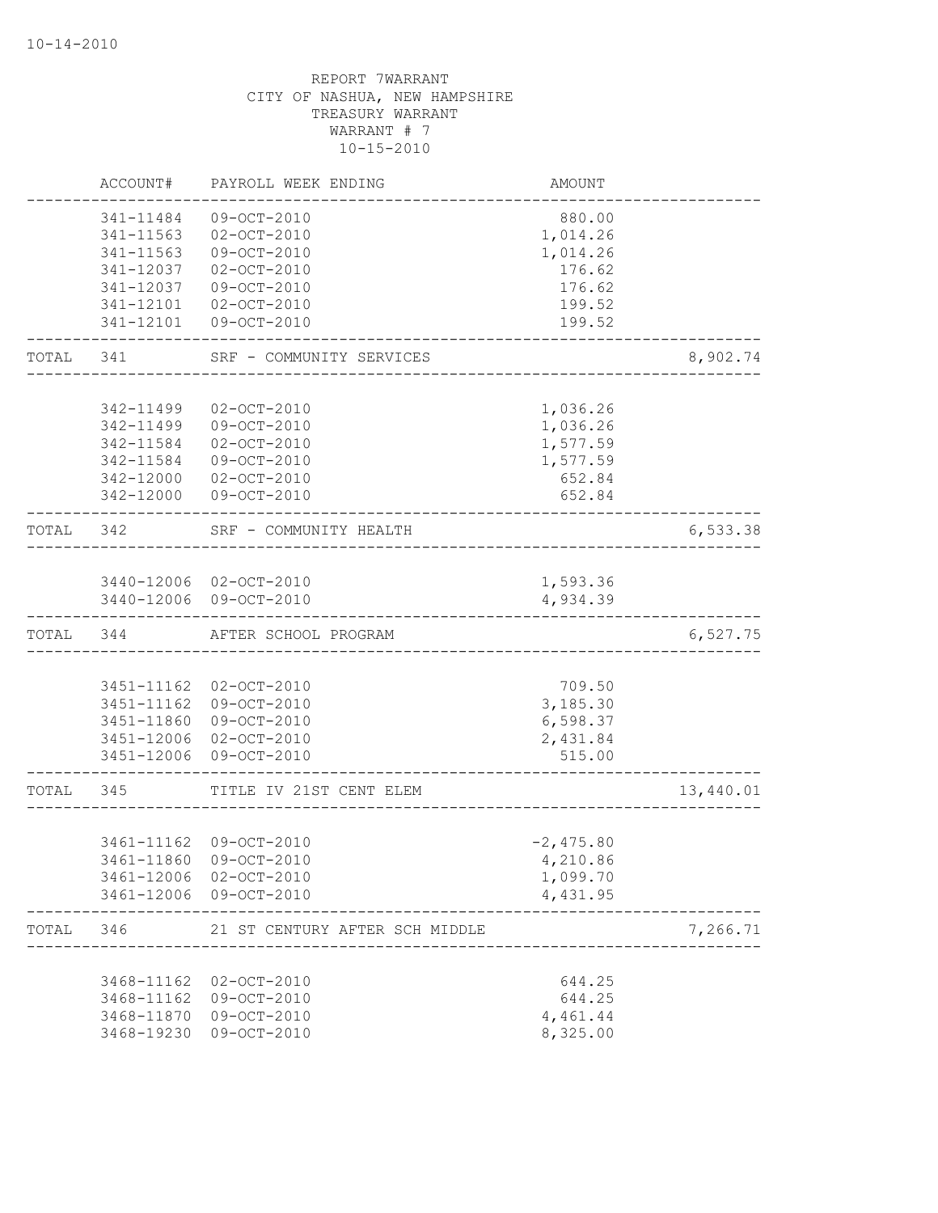REPORT 7WARRANT
CITY OF NASHUA, NEW HAMPSHIRE
TREASURY WARRANT
WARRANT # 7
10-15-2010

| | ACCOUNT# | PAYROLL WEEK ENDING | AMOUNT | |
|---|---|---|---|---|
| | 341-11484 | 09-OCT-2010 | 880.00 | |
| | 341-11563 | 02-OCT-2010 | 1,014.26 | |
| | 341-11563 | 09-OCT-2010 | 1,014.26 | |
| | 341-12037 | 02-OCT-2010 | 176.62 | |
| | 341-12037 | 09-OCT-2010 | 176.62 | |
| | 341-12101 | 02-OCT-2010 | 199.52 | |
| | 341-12101 | 09-OCT-2010 | 199.52 | |
| TOTAL | 341 | SRF - COMMUNITY SERVICES | | 8,902.74 |
| | 342-11499 | 02-OCT-2010 | 1,036.26 | |
| | 342-11499 | 09-OCT-2010 | 1,036.26 | |
| | 342-11584 | 02-OCT-2010 | 1,577.59 | |
| | 342-11584 | 09-OCT-2010 | 1,577.59 | |
| | 342-12000 | 02-OCT-2010 | 652.84 | |
| | 342-12000 | 09-OCT-2010 | 652.84 | |
| TOTAL | 342 | SRF - COMMUNITY HEALTH | | 6,533.38 |
| | 3440-12006 | 02-OCT-2010 | 1,593.36 | |
| | 3440-12006 | 09-OCT-2010 | 4,934.39 | |
| TOTAL | 344 | AFTER SCHOOL PROGRAM | | 6,527.75 |
| | 3451-11162 | 02-OCT-2010 | 709.50 | |
| | 3451-11162 | 09-OCT-2010 | 3,185.30 | |
| | 3451-11860 | 09-OCT-2010 | 6,598.37 | |
| | 3451-12006 | 02-OCT-2010 | 2,431.84 | |
| | 3451-12006 | 09-OCT-2010 | 515.00 | |
| TOTAL | 345 | TITLE IV 21ST CENT ELEM | | 13,440.01 |
| | 3461-11162 | 09-OCT-2010 | -2,475.80 | |
| | 3461-11860 | 09-OCT-2010 | 4,210.86 | |
| | 3461-12006 | 02-OCT-2010 | 1,099.70 | |
| | 3461-12006 | 09-OCT-2010 | 4,431.95 | |
| TOTAL | 346 | 21 ST CENTURY AFTER SCH MIDDLE | | 7,266.71 |
| | 3468-11162 | 02-OCT-2010 | 644.25 | |
| | 3468-11162 | 09-OCT-2010 | 644.25 | |
| | 3468-11870 | 09-OCT-2010 | 4,461.44 | |
| | 3468-19230 | 09-OCT-2010 | 8,325.00 | |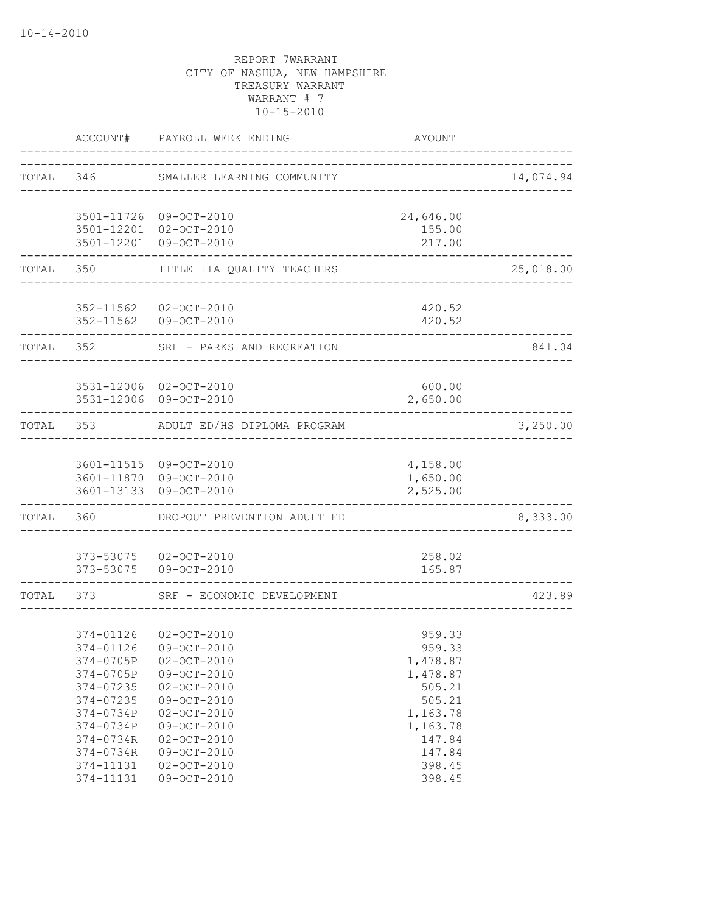REPORT 7WARRANT
CITY OF NASHUA, NEW HAMPSHIRE
TREASURY WARRANT
WARRANT # 7
10-15-2010

| | ACCOUNT# | PAYROLL WEEK ENDING | AMOUNT | |
|---|---|---|---|---|
| TOTAL | 346 | SMALLER LEARNING COMMUNITY | | 14,074.94 |
| | 3501-11726 | 09-OCT-2010 | 24,646.00 | |
| | 3501-12201 | 02-OCT-2010 | 155.00 | |
| | 3501-12201 | 09-OCT-2010 | 217.00 | |
| TOTAL | 350 | TITLE IIA QUALITY TEACHERS | | 25,018.00 |
| | 352-11562 | 02-OCT-2010 | 420.52 | |
| | 352-11562 | 09-OCT-2010 | 420.52 | |
| TOTAL | 352 | SRF - PARKS AND RECREATION | | 841.04 |
| | 3531-12006 | 02-OCT-2010 | 600.00 | |
| | 3531-12006 | 09-OCT-2010 | 2,650.00 | |
| TOTAL | 353 | ADULT ED/HS DIPLOMA PROGRAM | | 3,250.00 |
| | 3601-11515 | 09-OCT-2010 | 4,158.00 | |
| | 3601-11870 | 09-OCT-2010 | 1,650.00 | |
| | 3601-13133 | 09-OCT-2010 | 2,525.00 | |
| TOTAL | 360 | DROPOUT PREVENTION ADULT ED | | 8,333.00 |
| | 373-53075 | 02-OCT-2010 | 258.02 | |
| | 373-53075 | 09-OCT-2010 | 165.87 | |
| TOTAL | 373 | SRF - ECONOMIC DEVELOPMENT | | 423.89 |
| | 374-01126 | 02-OCT-2010 | 959.33 | |
| | 374-01126 | 09-OCT-2010 | 959.33 | |
| | 374-0705P | 02-OCT-2010 | 1,478.87 | |
| | 374-0705P | 09-OCT-2010 | 1,478.87 | |
| | 374-07235 | 02-OCT-2010 | 505.21 | |
| | 374-07235 | 09-OCT-2010 | 505.21 | |
| | 374-0734P | 02-OCT-2010 | 1,163.78 | |
| | 374-0734P | 09-OCT-2010 | 1,163.78 | |
| | 374-0734R | 02-OCT-2010 | 147.84 | |
| | 374-0734R | 09-OCT-2010 | 147.84 | |
| | 374-11131 | 02-OCT-2010 | 398.45 | |
| | 374-11131 | 09-OCT-2010 | 398.45 | |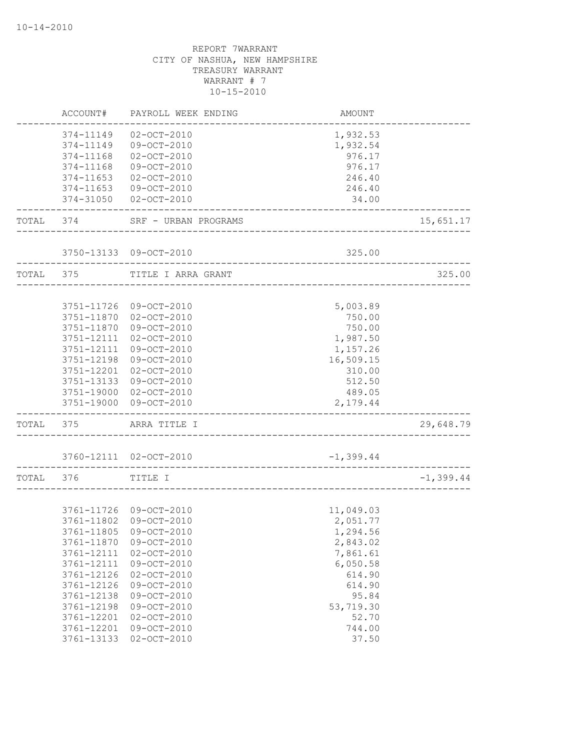10-14-2010

REPORT 7WARRANT
CITY OF NASHUA, NEW HAMPSHIRE
TREASURY WARRANT
WARRANT # 7
10-15-2010

| | ACCOUNT# | PAYROLL WEEK ENDING | AMOUNT | |
|---|---|---|---|---|
| | 374-11149 | 02-OCT-2010 | 1,932.53 | |
| | 374-11149 | 09-OCT-2010 | 1,932.54 | |
| | 374-11168 | 02-OCT-2010 | 976.17 | |
| | 374-11168 | 09-OCT-2010 | 976.17 | |
| | 374-11653 | 02-OCT-2010 | 246.40 | |
| | 374-11653 | 09-OCT-2010 | 246.40 | |
| | 374-31050 | 02-OCT-2010 | 34.00 | |
| TOTAL | 374 | SRF - URBAN PROGRAMS | | 15,651.17 |
| | 3750-13133 | 09-OCT-2010 | 325.00 | |
| TOTAL | 375 | TITLE I ARRA GRANT | | 325.00 |
| | 3751-11726 | 09-OCT-2010 | 5,003.89 | |
| | 3751-11870 | 02-OCT-2010 | 750.00 | |
| | 3751-11870 | 09-OCT-2010 | 750.00 | |
| | 3751-12111 | 02-OCT-2010 | 1,987.50 | |
| | 3751-12111 | 09-OCT-2010 | 1,157.26 | |
| | 3751-12198 | 09-OCT-2010 | 16,509.15 | |
| | 3751-12201 | 02-OCT-2010 | 310.00 | |
| | 3751-13133 | 09-OCT-2010 | 512.50 | |
| | 3751-19000 | 02-OCT-2010 | 489.05 | |
| | 3751-19000 | 09-OCT-2010 | 2,179.44 | |
| TOTAL | 375 | ARRA TITLE I | | 29,648.79 |
| | 3760-12111 | 02-OCT-2010 | -1,399.44 | |
| TOTAL | 376 | TITLE I | | -1,399.44 |
| | 3761-11726 | 09-OCT-2010 | 11,049.03 | |
| | 3761-11802 | 09-OCT-2010 | 2,051.77 | |
| | 3761-11805 | 09-OCT-2010 | 1,294.56 | |
| | 3761-11870 | 09-OCT-2010 | 2,843.02 | |
| | 3761-12111 | 02-OCT-2010 | 7,861.61 | |
| | 3761-12111 | 09-OCT-2010 | 6,050.58 | |
| | 3761-12126 | 02-OCT-2010 | 614.90 | |
| | 3761-12126 | 09-OCT-2010 | 614.90 | |
| | 3761-12138 | 09-OCT-2010 | 95.84 | |
| | 3761-12198 | 09-OCT-2010 | 53,719.30 | |
| | 3761-12201 | 02-OCT-2010 | 52.70 | |
| | 3761-12201 | 09-OCT-2010 | 744.00 | |
| | 3761-13133 | 02-OCT-2010 | 37.50 | |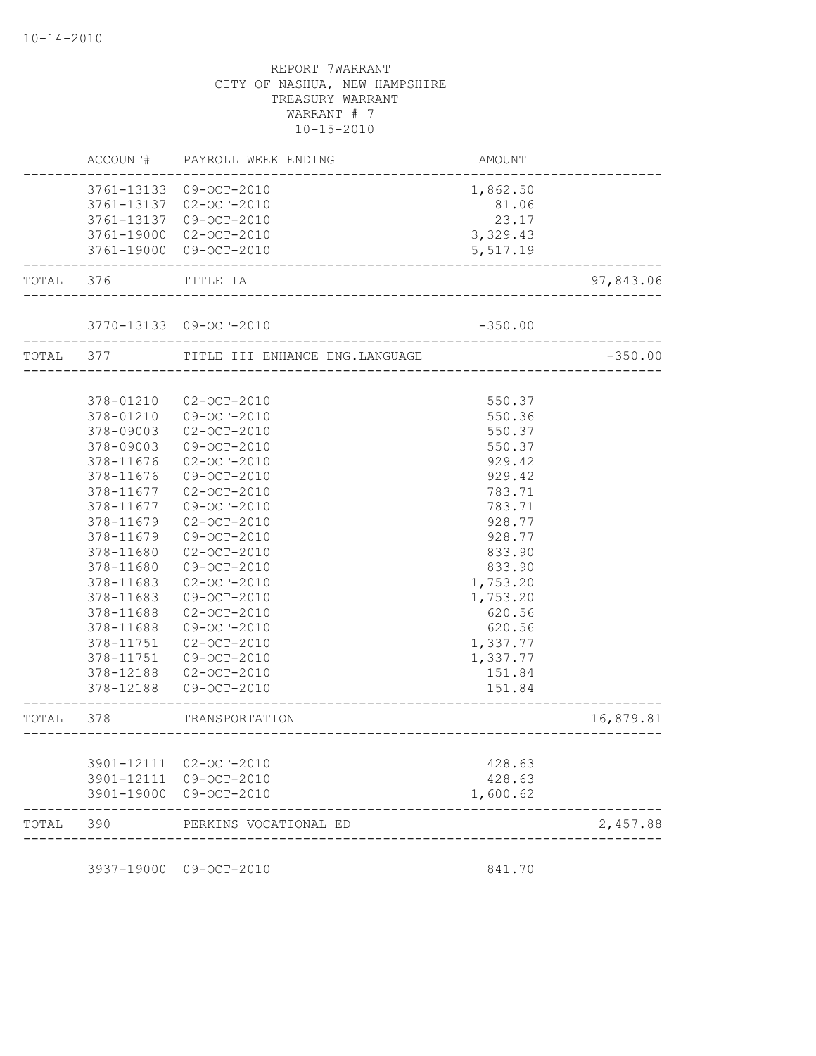10-14-2010

REPORT 7WARRANT
CITY OF NASHUA, NEW HAMPSHIRE
TREASURY WARRANT
WARRANT # 7
10-15-2010

| | ACCOUNT# | PAYROLL WEEK ENDING | AMOUNT | |
|---|---|---|---|---|
| | 3761-13133 | 09-OCT-2010 | 1,862.50 | |
| | 3761-13137 | 02-OCT-2010 | 81.06 | |
| | 3761-13137 | 09-OCT-2010 | 23.17 | |
| | 3761-19000 | 02-OCT-2010 | 3,329.43 | |
| | 3761-19000 | 09-OCT-2010 | 5,517.19 | |
| TOTAL | 376 | TITLE IA | | 97,843.06 |
| | 3770-13133 | 09-OCT-2010 | -350.00 | |
| TOTAL | 377 | TITLE III ENHANCE ENG.LANGUAGE | | -350.00 |
| | 378-01210 | 02-OCT-2010 | 550.37 | |
| | 378-01210 | 09-OCT-2010 | 550.36 | |
| | 378-09003 | 02-OCT-2010 | 550.37 | |
| | 378-09003 | 09-OCT-2010 | 550.37 | |
| | 378-11676 | 02-OCT-2010 | 929.42 | |
| | 378-11676 | 09-OCT-2010 | 929.42 | |
| | 378-11677 | 02-OCT-2010 | 783.71 | |
| | 378-11677 | 09-OCT-2010 | 783.71 | |
| | 378-11679 | 02-OCT-2010 | 928.77 | |
| | 378-11679 | 09-OCT-2010 | 928.77 | |
| | 378-11680 | 02-OCT-2010 | 833.90 | |
| | 378-11680 | 09-OCT-2010 | 833.90 | |
| | 378-11683 | 02-OCT-2010 | 1,753.20 | |
| | 378-11683 | 09-OCT-2010 | 1,753.20 | |
| | 378-11688 | 02-OCT-2010 | 620.56 | |
| | 378-11688 | 09-OCT-2010 | 620.56 | |
| | 378-11751 | 02-OCT-2010 | 1,337.77 | |
| | 378-11751 | 09-OCT-2010 | 1,337.77 | |
| | 378-12188 | 02-OCT-2010 | 151.84 | |
| | 378-12188 | 09-OCT-2010 | 151.84 | |
| TOTAL | 378 | TRANSPORTATION | | 16,879.81 |
| | 3901-12111 | 02-OCT-2010 | 428.63 | |
| | 3901-12111 | 09-OCT-2010 | 428.63 | |
| | 3901-19000 | 09-OCT-2010 | 1,600.62 | |
| TOTAL | 390 | PERKINS VOCATIONAL ED | | 2,457.88 |
| | 3937-19000 | 09-OCT-2010 | 841.70 | |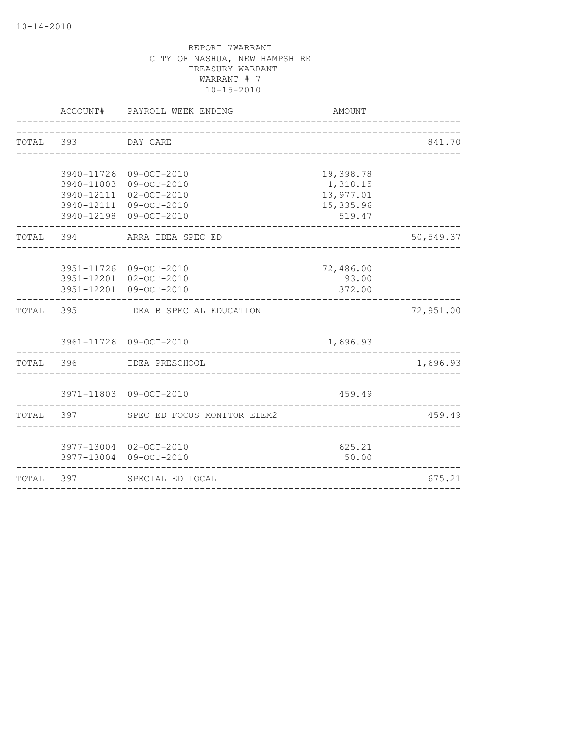10-14-2010

REPORT 7WARRANT
CITY OF NASHUA, NEW HAMPSHIRE
TREASURY WARRANT
WARRANT # 7
10-15-2010

| | ACCOUNT# | PAYROLL WEEK ENDING | AMOUNT | |
|---|---|---|---|---|
| TOTAL | 393 | DAY CARE | | 841.70 |
| | 3940-11726 | 09-OCT-2010 | 19,398.78 | |
| | 3940-11803 | 09-OCT-2010 | 1,318.15 | |
| | 3940-12111 | 02-OCT-2010 | 13,977.01 | |
| | 3940-12111 | 09-OCT-2010 | 15,335.96 | |
| | 3940-12198 | 09-OCT-2010 | 519.47 | |
| TOTAL | 394 | ARRA IDEA SPEC ED | | 50,549.37 |
| | 3951-11726 | 09-OCT-2010 | 72,486.00 | |
| | 3951-12201 | 02-OCT-2010 | 93.00 | |
| | 3951-12201 | 09-OCT-2010 | 372.00 | |
| TOTAL | 395 | IDEA B SPECIAL EDUCATION | | 72,951.00 |
| | 3961-11726 | 09-OCT-2010 | 1,696.93 | |
| TOTAL | 396 | IDEA PRESCHOOL | | 1,696.93 |
| | 3971-11803 | 09-OCT-2010 | 459.49 | |
| TOTAL | 397 | SPEC ED FOCUS MONITOR ELEM2 | | 459.49 |
| | 3977-13004 | 02-OCT-2010 | 625.21 | |
| | 3977-13004 | 09-OCT-2010 | 50.00 | |
| TOTAL | 397 | SPECIAL ED LOCAL | | 675.21 |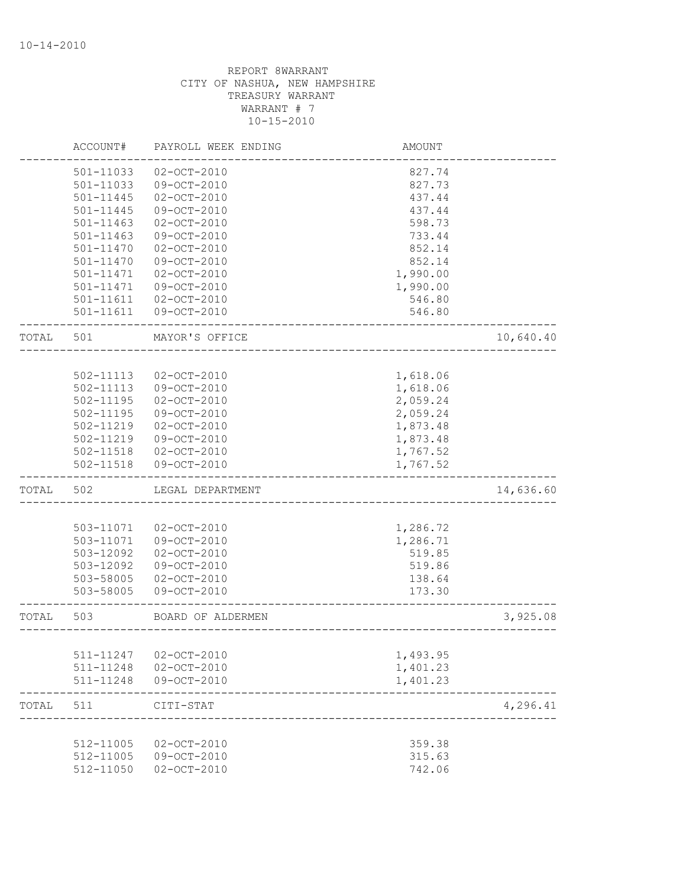10-14-2010

REPORT 8WARRANT
CITY OF NASHUA, NEW HAMPSHIRE
TREASURY WARRANT
WARRANT # 7
10-15-2010

| | ACCOUNT# | PAYROLL WEEK ENDING | AMOUNT | |
|---|---|---|---|---|
| | 501-11033 | 02-OCT-2010 | 827.74 | |
| | 501-11033 | 09-OCT-2010 | 827.73 | |
| | 501-11445 | 02-OCT-2010 | 437.44 | |
| | 501-11445 | 09-OCT-2010 | 437.44 | |
| | 501-11463 | 02-OCT-2010 | 598.73 | |
| | 501-11463 | 09-OCT-2010 | 733.44 | |
| | 501-11470 | 02-OCT-2010 | 852.14 | |
| | 501-11470 | 09-OCT-2010 | 852.14 | |
| | 501-11471 | 02-OCT-2010 | 1,990.00 | |
| | 501-11471 | 09-OCT-2010 | 1,990.00 | |
| | 501-11611 | 02-OCT-2010 | 546.80 | |
| | 501-11611 | 09-OCT-2010 | 546.80 | |
| TOTAL | 501 | MAYOR'S OFFICE | | 10,640.40 |
| | 502-11113 | 02-OCT-2010 | 1,618.06 | |
| | 502-11113 | 09-OCT-2010 | 1,618.06 | |
| | 502-11195 | 02-OCT-2010 | 2,059.24 | |
| | 502-11195 | 09-OCT-2010 | 2,059.24 | |
| | 502-11219 | 02-OCT-2010 | 1,873.48 | |
| | 502-11219 | 09-OCT-2010 | 1,873.48 | |
| | 502-11518 | 02-OCT-2010 | 1,767.52 | |
| | 502-11518 | 09-OCT-2010 | 1,767.52 | |
| TOTAL | 502 | LEGAL DEPARTMENT | | 14,636.60 |
| | 503-11071 | 02-OCT-2010 | 1,286.72 | |
| | 503-11071 | 09-OCT-2010 | 1,286.71 | |
| | 503-12092 | 02-OCT-2010 | 519.85 | |
| | 503-12092 | 09-OCT-2010 | 519.86 | |
| | 503-58005 | 02-OCT-2010 | 138.64 | |
| | 503-58005 | 09-OCT-2010 | 173.30 | |
| TOTAL | 503 | BOARD OF ALDERMEN | | 3,925.08 |
| | 511-11247 | 02-OCT-2010 | 1,493.95 | |
| | 511-11248 | 02-OCT-2010 | 1,401.23 | |
| | 511-11248 | 09-OCT-2010 | 1,401.23 | |
| TOTAL | 511 | CITI-STAT | | 4,296.41 |
| | 512-11005 | 02-OCT-2010 | 359.38 | |
| | 512-11005 | 09-OCT-2010 | 315.63 | |
| | 512-11050 | 02-OCT-2010 | 742.06 | |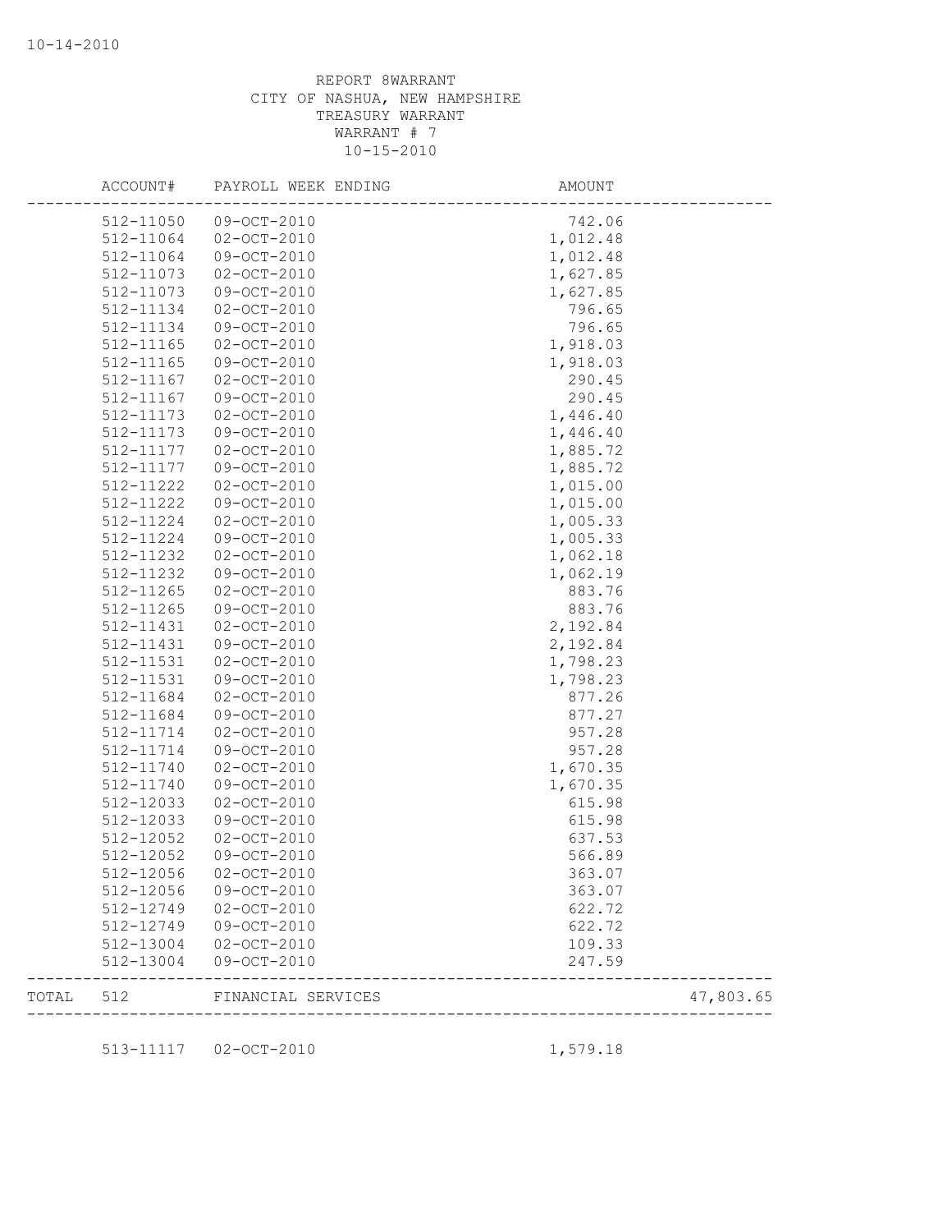REPORT 8WARRANT
CITY OF NASHUA, NEW HAMPSHIRE
TREASURY WARRANT
WARRANT # 7
10-15-2010

| | ACCOUNT# | PAYROLL WEEK ENDING | AMOUNT | |
|---|---|---|---|---|
| | 512-11050 | 09-OCT-2010 | 742.06 | |
| | 512-11064 | 02-OCT-2010 | 1,012.48 | |
| | 512-11064 | 09-OCT-2010 | 1,012.48 | |
| | 512-11073 | 02-OCT-2010 | 1,627.85 | |
| | 512-11073 | 09-OCT-2010 | 1,627.85 | |
| | 512-11134 | 02-OCT-2010 | 796.65 | |
| | 512-11134 | 09-OCT-2010 | 796.65 | |
| | 512-11165 | 02-OCT-2010 | 1,918.03 | |
| | 512-11165 | 09-OCT-2010 | 1,918.03 | |
| | 512-11167 | 02-OCT-2010 | 290.45 | |
| | 512-11167 | 09-OCT-2010 | 290.45 | |
| | 512-11173 | 02-OCT-2010 | 1,446.40 | |
| | 512-11173 | 09-OCT-2010 | 1,446.40 | |
| | 512-11177 | 02-OCT-2010 | 1,885.72 | |
| | 512-11177 | 09-OCT-2010 | 1,885.72 | |
| | 512-11222 | 02-OCT-2010 | 1,015.00 | |
| | 512-11222 | 09-OCT-2010 | 1,015.00 | |
| | 512-11224 | 02-OCT-2010 | 1,005.33 | |
| | 512-11224 | 09-OCT-2010 | 1,005.33 | |
| | 512-11232 | 02-OCT-2010 | 1,062.18 | |
| | 512-11232 | 09-OCT-2010 | 1,062.19 | |
| | 512-11265 | 02-OCT-2010 | 883.76 | |
| | 512-11265 | 09-OCT-2010 | 883.76 | |
| | 512-11431 | 02-OCT-2010 | 2,192.84 | |
| | 512-11431 | 09-OCT-2010 | 2,192.84 | |
| | 512-11531 | 02-OCT-2010 | 1,798.23 | |
| | 512-11531 | 09-OCT-2010 | 1,798.23 | |
| | 512-11684 | 02-OCT-2010 | 877.26 | |
| | 512-11684 | 09-OCT-2010 | 877.27 | |
| | 512-11714 | 02-OCT-2010 | 957.28 | |
| | 512-11714 | 09-OCT-2010 | 957.28 | |
| | 512-11740 | 02-OCT-2010 | 1,670.35 | |
| | 512-11740 | 09-OCT-2010 | 1,670.35 | |
| | 512-12033 | 02-OCT-2010 | 615.98 | |
| | 512-12033 | 09-OCT-2010 | 615.98 | |
| | 512-12052 | 02-OCT-2010 | 637.53 | |
| | 512-12052 | 09-OCT-2010 | 566.89 | |
| | 512-12056 | 02-OCT-2010 | 363.07 | |
| | 512-12056 | 09-OCT-2010 | 363.07 | |
| | 512-12749 | 02-OCT-2010 | 622.72 | |
| | 512-12749 | 09-OCT-2010 | 622.72 | |
| | 512-13004 | 02-OCT-2010 | 109.33 | |
| | 512-13004 | 09-OCT-2010 | 247.59 | |
| TOTAL | 512 | FINANCIAL SERVICES | | 47,803.65 |
| | 513-11117 | 02-OCT-2010 | 1,579.18 | |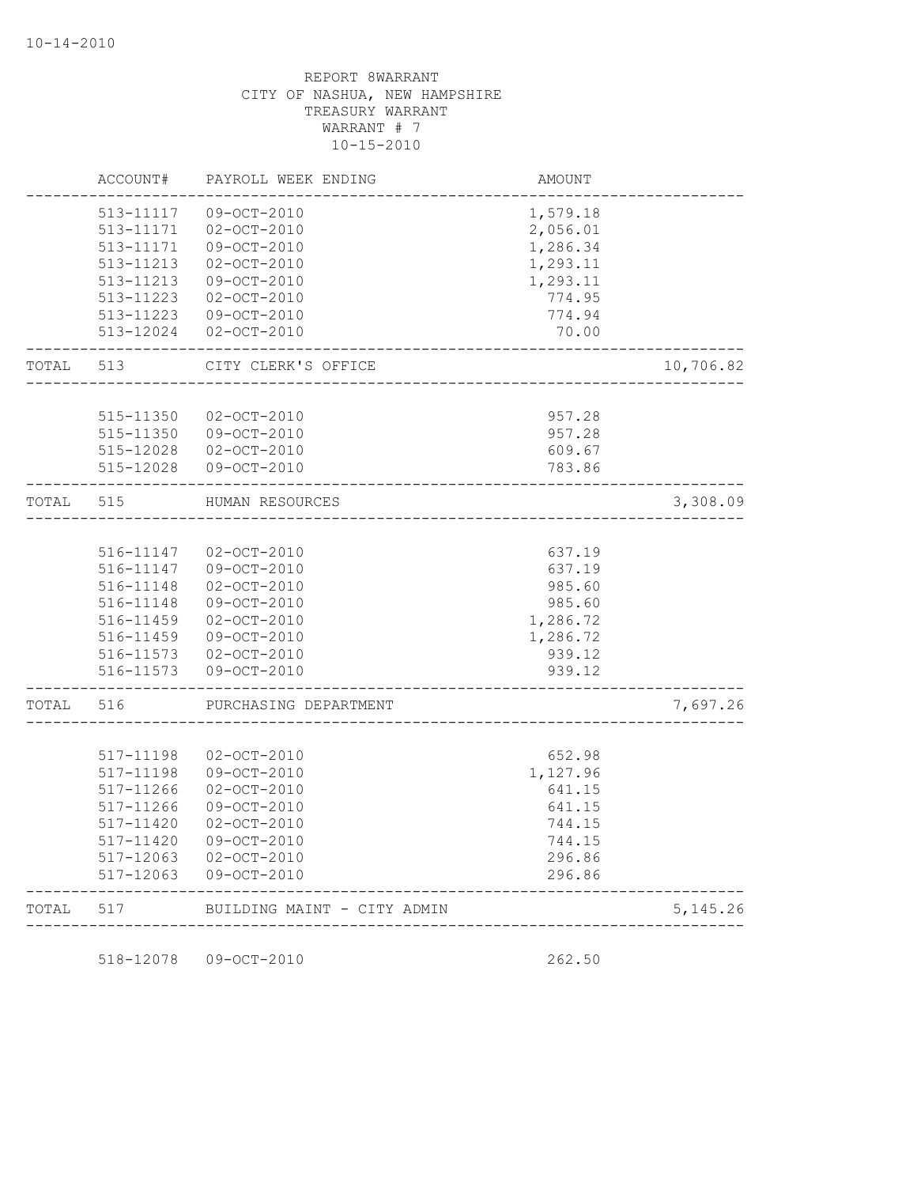REPORT 8WARRANT
CITY OF NASHUA, NEW HAMPSHIRE
TREASURY WARRANT
WARRANT # 7
10-15-2010

| ACCOUNT# | PAYROLL WEEK ENDING | AMOUNT | |
|---|---|---|---|
| 513-11117 | 09-OCT-2010 | 1,579.18 | |
| 513-11171 | 02-OCT-2010 | 2,056.01 | |
| 513-11171 | 09-OCT-2010 | 1,286.34 | |
| 513-11213 | 02-OCT-2010 | 1,293.11 | |
| 513-11213 | 09-OCT-2010 | 1,293.11 | |
| 513-11223 | 02-OCT-2010 | 774.95 | |
| 513-11223 | 09-OCT-2010 | 774.94 | |
| 513-12024 | 02-OCT-2010 | 70.00 | |
| TOTAL 513 | CITY CLERK'S OFFICE | | 10,706.82 |
| 515-11350 | 02-OCT-2010 | 957.28 | |
| 515-11350 | 09-OCT-2010 | 957.28 | |
| 515-12028 | 02-OCT-2010 | 609.67 | |
| 515-12028 | 09-OCT-2010 | 783.86 | |
| TOTAL 515 | HUMAN RESOURCES | | 3,308.09 |
| 516-11147 | 02-OCT-2010 | 637.19 | |
| 516-11147 | 09-OCT-2010 | 637.19 | |
| 516-11148 | 02-OCT-2010 | 985.60 | |
| 516-11148 | 09-OCT-2010 | 985.60 | |
| 516-11459 | 02-OCT-2010 | 1,286.72 | |
| 516-11459 | 09-OCT-2010 | 1,286.72 | |
| 516-11573 | 02-OCT-2010 | 939.12 | |
| 516-11573 | 09-OCT-2010 | 939.12 | |
| TOTAL 516 | PURCHASING DEPARTMENT | | 7,697.26 |
| 517-11198 | 02-OCT-2010 | 652.98 | |
| 517-11198 | 09-OCT-2010 | 1,127.96 | |
| 517-11266 | 02-OCT-2010 | 641.15 | |
| 517-11266 | 09-OCT-2010 | 641.15 | |
| 517-11420 | 02-OCT-2010 | 744.15 | |
| 517-11420 | 09-OCT-2010 | 744.15 | |
| 517-12063 | 02-OCT-2010 | 296.86 | |
| 517-12063 | 09-OCT-2010 | 296.86 | |
| TOTAL 517 | BUILDING MAINT - CITY ADMIN | | 5,145.26 |
| 518-12078 | 09-OCT-2010 | 262.50 | |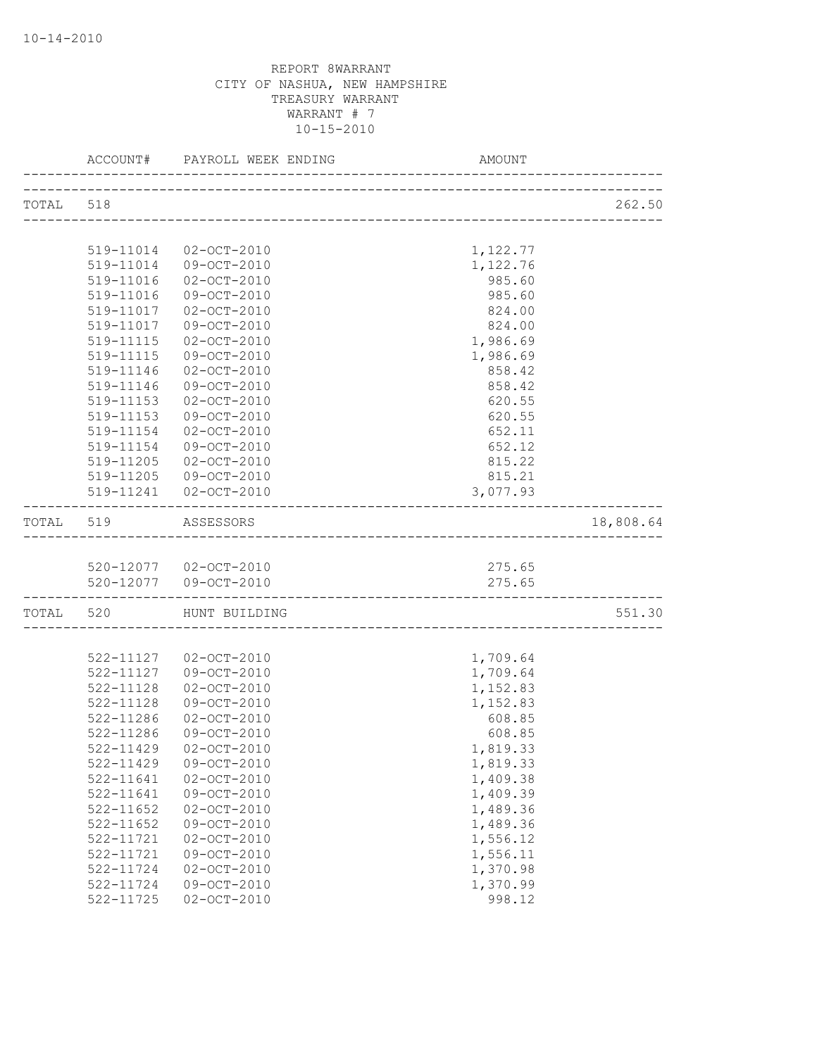10-14-2010

REPORT 8WARRANT
CITY OF NASHUA, NEW HAMPSHIRE
TREASURY WARRANT
WARRANT # 7
10-15-2010

| | ACCOUNT# | PAYROLL WEEK ENDING | AMOUNT | |
|---|---|---|---|---|
| TOTAL | 518 | | | 262.50 |
| | 519-11014 | 02-OCT-2010 | 1,122.77 | |
| | 519-11014 | 09-OCT-2010 | 1,122.76 | |
| | 519-11016 | 02-OCT-2010 | 985.60 | |
| | 519-11016 | 09-OCT-2010 | 985.60 | |
| | 519-11017 | 02-OCT-2010 | 824.00 | |
| | 519-11017 | 09-OCT-2010 | 824.00 | |
| | 519-11115 | 02-OCT-2010 | 1,986.69 | |
| | 519-11115 | 09-OCT-2010 | 1,986.69 | |
| | 519-11146 | 02-OCT-2010 | 858.42 | |
| | 519-11146 | 09-OCT-2010 | 858.42 | |
| | 519-11153 | 02-OCT-2010 | 620.55 | |
| | 519-11153 | 09-OCT-2010 | 620.55 | |
| | 519-11154 | 02-OCT-2010 | 652.11 | |
| | 519-11154 | 09-OCT-2010 | 652.12 | |
| | 519-11205 | 02-OCT-2010 | 815.22 | |
| | 519-11205 | 09-OCT-2010 | 815.21 | |
| | 519-11241 | 02-OCT-2010 | 3,077.93 | |
| TOTAL | 519 | ASSESSORS | | 18,808.64 |
| | 520-12077 | 02-OCT-2010 | 275.65 | |
| | 520-12077 | 09-OCT-2010 | 275.65 | |
| TOTAL | 520 | HUNT BUILDING | | 551.30 |
| | 522-11127 | 02-OCT-2010 | 1,709.64 | |
| | 522-11127 | 09-OCT-2010 | 1,709.64 | |
| | 522-11128 | 02-OCT-2010 | 1,152.83 | |
| | 522-11128 | 09-OCT-2010 | 1,152.83 | |
| | 522-11286 | 02-OCT-2010 | 608.85 | |
| | 522-11286 | 09-OCT-2010 | 608.85 | |
| | 522-11429 | 02-OCT-2010 | 1,819.33 | |
| | 522-11429 | 09-OCT-2010 | 1,819.33 | |
| | 522-11641 | 02-OCT-2010 | 1,409.38 | |
| | 522-11641 | 09-OCT-2010 | 1,409.39 | |
| | 522-11652 | 02-OCT-2010 | 1,489.36 | |
| | 522-11652 | 09-OCT-2010 | 1,489.36 | |
| | 522-11721 | 02-OCT-2010 | 1,556.12 | |
| | 522-11721 | 09-OCT-2010 | 1,556.11 | |
| | 522-11724 | 02-OCT-2010 | 1,370.98 | |
| | 522-11724 | 09-OCT-2010 | 1,370.99 | |
| | 522-11725 | 02-OCT-2010 | 998.12 | |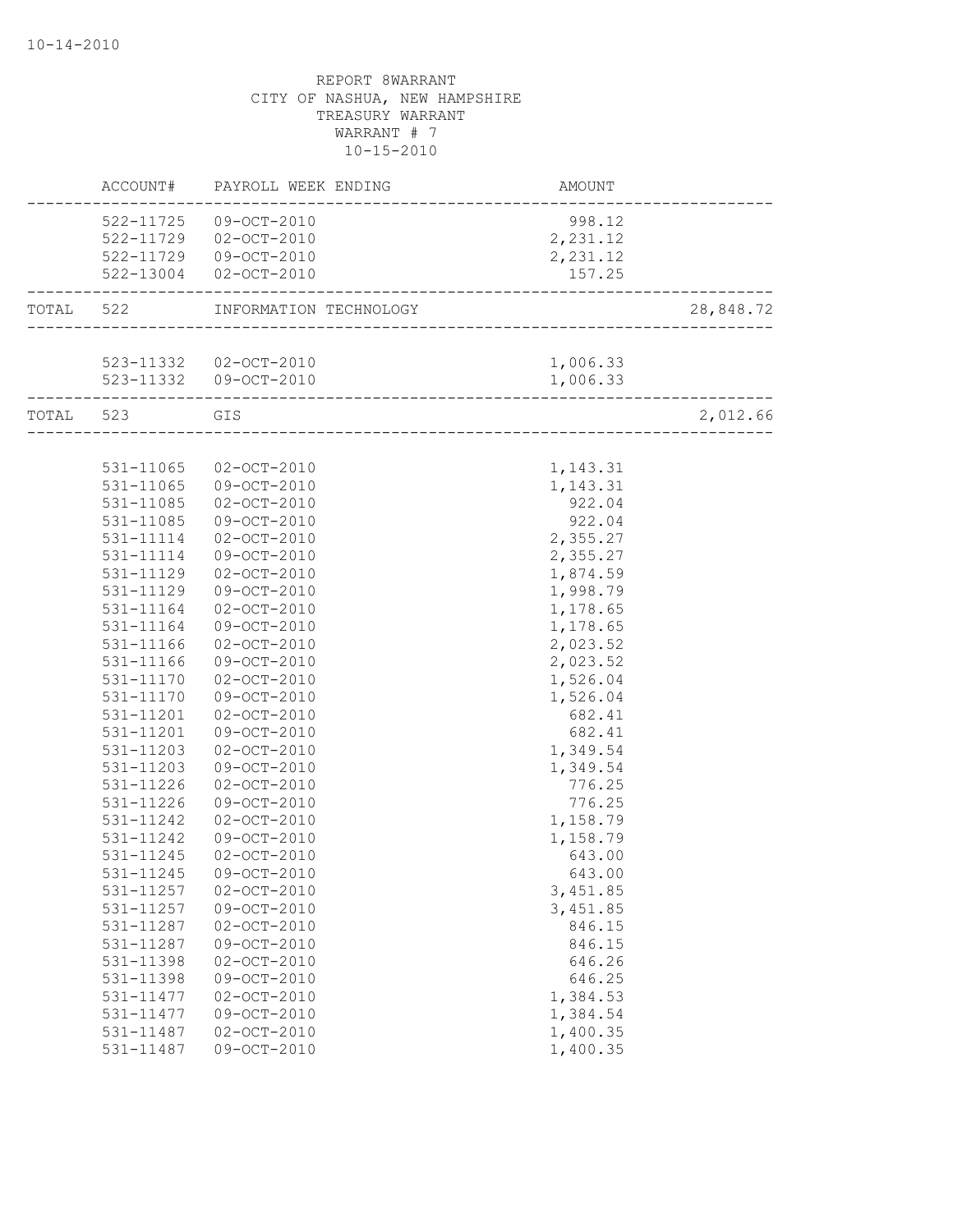REPORT 8WARRANT
CITY OF NASHUA, NEW HAMPSHIRE
TREASURY WARRANT
WARRANT # 7
10-15-2010

| ACCOUNT# | PAYROLL WEEK ENDING | AMOUNT | |
|---|---|---|---|
| 522-11725 | 09-OCT-2010 | 998.12 | |
| 522-11729 | 02-OCT-2010 | 2,231.12 | |
| 522-11729 | 09-OCT-2010 | 2,231.12 | |
| 522-13004 | 02-OCT-2010 | 157.25 | |
| TOTAL 522 | INFORMATION TECHNOLOGY | | 28,848.72 |
| 523-11332 | 02-OCT-2010 | 1,006.33 | |
| 523-11332 | 09-OCT-2010 | 1,006.33 | |
| TOTAL 523 | GIS | | 2,012.66 |
| 531-11065 | 02-OCT-2010 | 1,143.31 | |
| 531-11065 | 09-OCT-2010 | 1,143.31 | |
| 531-11085 | 02-OCT-2010 | 922.04 | |
| 531-11085 | 09-OCT-2010 | 922.04 | |
| 531-11114 | 02-OCT-2010 | 2,355.27 | |
| 531-11114 | 09-OCT-2010 | 2,355.27 | |
| 531-11129 | 02-OCT-2010 | 1,874.59 | |
| 531-11129 | 09-OCT-2010 | 1,998.79 | |
| 531-11164 | 02-OCT-2010 | 1,178.65 | |
| 531-11164 | 09-OCT-2010 | 1,178.65 | |
| 531-11166 | 02-OCT-2010 | 2,023.52 | |
| 531-11166 | 09-OCT-2010 | 2,023.52 | |
| 531-11170 | 02-OCT-2010 | 1,526.04 | |
| 531-11170 | 09-OCT-2010 | 1,526.04 | |
| 531-11201 | 02-OCT-2010 | 682.41 | |
| 531-11201 | 09-OCT-2010 | 682.41 | |
| 531-11203 | 02-OCT-2010 | 1,349.54 | |
| 531-11203 | 09-OCT-2010 | 1,349.54 | |
| 531-11226 | 02-OCT-2010 | 776.25 | |
| 531-11226 | 09-OCT-2010 | 776.25 | |
| 531-11242 | 02-OCT-2010 | 1,158.79 | |
| 531-11242 | 09-OCT-2010 | 1,158.79 | |
| 531-11245 | 02-OCT-2010 | 643.00 | |
| 531-11245 | 09-OCT-2010 | 643.00 | |
| 531-11257 | 02-OCT-2010 | 3,451.85 | |
| 531-11257 | 09-OCT-2010 | 3,451.85 | |
| 531-11287 | 02-OCT-2010 | 846.15 | |
| 531-11287 | 09-OCT-2010 | 846.15 | |
| 531-11398 | 02-OCT-2010 | 646.26 | |
| 531-11398 | 09-OCT-2010 | 646.25 | |
| 531-11477 | 02-OCT-2010 | 1,384.53 | |
| 531-11477 | 09-OCT-2010 | 1,384.54 | |
| 531-11487 | 02-OCT-2010 | 1,400.35 | |
| 531-11487 | 09-OCT-2010 | 1,400.35 | |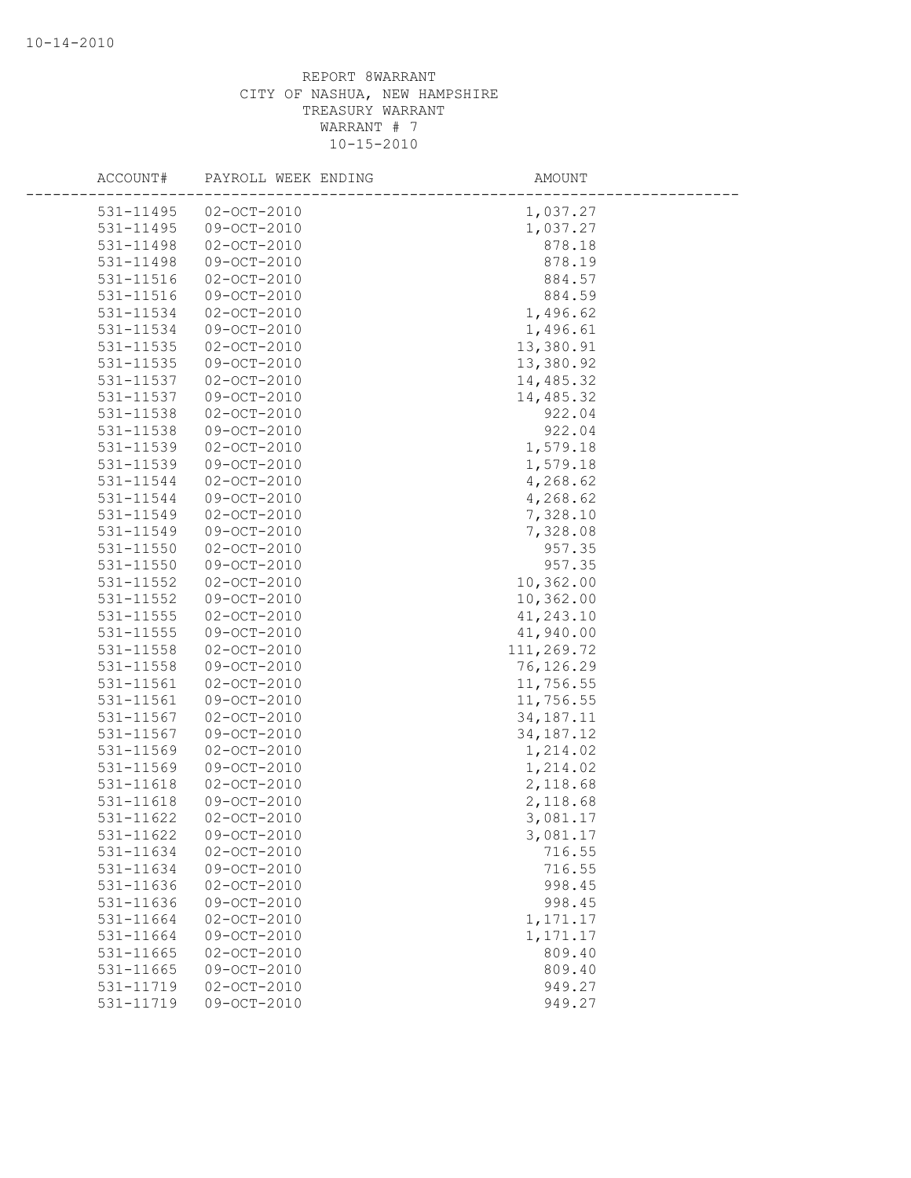REPORT 8WARRANT
CITY OF NASHUA, NEW HAMPSHIRE
TREASURY WARRANT
WARRANT # 7
10-15-2010

| ACCOUNT# | PAYROLL WEEK ENDING | AMOUNT |
|---|---|---|
| 531-11495 | 02-OCT-2010 | 1,037.27 |
| 531-11495 | 09-OCT-2010 | 1,037.27 |
| 531-11498 | 02-OCT-2010 | 878.18 |
| 531-11498 | 09-OCT-2010 | 878.19 |
| 531-11516 | 02-OCT-2010 | 884.57 |
| 531-11516 | 09-OCT-2010 | 884.59 |
| 531-11534 | 02-OCT-2010 | 1,496.62 |
| 531-11534 | 09-OCT-2010 | 1,496.61 |
| 531-11535 | 02-OCT-2010 | 13,380.91 |
| 531-11535 | 09-OCT-2010 | 13,380.92 |
| 531-11537 | 02-OCT-2010 | 14,485.32 |
| 531-11537 | 09-OCT-2010 | 14,485.32 |
| 531-11538 | 02-OCT-2010 | 922.04 |
| 531-11538 | 09-OCT-2010 | 922.04 |
| 531-11539 | 02-OCT-2010 | 1,579.18 |
| 531-11539 | 09-OCT-2010 | 1,579.18 |
| 531-11544 | 02-OCT-2010 | 4,268.62 |
| 531-11544 | 09-OCT-2010 | 4,268.62 |
| 531-11549 | 02-OCT-2010 | 7,328.10 |
| 531-11549 | 09-OCT-2010 | 7,328.08 |
| 531-11550 | 02-OCT-2010 | 957.35 |
| 531-11550 | 09-OCT-2010 | 957.35 |
| 531-11552 | 02-OCT-2010 | 10,362.00 |
| 531-11552 | 09-OCT-2010 | 10,362.00 |
| 531-11555 | 02-OCT-2010 | 41,243.10 |
| 531-11555 | 09-OCT-2010 | 41,940.00 |
| 531-11558 | 02-OCT-2010 | 111,269.72 |
| 531-11558 | 09-OCT-2010 | 76,126.29 |
| 531-11561 | 02-OCT-2010 | 11,756.55 |
| 531-11561 | 09-OCT-2010 | 11,756.55 |
| 531-11567 | 02-OCT-2010 | 34,187.11 |
| 531-11567 | 09-OCT-2010 | 34,187.12 |
| 531-11569 | 02-OCT-2010 | 1,214.02 |
| 531-11569 | 09-OCT-2010 | 1,214.02 |
| 531-11618 | 02-OCT-2010 | 2,118.68 |
| 531-11618 | 09-OCT-2010 | 2,118.68 |
| 531-11622 | 02-OCT-2010 | 3,081.17 |
| 531-11622 | 09-OCT-2010 | 3,081.17 |
| 531-11634 | 02-OCT-2010 | 716.55 |
| 531-11634 | 09-OCT-2010 | 716.55 |
| 531-11636 | 02-OCT-2010 | 998.45 |
| 531-11636 | 09-OCT-2010 | 998.45 |
| 531-11664 | 02-OCT-2010 | 1,171.17 |
| 531-11664 | 09-OCT-2010 | 1,171.17 |
| 531-11665 | 02-OCT-2010 | 809.40 |
| 531-11665 | 09-OCT-2010 | 809.40 |
| 531-11719 | 02-OCT-2010 | 949.27 |
| 531-11719 | 09-OCT-2010 | 949.27 |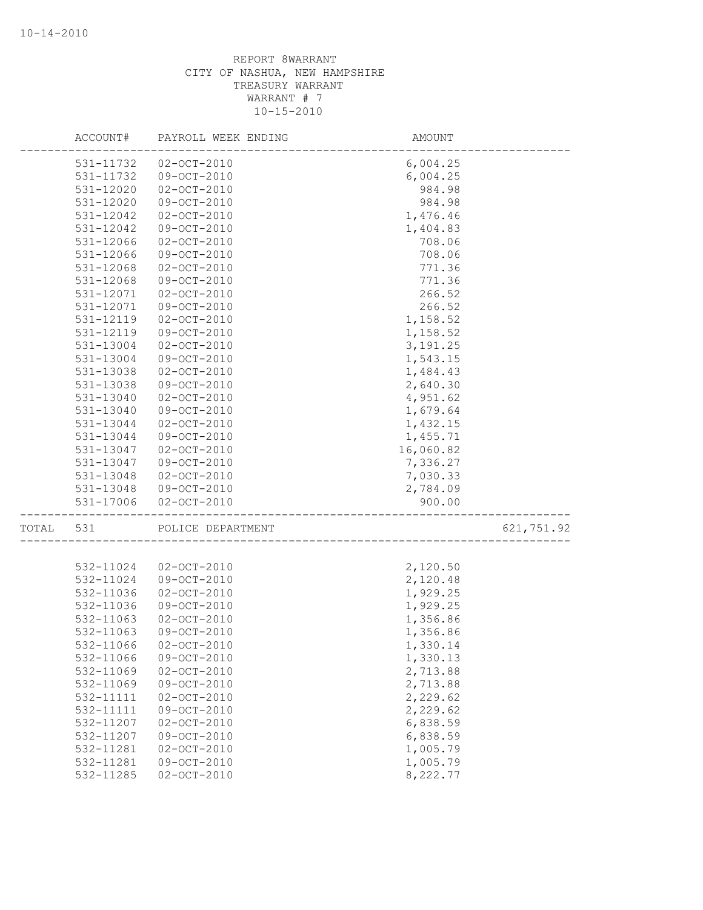REPORT 8WARRANT
CITY OF NASHUA, NEW HAMPSHIRE
TREASURY WARRANT
WARRANT # 7
10-15-2010

| | ACCOUNT# | PAYROLL WEEK ENDING | AMOUNT | |
|---|---|---|---|---|
| | 531-11732 | 02-OCT-2010 | 6,004.25 | |
| | 531-11732 | 09-OCT-2010 | 6,004.25 | |
| | 531-12020 | 02-OCT-2010 | 984.98 | |
| | 531-12020 | 09-OCT-2010 | 984.98 | |
| | 531-12042 | 02-OCT-2010 | 1,476.46 | |
| | 531-12042 | 09-OCT-2010 | 1,404.83 | |
| | 531-12066 | 02-OCT-2010 | 708.06 | |
| | 531-12066 | 09-OCT-2010 | 708.06 | |
| | 531-12068 | 02-OCT-2010 | 771.36 | |
| | 531-12068 | 09-OCT-2010 | 771.36 | |
| | 531-12071 | 02-OCT-2010 | 266.52 | |
| | 531-12071 | 09-OCT-2010 | 266.52 | |
| | 531-12119 | 02-OCT-2010 | 1,158.52 | |
| | 531-12119 | 09-OCT-2010 | 1,158.52 | |
| | 531-13004 | 02-OCT-2010 | 3,191.25 | |
| | 531-13004 | 09-OCT-2010 | 1,543.15 | |
| | 531-13038 | 02-OCT-2010 | 1,484.43 | |
| | 531-13038 | 09-OCT-2010 | 2,640.30 | |
| | 531-13040 | 02-OCT-2010 | 4,951.62 | |
| | 531-13040 | 09-OCT-2010 | 1,679.64 | |
| | 531-13044 | 02-OCT-2010 | 1,432.15 | |
| | 531-13044 | 09-OCT-2010 | 1,455.71 | |
| | 531-13047 | 02-OCT-2010 | 16,060.82 | |
| | 531-13047 | 09-OCT-2010 | 7,336.27 | |
| | 531-13048 | 02-OCT-2010 | 7,030.33 | |
| | 531-13048 | 09-OCT-2010 | 2,784.09 | |
| | 531-17006 | 02-OCT-2010 | 900.00 | |
| TOTAL | 531 | POLICE DEPARTMENT | | 621,751.92 |
| | 532-11024 | 02-OCT-2010 | 2,120.50 | |
| | 532-11024 | 09-OCT-2010 | 2,120.48 | |
| | 532-11036 | 02-OCT-2010 | 1,929.25 | |
| | 532-11036 | 09-OCT-2010 | 1,929.25 | |
| | 532-11063 | 02-OCT-2010 | 1,356.86 | |
| | 532-11063 | 09-OCT-2010 | 1,356.86 | |
| | 532-11066 | 02-OCT-2010 | 1,330.14 | |
| | 532-11066 | 09-OCT-2010 | 1,330.13 | |
| | 532-11069 | 02-OCT-2010 | 2,713.88 | |
| | 532-11069 | 09-OCT-2010 | 2,713.88 | |
| | 532-11111 | 02-OCT-2010 | 2,229.62 | |
| | 532-11111 | 09-OCT-2010 | 2,229.62 | |
| | 532-11207 | 02-OCT-2010 | 6,838.59 | |
| | 532-11207 | 09-OCT-2010 | 6,838.59 | |
| | 532-11281 | 02-OCT-2010 | 1,005.79 | |
| | 532-11281 | 09-OCT-2010 | 1,005.79 | |
| | 532-11285 | 02-OCT-2010 | 8,222.77 | |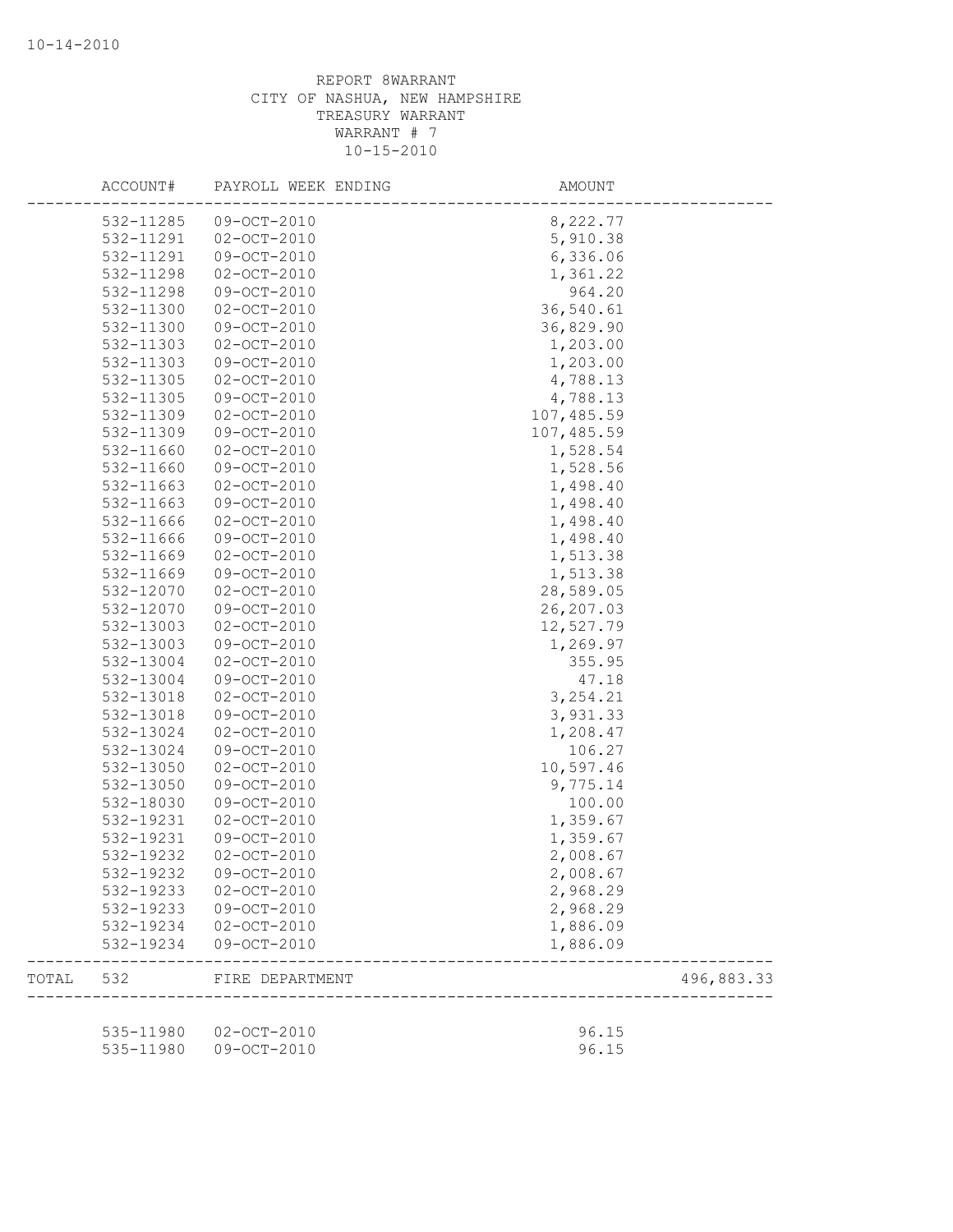REPORT 8WARRANT
CITY OF NASHUA, NEW HAMPSHIRE
TREASURY WARRANT
WARRANT # 7
10-15-2010

| ACCOUNT# | PAYROLL WEEK ENDING | AMOUNT | |
|---|---|---|---|
| 532-11285 | 09-OCT-2010 | 8,222.77 | |
| 532-11291 | 02-OCT-2010 | 5,910.38 | |
| 532-11291 | 09-OCT-2010 | 6,336.06 | |
| 532-11298 | 02-OCT-2010 | 1,361.22 | |
| 532-11298 | 09-OCT-2010 | 964.20 | |
| 532-11300 | 02-OCT-2010 | 36,540.61 | |
| 532-11300 | 09-OCT-2010 | 36,829.90 | |
| 532-11303 | 02-OCT-2010 | 1,203.00 | |
| 532-11303 | 09-OCT-2010 | 1,203.00 | |
| 532-11305 | 02-OCT-2010 | 4,788.13 | |
| 532-11305 | 09-OCT-2010 | 4,788.13 | |
| 532-11309 | 02-OCT-2010 | 107,485.59 | |
| 532-11309 | 09-OCT-2010 | 107,485.59 | |
| 532-11660 | 02-OCT-2010 | 1,528.54 | |
| 532-11660 | 09-OCT-2010 | 1,528.56 | |
| 532-11663 | 02-OCT-2010 | 1,498.40 | |
| 532-11663 | 09-OCT-2010 | 1,498.40 | |
| 532-11666 | 02-OCT-2010 | 1,498.40 | |
| 532-11666 | 09-OCT-2010 | 1,498.40 | |
| 532-11669 | 02-OCT-2010 | 1,513.38 | |
| 532-11669 | 09-OCT-2010 | 1,513.38 | |
| 532-12070 | 02-OCT-2010 | 28,589.05 | |
| 532-12070 | 09-OCT-2010 | 26,207.03 | |
| 532-13003 | 02-OCT-2010 | 12,527.79 | |
| 532-13003 | 09-OCT-2010 | 1,269.97 | |
| 532-13004 | 02-OCT-2010 | 355.95 | |
| 532-13004 | 09-OCT-2010 | 47.18 | |
| 532-13018 | 02-OCT-2010 | 3,254.21 | |
| 532-13018 | 09-OCT-2010 | 3,931.33 | |
| 532-13024 | 02-OCT-2010 | 1,208.47 | |
| 532-13024 | 09-OCT-2010 | 106.27 | |
| 532-13050 | 02-OCT-2010 | 10,597.46 | |
| 532-13050 | 09-OCT-2010 | 9,775.14 | |
| 532-18030 | 09-OCT-2010 | 100.00 | |
| 532-19231 | 02-OCT-2010 | 1,359.67 | |
| 532-19231 | 09-OCT-2010 | 1,359.67 | |
| 532-19232 | 02-OCT-2010 | 2,008.67 | |
| 532-19232 | 09-OCT-2010 | 2,008.67 | |
| 532-19233 | 02-OCT-2010 | 2,968.29 | |
| 532-19233 | 09-OCT-2010 | 2,968.29 | |
| 532-19234 | 02-OCT-2010 | 1,886.09 | |
| 532-19234 | 09-OCT-2010 | 1,886.09 | |
| TOTAL 532 | FIRE DEPARTMENT | | 496,883.33 |
| 535-11980 | 02-OCT-2010 | 96.15 | |
| 535-11980 | 09-OCT-2010 | 96.15 | |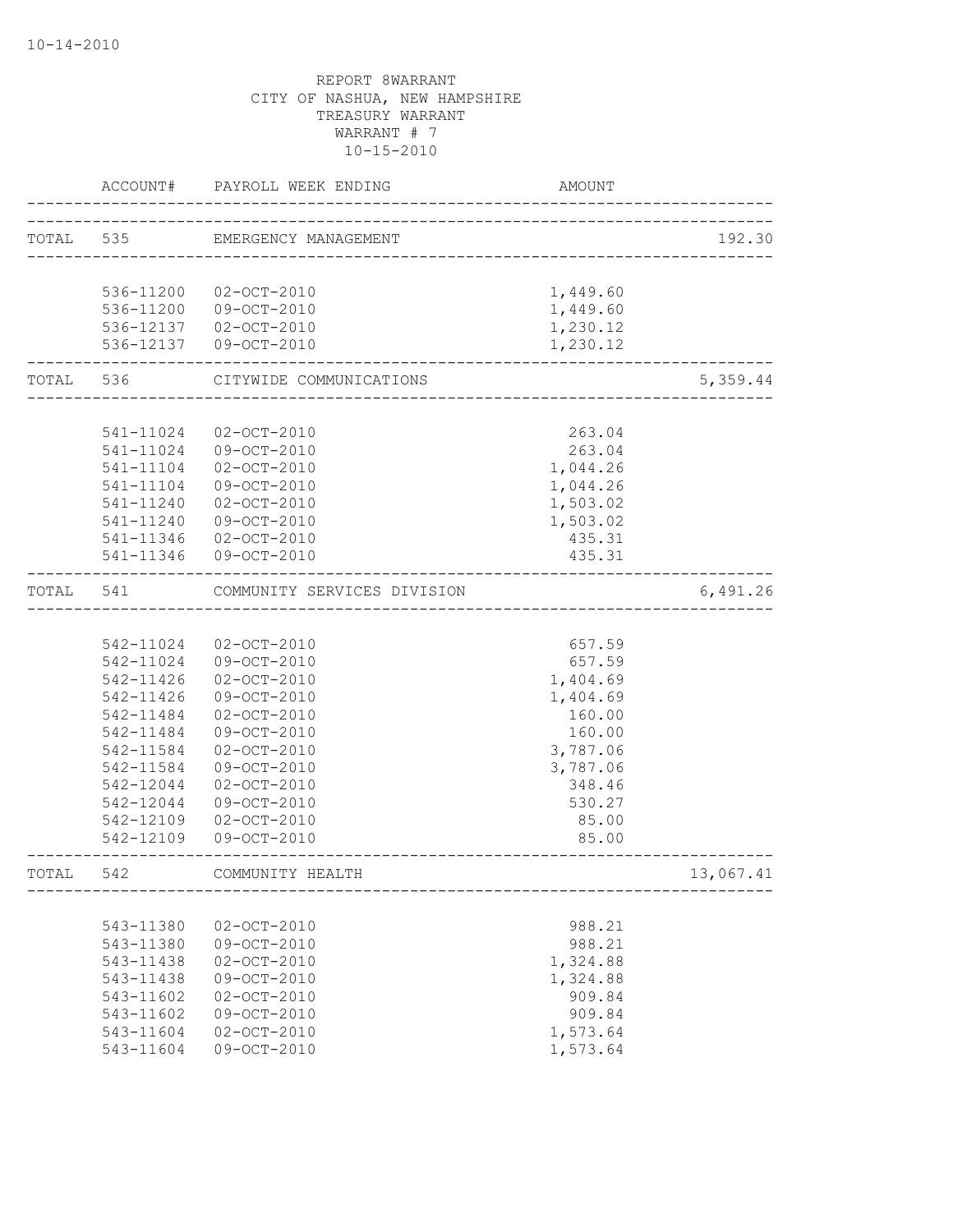REPORT 8WARRANT
CITY OF NASHUA, NEW HAMPSHIRE
TREASURY WARRANT
WARRANT # 7
10-15-2010

| | ACCOUNT# | PAYROLL WEEK ENDING | AMOUNT | |
|---|---|---|---|---|
| TOTAL | 535 | EMERGENCY MANAGEMENT | | 192.30 |
| | 536-11200 | 02-OCT-2010 | 1,449.60 | |
| | 536-11200 | 09-OCT-2010 | 1,449.60 | |
| | 536-12137 | 02-OCT-2010 | 1,230.12 | |
| | 536-12137 | 09-OCT-2010 | 1,230.12 | |
| TOTAL | 536 | CITYWIDE COMMUNICATIONS | | 5,359.44 |
| | 541-11024 | 02-OCT-2010 | 263.04 | |
| | 541-11024 | 09-OCT-2010 | 263.04 | |
| | 541-11104 | 02-OCT-2010 | 1,044.26 | |
| | 541-11104 | 09-OCT-2010 | 1,044.26 | |
| | 541-11240 | 02-OCT-2010 | 1,503.02 | |
| | 541-11240 | 09-OCT-2010 | 1,503.02 | |
| | 541-11346 | 02-OCT-2010 | 435.31 | |
| | 541-11346 | 09-OCT-2010 | 435.31 | |
| TOTAL | 541 | COMMUNITY SERVICES DIVISION | | 6,491.26 |
| | 542-11024 | 02-OCT-2010 | 657.59 | |
| | 542-11024 | 09-OCT-2010 | 657.59 | |
| | 542-11426 | 02-OCT-2010 | 1,404.69 | |
| | 542-11426 | 09-OCT-2010 | 1,404.69 | |
| | 542-11484 | 02-OCT-2010 | 160.00 | |
| | 542-11484 | 09-OCT-2010 | 160.00 | |
| | 542-11584 | 02-OCT-2010 | 3,787.06 | |
| | 542-11584 | 09-OCT-2010 | 3,787.06 | |
| | 542-12044 | 02-OCT-2010 | 348.46 | |
| | 542-12044 | 09-OCT-2010 | 530.27 | |
| | 542-12109 | 02-OCT-2010 | 85.00 | |
| | 542-12109 | 09-OCT-2010 | 85.00 | |
| TOTAL | 542 | COMMUNITY HEALTH | | 13,067.41 |
| | 543-11380 | 02-OCT-2010 | 988.21 | |
| | 543-11380 | 09-OCT-2010 | 988.21 | |
| | 543-11438 | 02-OCT-2010 | 1,324.88 | |
| | 543-11438 | 09-OCT-2010 | 1,324.88 | |
| | 543-11602 | 02-OCT-2010 | 909.84 | |
| | 543-11602 | 09-OCT-2010 | 909.84 | |
| | 543-11604 | 02-OCT-2010 | 1,573.64 | |
| | 543-11604 | 09-OCT-2010 | 1,573.64 | |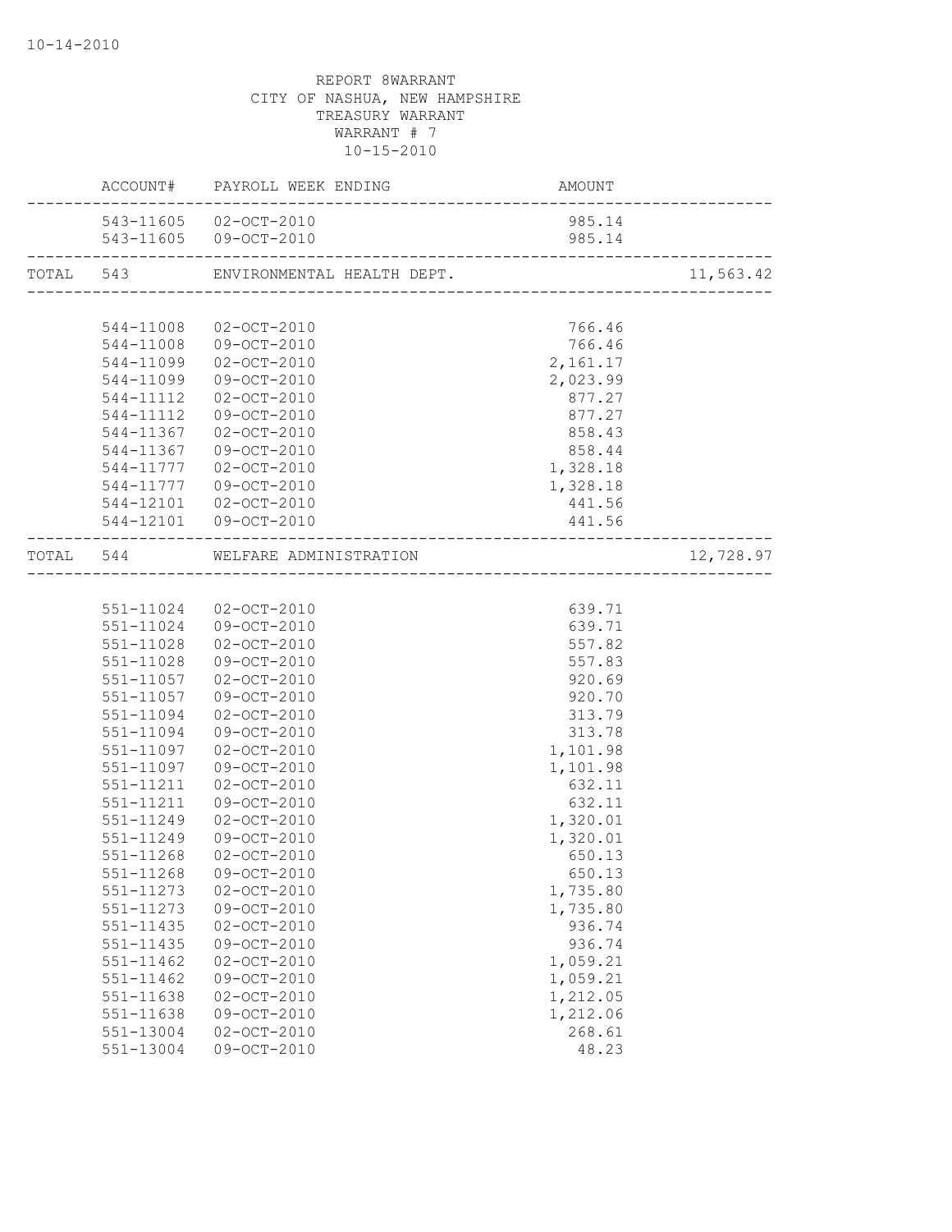REPORT 8WARRANT
CITY OF NASHUA, NEW HAMPSHIRE
TREASURY WARRANT
WARRANT # 7
10-15-2010

| | ACCOUNT# | PAYROLL WEEK ENDING | AMOUNT | |
|---|---|---|---|---|
| | 543-11605 | 02-OCT-2010 | 985.14 | |
| | 543-11605 | 09-OCT-2010 | 985.14 | |
| TOTAL | 543 | ENVIRONMENTAL HEALTH DEPT. | | 11,563.42 |
| | 544-11008 | 02-OCT-2010 | 766.46 | |
| | 544-11008 | 09-OCT-2010 | 766.46 | |
| | 544-11099 | 02-OCT-2010 | 2,161.17 | |
| | 544-11099 | 09-OCT-2010 | 2,023.99 | |
| | 544-11112 | 02-OCT-2010 | 877.27 | |
| | 544-11112 | 09-OCT-2010 | 877.27 | |
| | 544-11367 | 02-OCT-2010 | 858.43 | |
| | 544-11367 | 09-OCT-2010 | 858.44 | |
| | 544-11777 | 02-OCT-2010 | 1,328.18 | |
| | 544-11777 | 09-OCT-2010 | 1,328.18 | |
| | 544-12101 | 02-OCT-2010 | 441.56 | |
| | 544-12101 | 09-OCT-2010 | 441.56 | |
| TOTAL | 544 | WELFARE ADMINISTRATION | | 12,728.97 |
| | 551-11024 | 02-OCT-2010 | 639.71 | |
| | 551-11024 | 09-OCT-2010 | 639.71 | |
| | 551-11028 | 02-OCT-2010 | 557.82 | |
| | 551-11028 | 09-OCT-2010 | 557.83 | |
| | 551-11057 | 02-OCT-2010 | 920.69 | |
| | 551-11057 | 09-OCT-2010 | 920.70 | |
| | 551-11094 | 02-OCT-2010 | 313.79 | |
| | 551-11094 | 09-OCT-2010 | 313.78 | |
| | 551-11097 | 02-OCT-2010 | 1,101.98 | |
| | 551-11097 | 09-OCT-2010 | 1,101.98 | |
| | 551-11211 | 02-OCT-2010 | 632.11 | |
| | 551-11211 | 09-OCT-2010 | 632.11 | |
| | 551-11249 | 02-OCT-2010 | 1,320.01 | |
| | 551-11249 | 09-OCT-2010 | 1,320.01 | |
| | 551-11268 | 02-OCT-2010 | 650.13 | |
| | 551-11268 | 09-OCT-2010 | 650.13 | |
| | 551-11273 | 02-OCT-2010 | 1,735.80 | |
| | 551-11273 | 09-OCT-2010 | 1,735.80 | |
| | 551-11435 | 02-OCT-2010 | 936.74 | |
| | 551-11435 | 09-OCT-2010 | 936.74 | |
| | 551-11462 | 02-OCT-2010 | 1,059.21 | |
| | 551-11462 | 09-OCT-2010 | 1,059.21 | |
| | 551-11638 | 02-OCT-2010 | 1,212.05 | |
| | 551-11638 | 09-OCT-2010 | 1,212.06 | |
| | 551-13004 | 02-OCT-2010 | 268.61 | |
| | 551-13004 | 09-OCT-2010 | 48.23 | |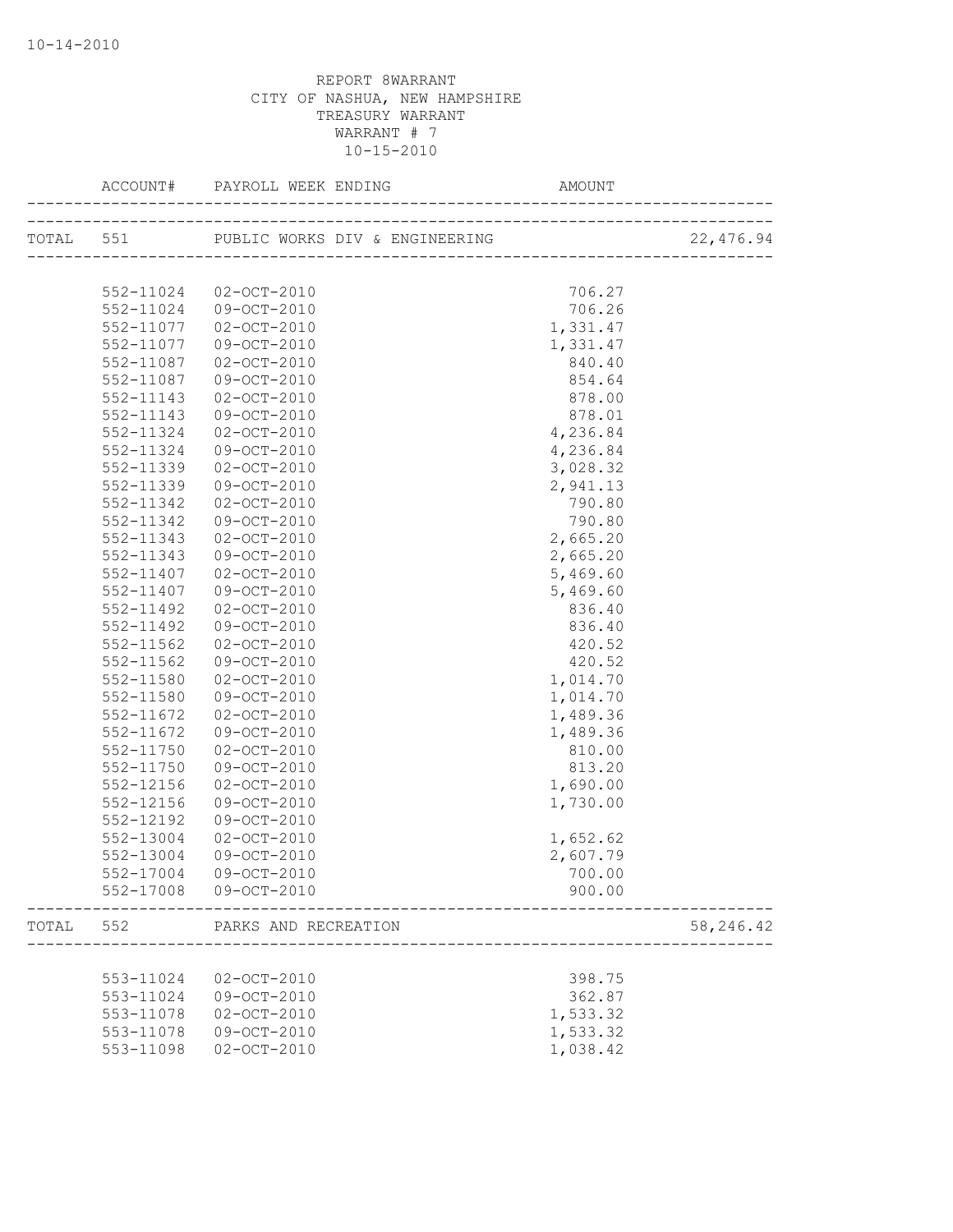REPORT 8WARRANT
CITY OF NASHUA, NEW HAMPSHIRE
TREASURY WARRANT
WARRANT # 7
10-15-2010

| | ACCOUNT# | PAYROLL WEEK ENDING | AMOUNT | |
|---|---|---|---|---|
| TOTAL | 551 | PUBLIC WORKS DIV & ENGINEERING | | 22,476.94 |
| | 552-11024 | 02-OCT-2010 | 706.27 | |
| | 552-11024 | 09-OCT-2010 | 706.26 | |
| | 552-11077 | 02-OCT-2010 | 1,331.47 | |
| | 552-11077 | 09-OCT-2010 | 1,331.47 | |
| | 552-11087 | 02-OCT-2010 | 840.40 | |
| | 552-11087 | 09-OCT-2010 | 854.64 | |
| | 552-11143 | 02-OCT-2010 | 878.00 | |
| | 552-11143 | 09-OCT-2010 | 878.01 | |
| | 552-11324 | 02-OCT-2010 | 4,236.84 | |
| | 552-11324 | 09-OCT-2010 | 4,236.84 | |
| | 552-11339 | 02-OCT-2010 | 3,028.32 | |
| | 552-11339 | 09-OCT-2010 | 2,941.13 | |
| | 552-11342 | 02-OCT-2010 | 790.80 | |
| | 552-11342 | 09-OCT-2010 | 790.80 | |
| | 552-11343 | 02-OCT-2010 | 2,665.20 | |
| | 552-11343 | 09-OCT-2010 | 2,665.20 | |
| | 552-11407 | 02-OCT-2010 | 5,469.60 | |
| | 552-11407 | 09-OCT-2010 | 5,469.60 | |
| | 552-11492 | 02-OCT-2010 | 836.40 | |
| | 552-11492 | 09-OCT-2010 | 836.40 | |
| | 552-11562 | 02-OCT-2010 | 420.52 | |
| | 552-11562 | 09-OCT-2010 | 420.52 | |
| | 552-11580 | 02-OCT-2010 | 1,014.70 | |
| | 552-11580 | 09-OCT-2010 | 1,014.70 | |
| | 552-11672 | 02-OCT-2010 | 1,489.36 | |
| | 552-11672 | 09-OCT-2010 | 1,489.36 | |
| | 552-11750 | 02-OCT-2010 | 810.00 | |
| | 552-11750 | 09-OCT-2010 | 813.20 | |
| | 552-12156 | 02-OCT-2010 | 1,690.00 | |
| | 552-12156 | 09-OCT-2010 | 1,730.00 | |
| | 552-12192 | 09-OCT-2010 | | |
| | 552-13004 | 02-OCT-2010 | 1,652.62 | |
| | 552-13004 | 09-OCT-2010 | 2,607.79 | |
| | 552-17004 | 09-OCT-2010 | 700.00 | |
| | 552-17008 | 09-OCT-2010 | 900.00 | |
| TOTAL | 552 | PARKS AND RECREATION | | 58,246.42 |
| | 553-11024 | 02-OCT-2010 | 398.75 | |
| | 553-11024 | 09-OCT-2010 | 362.87 | |
| | 553-11078 | 02-OCT-2010 | 1,533.32 | |
| | 553-11078 | 09-OCT-2010 | 1,533.32 | |
| | 553-11098 | 02-OCT-2010 | 1,038.42 | |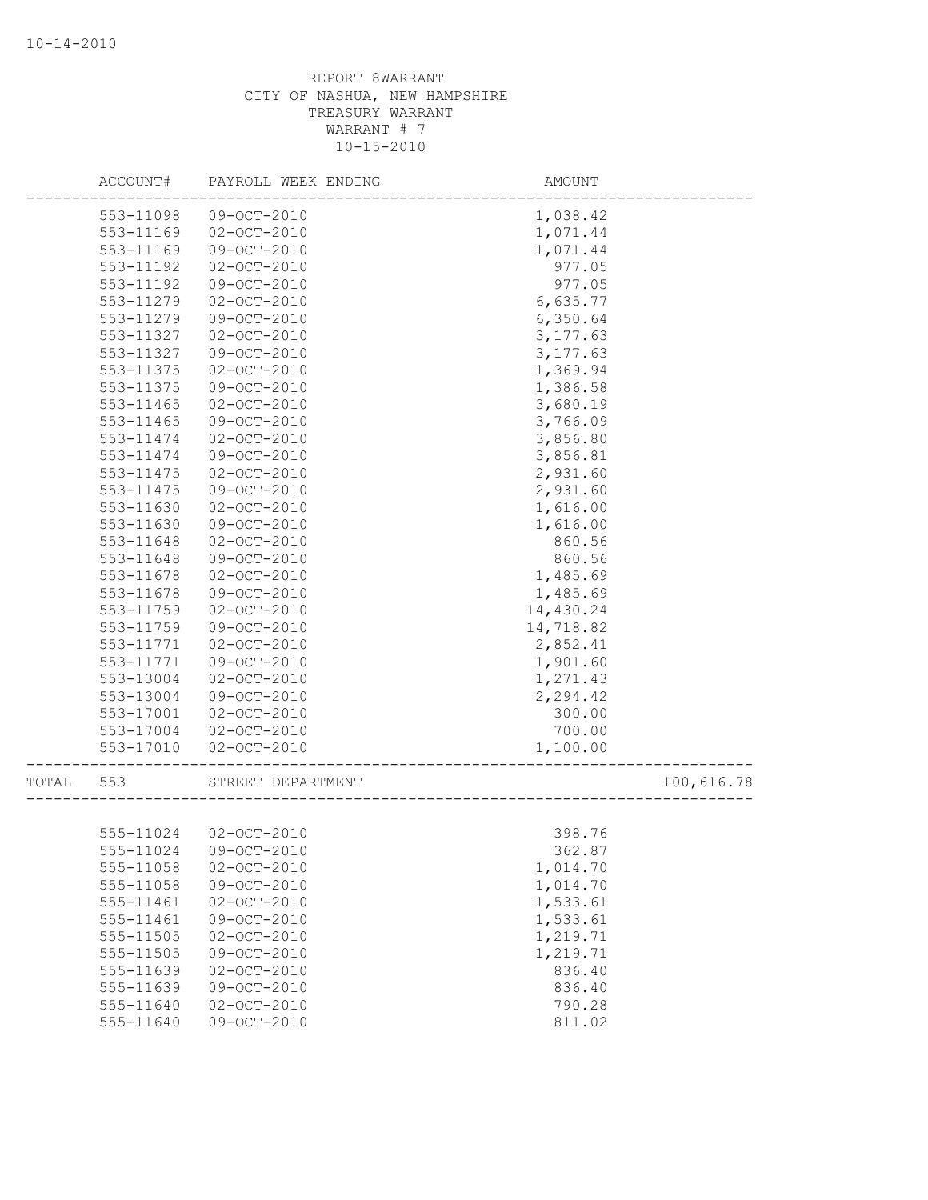REPORT 8WARRANT
CITY OF NASHUA, NEW HAMPSHIRE
TREASURY WARRANT
WARRANT # 7
10-15-2010

| | ACCOUNT# | PAYROLL WEEK ENDING | AMOUNT | |
|---|---|---|---|---|
| | 553-11098 | 09-OCT-2010 | 1,038.42 | |
| | 553-11169 | 02-OCT-2010 | 1,071.44 | |
| | 553-11169 | 09-OCT-2010 | 1,071.44 | |
| | 553-11192 | 02-OCT-2010 | 977.05 | |
| | 553-11192 | 09-OCT-2010 | 977.05 | |
| | 553-11279 | 02-OCT-2010 | 6,635.77 | |
| | 553-11279 | 09-OCT-2010 | 6,350.64 | |
| | 553-11327 | 02-OCT-2010 | 3,177.63 | |
| | 553-11327 | 09-OCT-2010 | 3,177.63 | |
| | 553-11375 | 02-OCT-2010 | 1,369.94 | |
| | 553-11375 | 09-OCT-2010 | 1,386.58 | |
| | 553-11465 | 02-OCT-2010 | 3,680.19 | |
| | 553-11465 | 09-OCT-2010 | 3,766.09 | |
| | 553-11474 | 02-OCT-2010 | 3,856.80 | |
| | 553-11474 | 09-OCT-2010 | 3,856.81 | |
| | 553-11475 | 02-OCT-2010 | 2,931.60 | |
| | 553-11475 | 09-OCT-2010 | 2,931.60 | |
| | 553-11630 | 02-OCT-2010 | 1,616.00 | |
| | 553-11630 | 09-OCT-2010 | 1,616.00 | |
| | 553-11648 | 02-OCT-2010 | 860.56 | |
| | 553-11648 | 09-OCT-2010 | 860.56 | |
| | 553-11678 | 02-OCT-2010 | 1,485.69 | |
| | 553-11678 | 09-OCT-2010 | 1,485.69 | |
| | 553-11759 | 02-OCT-2010 | 14,430.24 | |
| | 553-11759 | 09-OCT-2010 | 14,718.82 | |
| | 553-11771 | 02-OCT-2010 | 2,852.41 | |
| | 553-11771 | 09-OCT-2010 | 1,901.60 | |
| | 553-13004 | 02-OCT-2010 | 1,271.43 | |
| | 553-13004 | 09-OCT-2010 | 2,294.42 | |
| | 553-17001 | 02-OCT-2010 | 300.00 | |
| | 553-17004 | 02-OCT-2010 | 700.00 | |
| | 553-17010 | 02-OCT-2010 | 1,100.00 | |
| TOTAL | 553 | STREET DEPARTMENT | | 100,616.78 |
| | 555-11024 | 02-OCT-2010 | 398.76 | |
| | 555-11024 | 09-OCT-2010 | 362.87 | |
| | 555-11058 | 02-OCT-2010 | 1,014.70 | |
| | 555-11058 | 09-OCT-2010 | 1,014.70 | |
| | 555-11461 | 02-OCT-2010 | 1,533.61 | |
| | 555-11461 | 09-OCT-2010 | 1,533.61 | |
| | 555-11505 | 02-OCT-2010 | 1,219.71 | |
| | 555-11505 | 09-OCT-2010 | 1,219.71 | |
| | 555-11639 | 02-OCT-2010 | 836.40 | |
| | 555-11639 | 09-OCT-2010 | 836.40 | |
| | 555-11640 | 02-OCT-2010 | 790.28 | |
| | 555-11640 | 09-OCT-2010 | 811.02 | |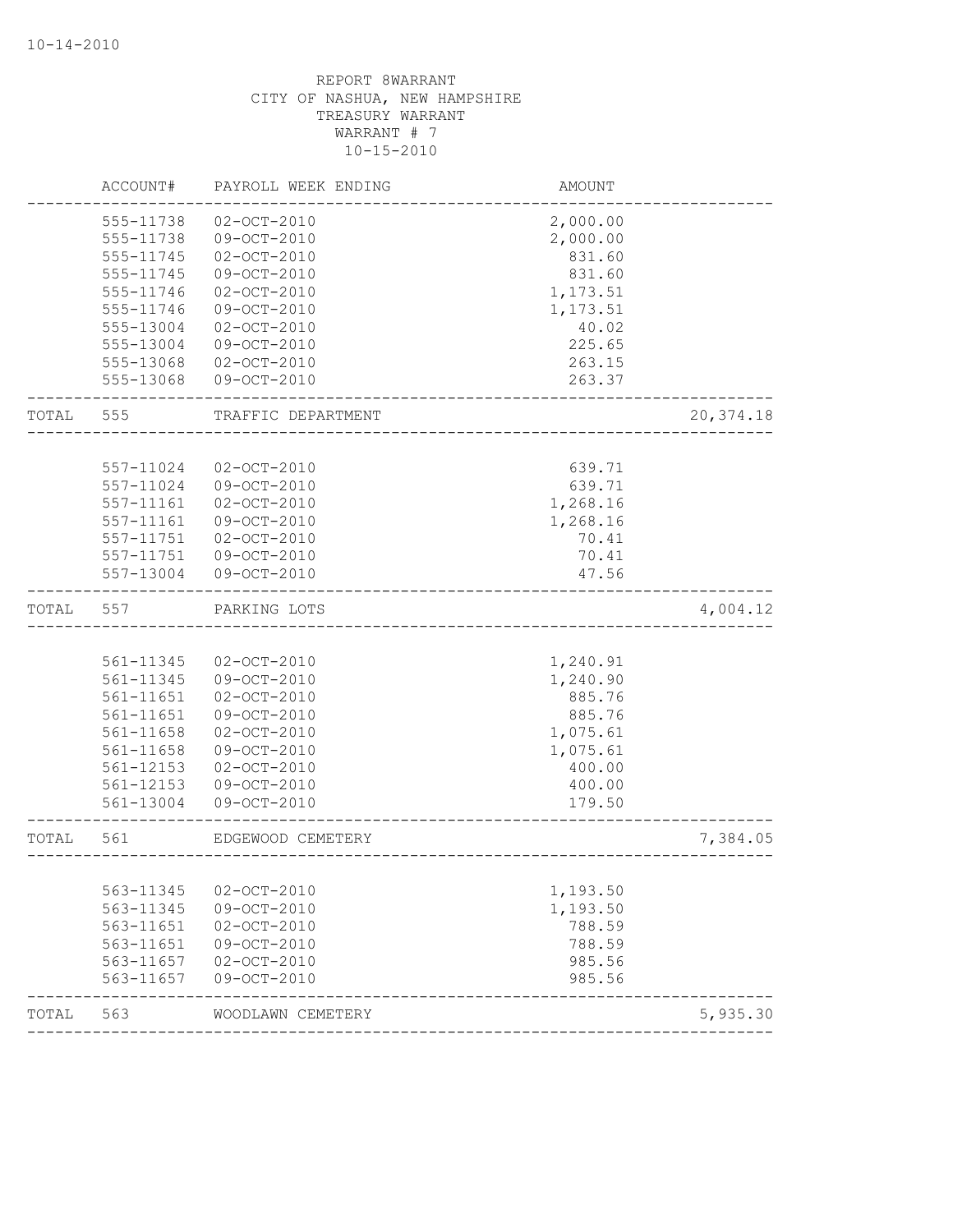10-14-2010

REPORT 8WARRANT
CITY OF NASHUA, NEW HAMPSHIRE
TREASURY WARRANT
WARRANT # 7
10-15-2010

| | ACCOUNT# | PAYROLL WEEK ENDING | AMOUNT | |
|---|---|---|---|---|
| | 555-11738 | 02-OCT-2010 | 2,000.00 | |
| | 555-11738 | 09-OCT-2010 | 2,000.00 | |
| | 555-11745 | 02-OCT-2010 | 831.60 | |
| | 555-11745 | 09-OCT-2010 | 831.60 | |
| | 555-11746 | 02-OCT-2010 | 1,173.51 | |
| | 555-11746 | 09-OCT-2010 | 1,173.51 | |
| | 555-13004 | 02-OCT-2010 | 40.02 | |
| | 555-13004 | 09-OCT-2010 | 225.65 | |
| | 555-13068 | 02-OCT-2010 | 263.15 | |
| | 555-13068 | 09-OCT-2010 | 263.37 | |
| TOTAL | 555 | TRAFFIC DEPARTMENT | | 20,374.18 |
| | 557-11024 | 02-OCT-2010 | 639.71 | |
| | 557-11024 | 09-OCT-2010 | 639.71 | |
| | 557-11161 | 02-OCT-2010 | 1,268.16 | |
| | 557-11161 | 09-OCT-2010 | 1,268.16 | |
| | 557-11751 | 02-OCT-2010 | 70.41 | |
| | 557-11751 | 09-OCT-2010 | 70.41 | |
| | 557-13004 | 09-OCT-2010 | 47.56 | |
| TOTAL | 557 | PARKING LOTS | | 4,004.12 |
| | 561-11345 | 02-OCT-2010 | 1,240.91 | |
| | 561-11345 | 09-OCT-2010 | 1,240.90 | |
| | 561-11651 | 02-OCT-2010 | 885.76 | |
| | 561-11651 | 09-OCT-2010 | 885.76 | |
| | 561-11658 | 02-OCT-2010 | 1,075.61 | |
| | 561-11658 | 09-OCT-2010 | 1,075.61 | |
| | 561-12153 | 02-OCT-2010 | 400.00 | |
| | 561-12153 | 09-OCT-2010 | 400.00 | |
| | 561-13004 | 09-OCT-2010 | 179.50 | |
| TOTAL | 561 | EDGEWOOD CEMETERY | | 7,384.05 |
| | 563-11345 | 02-OCT-2010 | 1,193.50 | |
| | 563-11345 | 09-OCT-2010 | 1,193.50 | |
| | 563-11651 | 02-OCT-2010 | 788.59 | |
| | 563-11651 | 09-OCT-2010 | 788.59 | |
| | 563-11657 | 02-OCT-2010 | 985.56 | |
| | 563-11657 | 09-OCT-2010 | 985.56 | |
| TOTAL | 563 | WOODLAWN CEMETERY | | 5,935.30 |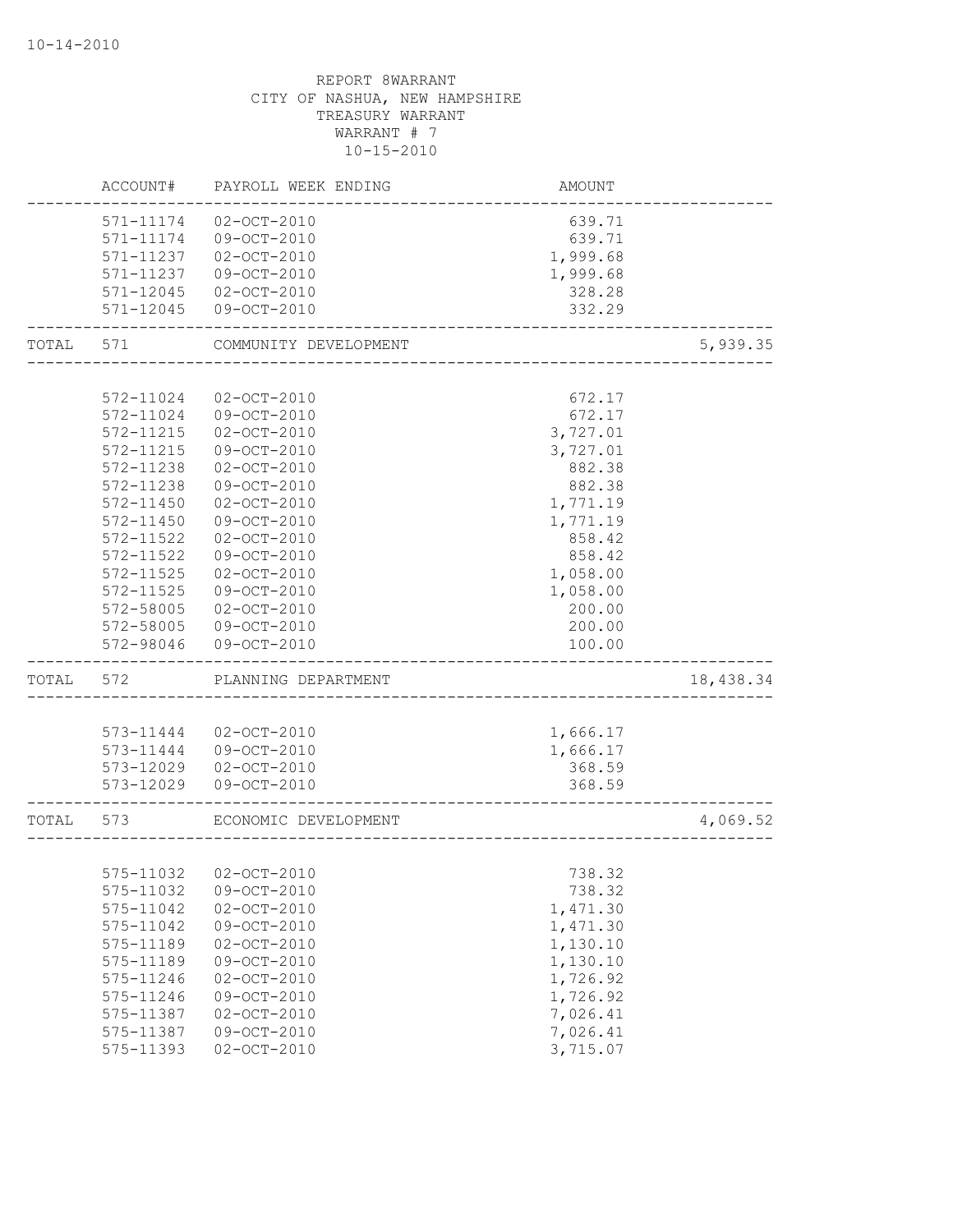REPORT 8WARRANT
CITY OF NASHUA, NEW HAMPSHIRE
TREASURY WARRANT
WARRANT # 7
10-15-2010

| | ACCOUNT# | PAYROLL WEEK ENDING | AMOUNT | |
|---|---|---|---|---|
| | 571-11174 | 02-OCT-2010 | 639.71 | |
| | 571-11174 | 09-OCT-2010 | 639.71 | |
| | 571-11237 | 02-OCT-2010 | 1,999.68 | |
| | 571-11237 | 09-OCT-2010 | 1,999.68 | |
| | 571-12045 | 02-OCT-2010 | 328.28 | |
| | 571-12045 | 09-OCT-2010 | 332.29 | |
| TOTAL | 571 | COMMUNITY DEVELOPMENT | | 5,939.35 |
| | 572-11024 | 02-OCT-2010 | 672.17 | |
| | 572-11024 | 09-OCT-2010 | 672.17 | |
| | 572-11215 | 02-OCT-2010 | 3,727.01 | |
| | 572-11215 | 09-OCT-2010 | 3,727.01 | |
| | 572-11238 | 02-OCT-2010 | 882.38 | |
| | 572-11238 | 09-OCT-2010 | 882.38 | |
| | 572-11450 | 02-OCT-2010 | 1,771.19 | |
| | 572-11450 | 09-OCT-2010 | 1,771.19 | |
| | 572-11522 | 02-OCT-2010 | 858.42 | |
| | 572-11522 | 09-OCT-2010 | 858.42 | |
| | 572-11525 | 02-OCT-2010 | 1,058.00 | |
| | 572-11525 | 09-OCT-2010 | 1,058.00 | |
| | 572-58005 | 02-OCT-2010 | 200.00 | |
| | 572-58005 | 09-OCT-2010 | 200.00 | |
| | 572-98046 | 09-OCT-2010 | 100.00 | |
| TOTAL | 572 | PLANNING DEPARTMENT | | 18,438.34 |
| | 573-11444 | 02-OCT-2010 | 1,666.17 | |
| | 573-11444 | 09-OCT-2010 | 1,666.17 | |
| | 573-12029 | 02-OCT-2010 | 368.59 | |
| | 573-12029 | 09-OCT-2010 | 368.59 | |
| TOTAL | 573 | ECONOMIC DEVELOPMENT | | 4,069.52 |
| | 575-11032 | 02-OCT-2010 | 738.32 | |
| | 575-11032 | 09-OCT-2010 | 738.32 | |
| | 575-11042 | 02-OCT-2010 | 1,471.30 | |
| | 575-11042 | 09-OCT-2010 | 1,471.30 | |
| | 575-11189 | 02-OCT-2010 | 1,130.10 | |
| | 575-11189 | 09-OCT-2010 | 1,130.10 | |
| | 575-11246 | 02-OCT-2010 | 1,726.92 | |
| | 575-11246 | 09-OCT-2010 | 1,726.92 | |
| | 575-11387 | 02-OCT-2010 | 7,026.41 | |
| | 575-11387 | 09-OCT-2010 | 7,026.41 | |
| | 575-11393 | 02-OCT-2010 | 3,715.07 | |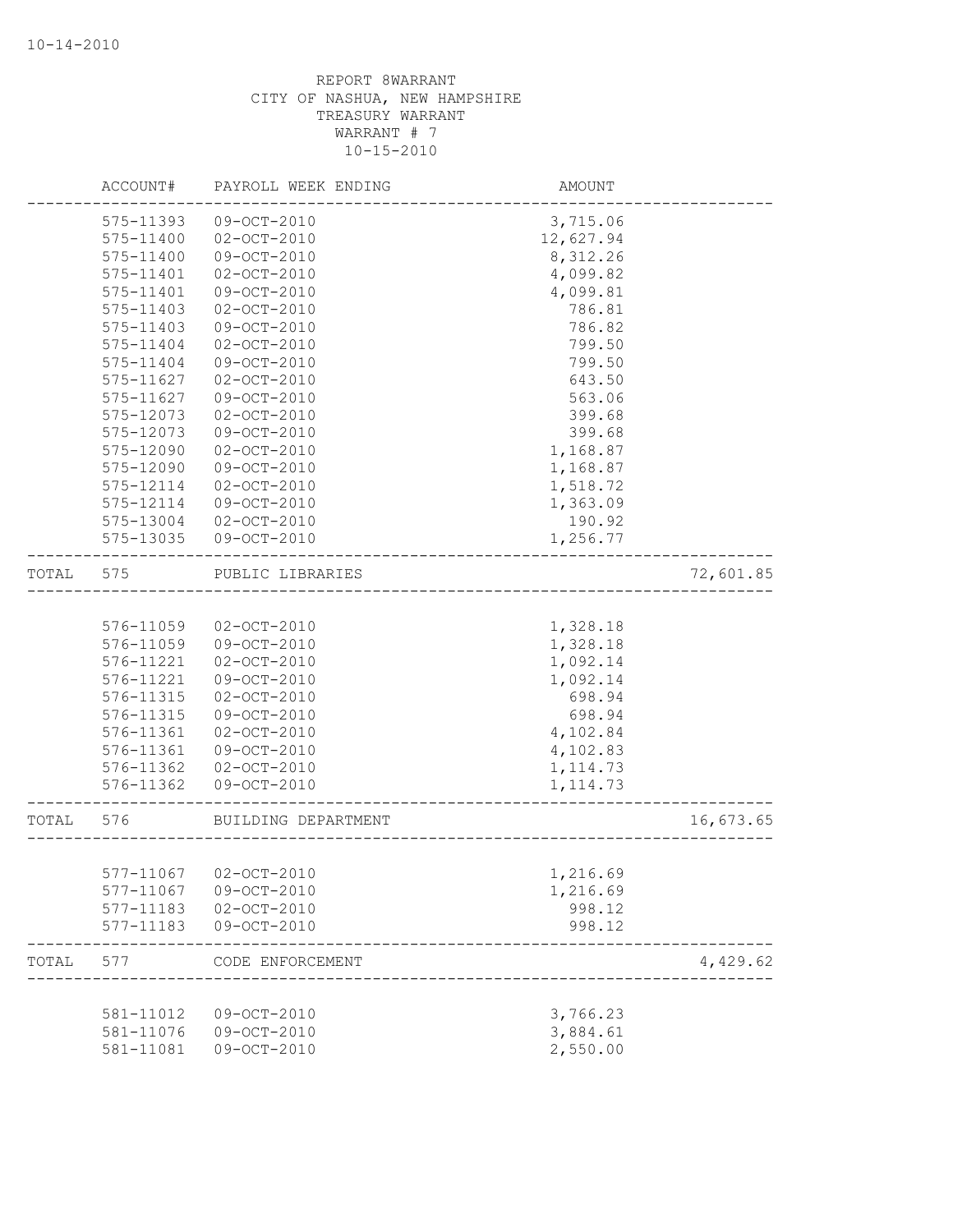REPORT 8WARRANT
CITY OF NASHUA, NEW HAMPSHIRE
TREASURY WARRANT
WARRANT # 7
10-15-2010

| | ACCOUNT# | PAYROLL WEEK ENDING | AMOUNT | |
|---|---|---|---|---|
| | 575-11393 | 09-OCT-2010 | 3,715.06 | |
| | 575-11400 | 02-OCT-2010 | 12,627.94 | |
| | 575-11400 | 09-OCT-2010 | 8,312.26 | |
| | 575-11401 | 02-OCT-2010 | 4,099.82 | |
| | 575-11401 | 09-OCT-2010 | 4,099.81 | |
| | 575-11403 | 02-OCT-2010 | 786.81 | |
| | 575-11403 | 09-OCT-2010 | 786.82 | |
| | 575-11404 | 02-OCT-2010 | 799.50 | |
| | 575-11404 | 09-OCT-2010 | 799.50 | |
| | 575-11627 | 02-OCT-2010 | 643.50 | |
| | 575-11627 | 09-OCT-2010 | 563.06 | |
| | 575-12073 | 02-OCT-2010 | 399.68 | |
| | 575-12073 | 09-OCT-2010 | 399.68 | |
| | 575-12090 | 02-OCT-2010 | 1,168.87 | |
| | 575-12090 | 09-OCT-2010 | 1,168.87 | |
| | 575-12114 | 02-OCT-2010 | 1,518.72 | |
| | 575-12114 | 09-OCT-2010 | 1,363.09 | |
| | 575-13004 | 02-OCT-2010 | 190.92 | |
| | 575-13035 | 09-OCT-2010 | 1,256.77 | |
| TOTAL | 575 | PUBLIC LIBRARIES | | 72,601.85 |
| | 576-11059 | 02-OCT-2010 | 1,328.18 | |
| | 576-11059 | 09-OCT-2010 | 1,328.18 | |
| | 576-11221 | 02-OCT-2010 | 1,092.14 | |
| | 576-11221 | 09-OCT-2010 | 1,092.14 | |
| | 576-11315 | 02-OCT-2010 | 698.94 | |
| | 576-11315 | 09-OCT-2010 | 698.94 | |
| | 576-11361 | 02-OCT-2010 | 4,102.84 | |
| | 576-11361 | 09-OCT-2010 | 4,102.83 | |
| | 576-11362 | 02-OCT-2010 | 1,114.73 | |
| | 576-11362 | 09-OCT-2010 | 1,114.73 | |
| TOTAL | 576 | BUILDING DEPARTMENT | | 16,673.65 |
| | 577-11067 | 02-OCT-2010 | 1,216.69 | |
| | 577-11067 | 09-OCT-2010 | 1,216.69 | |
| | 577-11183 | 02-OCT-2010 | 998.12 | |
| | 577-11183 | 09-OCT-2010 | 998.12 | |
| TOTAL | 577 | CODE ENFORCEMENT | | 4,429.62 |
| | 581-11012 | 09-OCT-2010 | 3,766.23 | |
| | 581-11076 | 09-OCT-2010 | 3,884.61 | |
| | 581-11081 | 09-OCT-2010 | 2,550.00 | |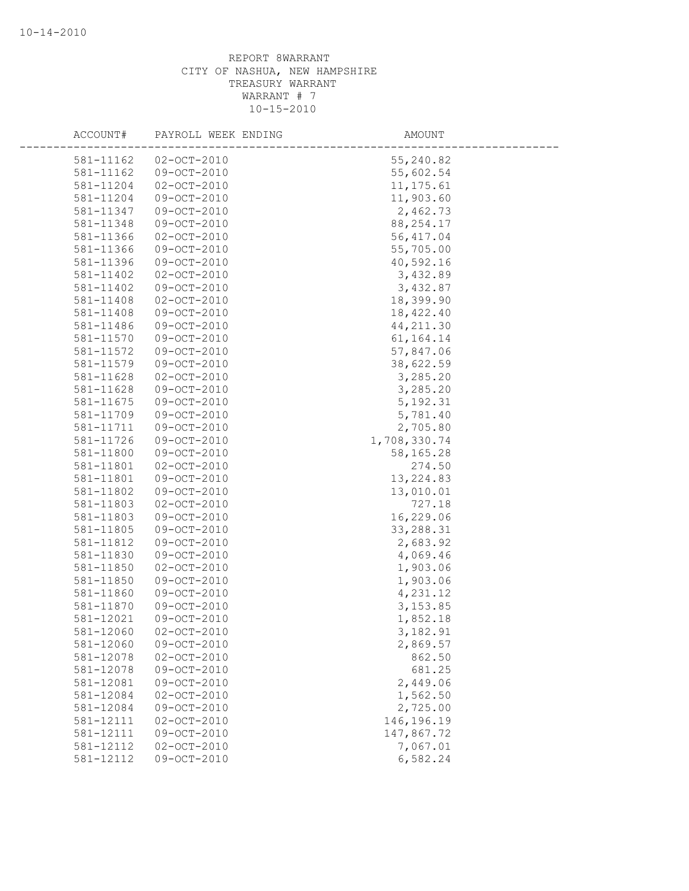REPORT 8WARRANT
CITY OF NASHUA, NEW HAMPSHIRE
TREASURY WARRANT
WARRANT # 7
10-15-2010

| ACCOUNT# | PAYROLL WEEK ENDING | AMOUNT |
|---|---|---|
| 581-11162 | 02-OCT-2010 | 55,240.82 |
| 581-11162 | 09-OCT-2010 | 55,602.54 |
| 581-11204 | 02-OCT-2010 | 11,175.61 |
| 581-11204 | 09-OCT-2010 | 11,903.60 |
| 581-11347 | 09-OCT-2010 | 2,462.73 |
| 581-11348 | 09-OCT-2010 | 88,254.17 |
| 581-11366 | 02-OCT-2010 | 56,417.04 |
| 581-11366 | 09-OCT-2010 | 55,705.00 |
| 581-11396 | 09-OCT-2010 | 40,592.16 |
| 581-11402 | 02-OCT-2010 | 3,432.89 |
| 581-11402 | 09-OCT-2010 | 3,432.87 |
| 581-11408 | 02-OCT-2010 | 18,399.90 |
| 581-11408 | 09-OCT-2010 | 18,422.40 |
| 581-11486 | 09-OCT-2010 | 44,211.30 |
| 581-11570 | 09-OCT-2010 | 61,164.14 |
| 581-11572 | 09-OCT-2010 | 57,847.06 |
| 581-11579 | 09-OCT-2010 | 38,622.59 |
| 581-11628 | 02-OCT-2010 | 3,285.20 |
| 581-11628 | 09-OCT-2010 | 3,285.20 |
| 581-11675 | 09-OCT-2010 | 5,192.31 |
| 581-11709 | 09-OCT-2010 | 5,781.40 |
| 581-11711 | 09-OCT-2010 | 2,705.80 |
| 581-11726 | 09-OCT-2010 | 1,708,330.74 |
| 581-11800 | 09-OCT-2010 | 58,165.28 |
| 581-11801 | 02-OCT-2010 | 274.50 |
| 581-11801 | 09-OCT-2010 | 13,224.83 |
| 581-11802 | 09-OCT-2010 | 13,010.01 |
| 581-11803 | 02-OCT-2010 | 727.18 |
| 581-11803 | 09-OCT-2010 | 16,229.06 |
| 581-11805 | 09-OCT-2010 | 33,288.31 |
| 581-11812 | 09-OCT-2010 | 2,683.92 |
| 581-11830 | 09-OCT-2010 | 4,069.46 |
| 581-11850 | 02-OCT-2010 | 1,903.06 |
| 581-11850 | 09-OCT-2010 | 1,903.06 |
| 581-11860 | 09-OCT-2010 | 4,231.12 |
| 581-11870 | 09-OCT-2010 | 3,153.85 |
| 581-12021 | 09-OCT-2010 | 1,852.18 |
| 581-12060 | 02-OCT-2010 | 3,182.91 |
| 581-12060 | 09-OCT-2010 | 2,869.57 |
| 581-12078 | 02-OCT-2010 | 862.50 |
| 581-12078 | 09-OCT-2010 | 681.25 |
| 581-12081 | 09-OCT-2010 | 2,449.06 |
| 581-12084 | 02-OCT-2010 | 1,562.50 |
| 581-12084 | 09-OCT-2010 | 2,725.00 |
| 581-12111 | 02-OCT-2010 | 146,196.19 |
| 581-12111 | 09-OCT-2010 | 147,867.72 |
| 581-12112 | 02-OCT-2010 | 7,067.01 |
| 581-12112 | 09-OCT-2010 | 6,582.24 |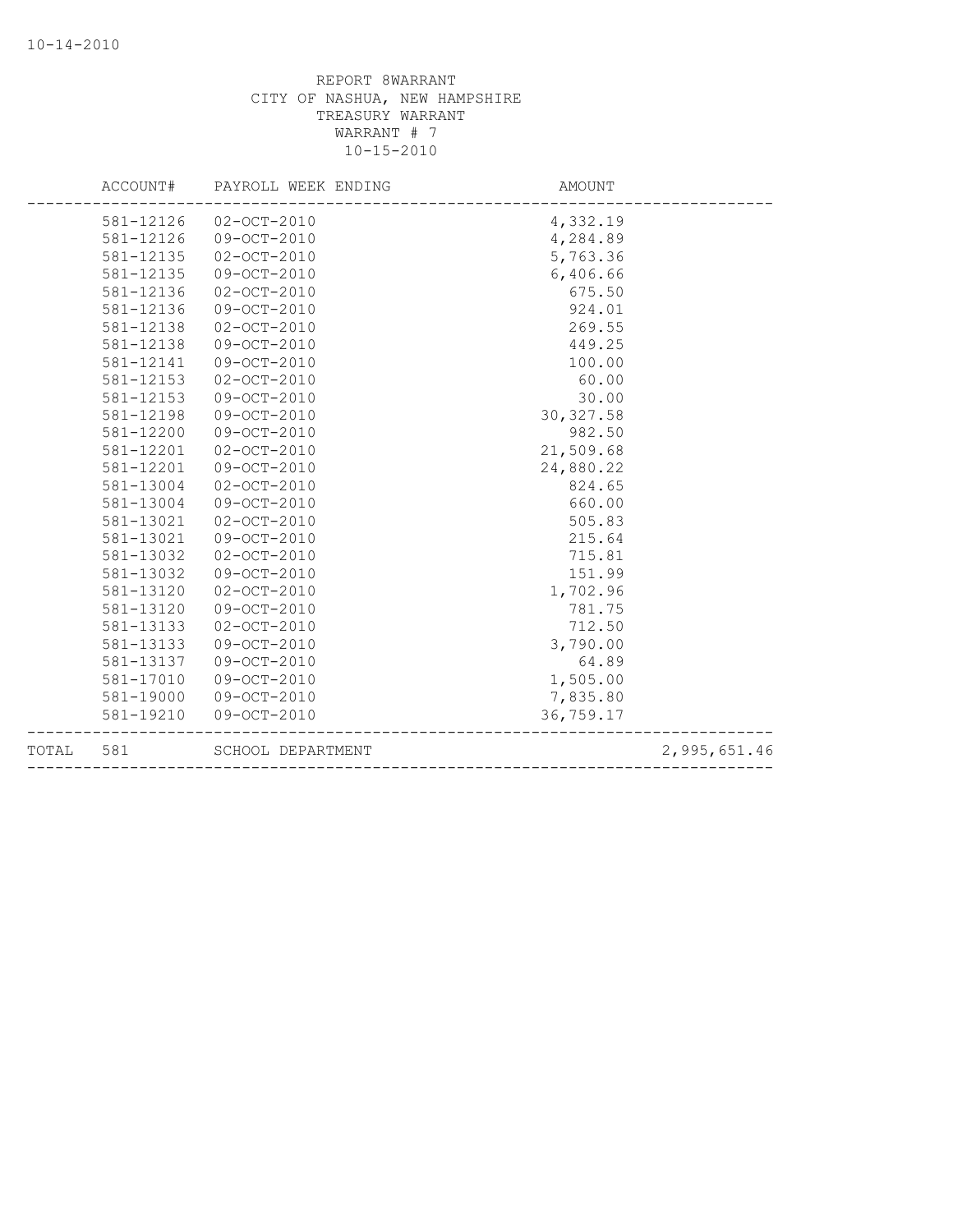REPORT 8WARRANT
CITY OF NASHUA, NEW HAMPSHIRE
TREASURY WARRANT
WARRANT # 7
10-15-2010

| ACCOUNT# | PAYROLL WEEK ENDING | AMOUNT | |
|---|---|---|---|
| 581-12126 | 02-OCT-2010 | 4,332.19 | |
| 581-12126 | 09-OCT-2010 | 4,284.89 | |
| 581-12135 | 02-OCT-2010 | 5,763.36 | |
| 581-12135 | 09-OCT-2010 | 6,406.66 | |
| 581-12136 | 02-OCT-2010 | 675.50 | |
| 581-12136 | 09-OCT-2010 | 924.01 | |
| 581-12138 | 02-OCT-2010 | 269.55 | |
| 581-12138 | 09-OCT-2010 | 449.25 | |
| 581-12141 | 09-OCT-2010 | 100.00 | |
| 581-12153 | 02-OCT-2010 | 60.00 | |
| 581-12153 | 09-OCT-2010 | 30.00 | |
| 581-12198 | 09-OCT-2010 | 30,327.58 | |
| 581-12200 | 09-OCT-2010 | 982.50 | |
| 581-12201 | 02-OCT-2010 | 21,509.68 | |
| 581-12201 | 09-OCT-2010 | 24,880.22 | |
| 581-13004 | 02-OCT-2010 | 824.65 | |
| 581-13004 | 09-OCT-2010 | 660.00 | |
| 581-13021 | 02-OCT-2010 | 505.83 | |
| 581-13021 | 09-OCT-2010 | 215.64 | |
| 581-13032 | 02-OCT-2010 | 715.81 | |
| 581-13032 | 09-OCT-2010 | 151.99 | |
| 581-13120 | 02-OCT-2010 | 1,702.96 | |
| 581-13120 | 09-OCT-2010 | 781.75 | |
| 581-13133 | 02-OCT-2010 | 712.50 | |
| 581-13133 | 09-OCT-2010 | 3,790.00 | |
| 581-13137 | 09-OCT-2010 | 64.89 | |
| 581-17010 | 09-OCT-2010 | 1,505.00 | |
| 581-19000 | 09-OCT-2010 | 7,835.80 | |
| 581-19210 | 09-OCT-2010 | 36,759.17 | |
| TOTAL 581 | SCHOOL DEPARTMENT | | 2,995,651.46 |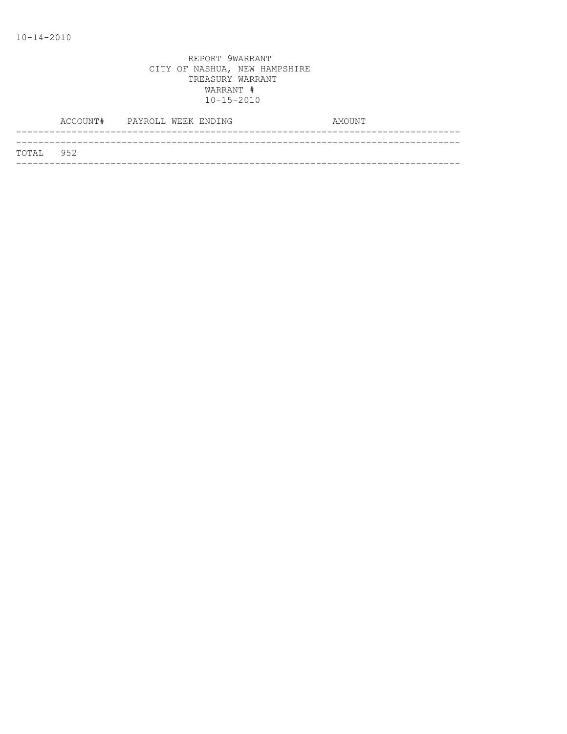10-14-2010

REPORT 9WARRANT
CITY OF NASHUA, NEW HAMPSHIRE
TREASURY WARRANT
WARRANT #
10-15-2010

| ACCOUNT# | PAYROLL WEEK ENDING | AMOUNT |
|---|---|---|
| TOTAL 952 | | |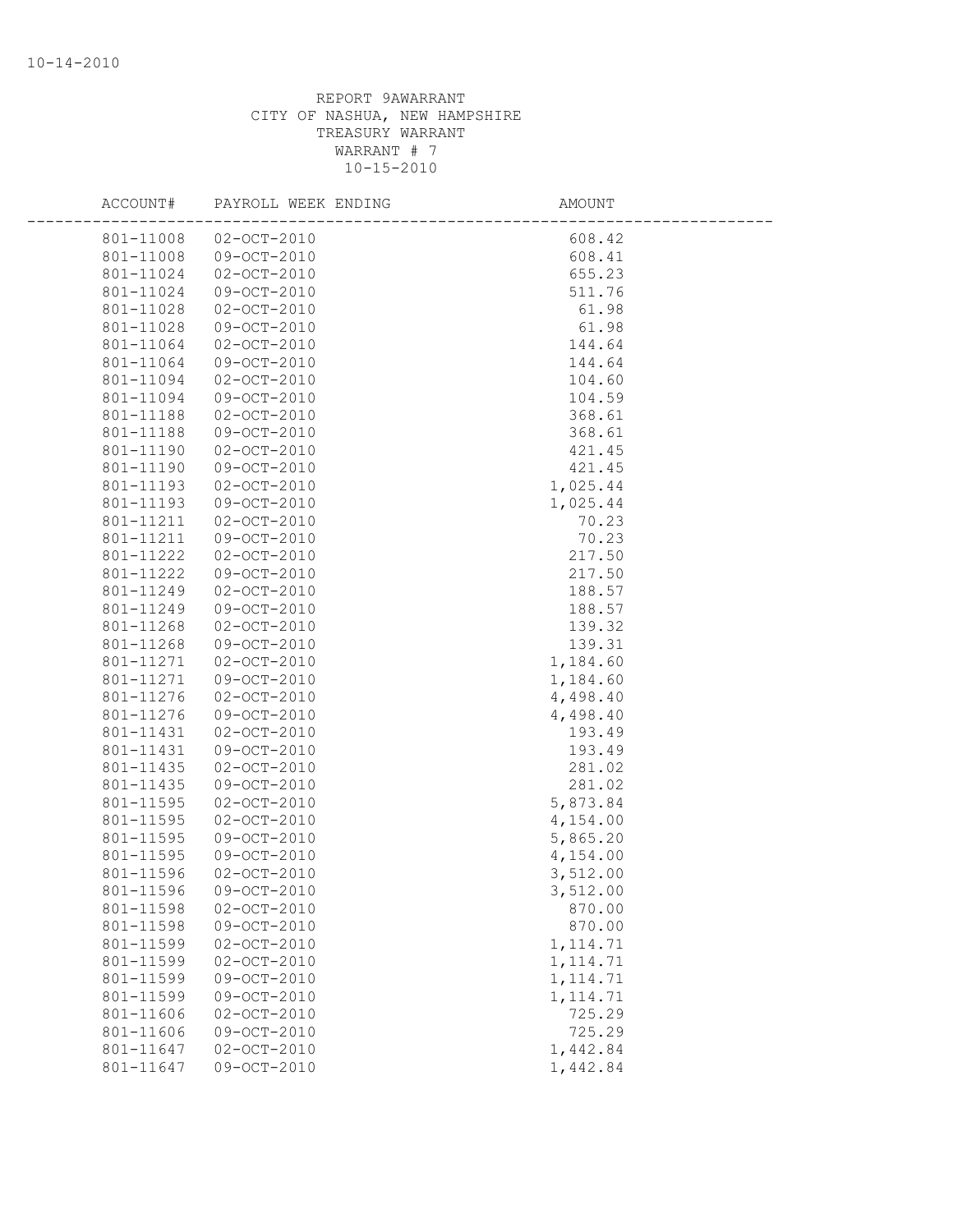10-14-2010

REPORT 9AWARRANT
CITY OF NASHUA, NEW HAMPSHIRE
TREASURY WARRANT
WARRANT # 7
10-15-2010

| ACCOUNT# | PAYROLL WEEK ENDING | AMOUNT |
|---|---|---|
| 801-11008 | 02-OCT-2010 | 608.42 |
| 801-11008 | 09-OCT-2010 | 608.41 |
| 801-11024 | 02-OCT-2010 | 655.23 |
| 801-11024 | 09-OCT-2010 | 511.76 |
| 801-11028 | 02-OCT-2010 | 61.98 |
| 801-11028 | 09-OCT-2010 | 61.98 |
| 801-11064 | 02-OCT-2010 | 144.64 |
| 801-11064 | 09-OCT-2010 | 144.64 |
| 801-11094 | 02-OCT-2010 | 104.60 |
| 801-11094 | 09-OCT-2010 | 104.59 |
| 801-11188 | 02-OCT-2010 | 368.61 |
| 801-11188 | 09-OCT-2010 | 368.61 |
| 801-11190 | 02-OCT-2010 | 421.45 |
| 801-11190 | 09-OCT-2010 | 421.45 |
| 801-11193 | 02-OCT-2010 | 1,025.44 |
| 801-11193 | 09-OCT-2010 | 1,025.44 |
| 801-11211 | 02-OCT-2010 | 70.23 |
| 801-11211 | 09-OCT-2010 | 70.23 |
| 801-11222 | 02-OCT-2010 | 217.50 |
| 801-11222 | 09-OCT-2010 | 217.50 |
| 801-11249 | 02-OCT-2010 | 188.57 |
| 801-11249 | 09-OCT-2010 | 188.57 |
| 801-11268 | 02-OCT-2010 | 139.32 |
| 801-11268 | 09-OCT-2010 | 139.31 |
| 801-11271 | 02-OCT-2010 | 1,184.60 |
| 801-11271 | 09-OCT-2010 | 1,184.60 |
| 801-11276 | 02-OCT-2010 | 4,498.40 |
| 801-11276 | 09-OCT-2010 | 4,498.40 |
| 801-11431 | 02-OCT-2010 | 193.49 |
| 801-11431 | 09-OCT-2010 | 193.49 |
| 801-11435 | 02-OCT-2010 | 281.02 |
| 801-11435 | 09-OCT-2010 | 281.02 |
| 801-11595 | 02-OCT-2010 | 5,873.84 |
| 801-11595 | 02-OCT-2010 | 4,154.00 |
| 801-11595 | 09-OCT-2010 | 5,865.20 |
| 801-11595 | 09-OCT-2010 | 4,154.00 |
| 801-11596 | 02-OCT-2010 | 3,512.00 |
| 801-11596 | 09-OCT-2010 | 3,512.00 |
| 801-11598 | 02-OCT-2010 | 870.00 |
| 801-11598 | 09-OCT-2010 | 870.00 |
| 801-11599 | 02-OCT-2010 | 1,114.71 |
| 801-11599 | 02-OCT-2010 | 1,114.71 |
| 801-11599 | 09-OCT-2010 | 1,114.71 |
| 801-11599 | 09-OCT-2010 | 1,114.71 |
| 801-11606 | 02-OCT-2010 | 725.29 |
| 801-11606 | 09-OCT-2010 | 725.29 |
| 801-11647 | 02-OCT-2010 | 1,442.84 |
| 801-11647 | 09-OCT-2010 | 1,442.84 |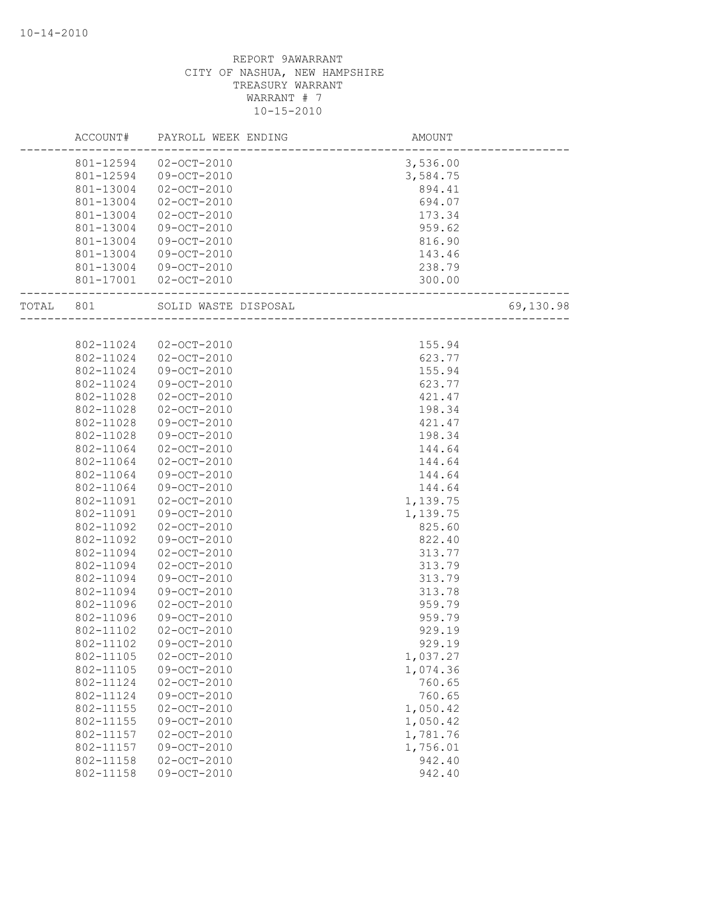REPORT 9AWARRANT
CITY OF NASHUA, NEW HAMPSHIRE
TREASURY WARRANT
WARRANT # 7
10-15-2010

| | ACCOUNT# | PAYROLL WEEK ENDING | AMOUNT | |
|---|---|---|---|---|
| | 801-12594 | 02-OCT-2010 | 3,536.00 | |
| | 801-12594 | 09-OCT-2010 | 3,584.75 | |
| | 801-13004 | 02-OCT-2010 | 894.41 | |
| | 801-13004 | 02-OCT-2010 | 694.07 | |
| | 801-13004 | 02-OCT-2010 | 173.34 | |
| | 801-13004 | 09-OCT-2010 | 959.62 | |
| | 801-13004 | 09-OCT-2010 | 816.90 | |
| | 801-13004 | 09-OCT-2010 | 143.46 | |
| | 801-13004 | 09-OCT-2010 | 238.79 | |
| | 801-17001 | 02-OCT-2010 | 300.00 | |
| TOTAL | 801 | SOLID WASTE DISPOSAL | | 69,130.98 |
| | 802-11024 | 02-OCT-2010 | 155.94 | |
| | 802-11024 | 02-OCT-2010 | 623.77 | |
| | 802-11024 | 09-OCT-2010 | 155.94 | |
| | 802-11024 | 09-OCT-2010 | 623.77 | |
| | 802-11028 | 02-OCT-2010 | 421.47 | |
| | 802-11028 | 02-OCT-2010 | 198.34 | |
| | 802-11028 | 09-OCT-2010 | 421.47 | |
| | 802-11028 | 09-OCT-2010 | 198.34 | |
| | 802-11064 | 02-OCT-2010 | 144.64 | |
| | 802-11064 | 02-OCT-2010 | 144.64 | |
| | 802-11064 | 09-OCT-2010 | 144.64 | |
| | 802-11064 | 09-OCT-2010 | 144.64 | |
| | 802-11091 | 02-OCT-2010 | 1,139.75 | |
| | 802-11091 | 09-OCT-2010 | 1,139.75 | |
| | 802-11092 | 02-OCT-2010 | 825.60 | |
| | 802-11092 | 09-OCT-2010 | 822.40 | |
| | 802-11094 | 02-OCT-2010 | 313.77 | |
| | 802-11094 | 02-OCT-2010 | 313.79 | |
| | 802-11094 | 09-OCT-2010 | 313.79 | |
| | 802-11094 | 09-OCT-2010 | 313.78 | |
| | 802-11096 | 02-OCT-2010 | 959.79 | |
| | 802-11096 | 09-OCT-2010 | 959.79 | |
| | 802-11102 | 02-OCT-2010 | 929.19 | |
| | 802-11102 | 09-OCT-2010 | 929.19 | |
| | 802-11105 | 02-OCT-2010 | 1,037.27 | |
| | 802-11105 | 09-OCT-2010 | 1,074.36 | |
| | 802-11124 | 02-OCT-2010 | 760.65 | |
| | 802-11124 | 09-OCT-2010 | 760.65 | |
| | 802-11155 | 02-OCT-2010 | 1,050.42 | |
| | 802-11155 | 09-OCT-2010 | 1,050.42 | |
| | 802-11157 | 02-OCT-2010 | 1,781.76 | |
| | 802-11157 | 09-OCT-2010 | 1,756.01 | |
| | 802-11158 | 02-OCT-2010 | 942.40 | |
| | 802-11158 | 09-OCT-2010 | 942.40 | |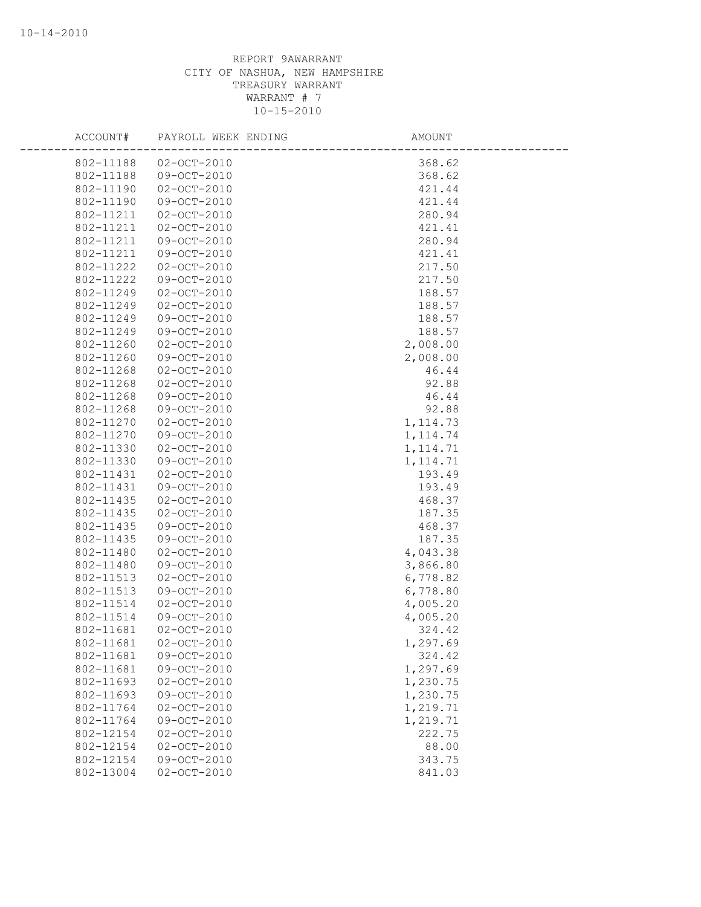REPORT 9AWARRANT
CITY OF NASHUA, NEW HAMPSHIRE
TREASURY WARRANT
WARRANT # 7
10-15-2010

| ACCOUNT# | PAYROLL WEEK ENDING | AMOUNT |
|---|---|---|
| 802-11188 | 02-OCT-2010 | 368.62 |
| 802-11188 | 09-OCT-2010 | 368.62 |
| 802-11190 | 02-OCT-2010 | 421.44 |
| 802-11190 | 09-OCT-2010 | 421.44 |
| 802-11211 | 02-OCT-2010 | 280.94 |
| 802-11211 | 02-OCT-2010 | 421.41 |
| 802-11211 | 09-OCT-2010 | 280.94 |
| 802-11211 | 09-OCT-2010 | 421.41 |
| 802-11222 | 02-OCT-2010 | 217.50 |
| 802-11222 | 09-OCT-2010 | 217.50 |
| 802-11249 | 02-OCT-2010 | 188.57 |
| 802-11249 | 02-OCT-2010 | 188.57 |
| 802-11249 | 09-OCT-2010 | 188.57 |
| 802-11249 | 09-OCT-2010 | 188.57 |
| 802-11260 | 02-OCT-2010 | 2,008.00 |
| 802-11260 | 09-OCT-2010 | 2,008.00 |
| 802-11268 | 02-OCT-2010 | 46.44 |
| 802-11268 | 02-OCT-2010 | 92.88 |
| 802-11268 | 09-OCT-2010 | 46.44 |
| 802-11268 | 09-OCT-2010 | 92.88 |
| 802-11270 | 02-OCT-2010 | 1,114.73 |
| 802-11270 | 09-OCT-2010 | 1,114.74 |
| 802-11330 | 02-OCT-2010 | 1,114.71 |
| 802-11330 | 09-OCT-2010 | 1,114.71 |
| 802-11431 | 02-OCT-2010 | 193.49 |
| 802-11431 | 09-OCT-2010 | 193.49 |
| 802-11435 | 02-OCT-2010 | 468.37 |
| 802-11435 | 02-OCT-2010 | 187.35 |
| 802-11435 | 09-OCT-2010 | 468.37 |
| 802-11435 | 09-OCT-2010 | 187.35 |
| 802-11480 | 02-OCT-2010 | 4,043.38 |
| 802-11480 | 09-OCT-2010 | 3,866.80 |
| 802-11513 | 02-OCT-2010 | 6,778.82 |
| 802-11513 | 09-OCT-2010 | 6,778.80 |
| 802-11514 | 02-OCT-2010 | 4,005.20 |
| 802-11514 | 09-OCT-2010 | 4,005.20 |
| 802-11681 | 02-OCT-2010 | 324.42 |
| 802-11681 | 02-OCT-2010 | 1,297.69 |
| 802-11681 | 09-OCT-2010 | 324.42 |
| 802-11681 | 09-OCT-2010 | 1,297.69 |
| 802-11693 | 02-OCT-2010 | 1,230.75 |
| 802-11693 | 09-OCT-2010 | 1,230.75 |
| 802-11764 | 02-OCT-2010 | 1,219.71 |
| 802-11764 | 09-OCT-2010 | 1,219.71 |
| 802-12154 | 02-OCT-2010 | 222.75 |
| 802-12154 | 02-OCT-2010 | 88.00 |
| 802-12154 | 09-OCT-2010 | 343.75 |
| 802-13004 | 02-OCT-2010 | 841.03 |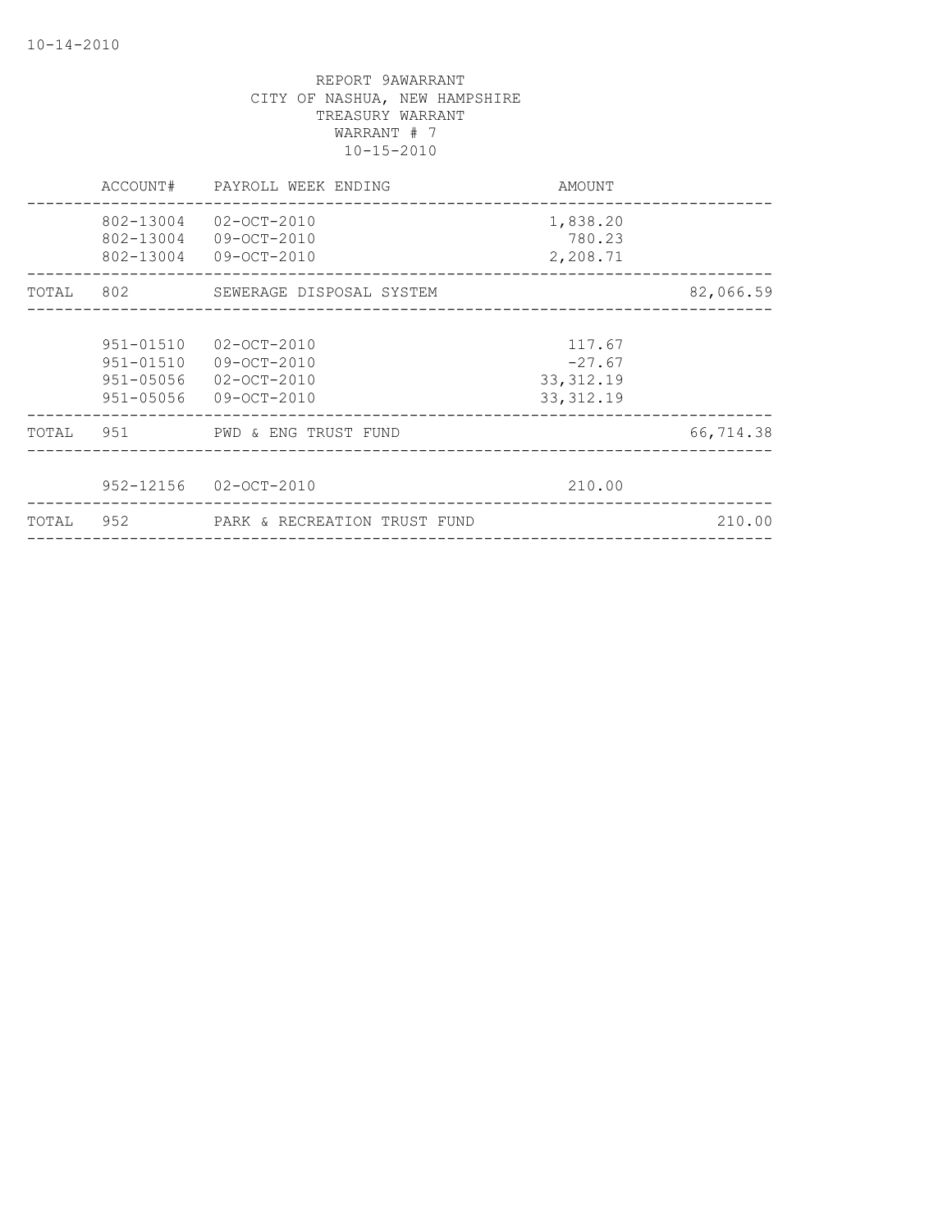10-14-2010

REPORT 9AWARRANT
CITY OF NASHUA, NEW HAMPSHIRE
TREASURY WARRANT
WARRANT # 7
10-15-2010

| | ACCOUNT# | PAYROLL WEEK ENDING | AMOUNT | |
|---|---|---|---|---|
| | 802-13004 | 02-OCT-2010 | 1,838.20 | |
| | 802-13004 | 09-OCT-2010 | 780.23 | |
| | 802-13004 | 09-OCT-2010 | 2,208.71 | |
| TOTAL | 802 | SEWERAGE DISPOSAL SYSTEM | | 82,066.59 |
| | 951-01510 | 02-OCT-2010 | 117.67 | |
| | 951-01510 | 09-OCT-2010 | -27.67 | |
| | 951-05056 | 02-OCT-2010 | 33,312.19 | |
| | 951-05056 | 09-OCT-2010 | 33,312.19 | |
| TOTAL | 951 | PWD & ENG TRUST FUND | | 66,714.38 |
| | 952-12156 | 02-OCT-2010 | 210.00 | |
| TOTAL | 952 | PARK & RECREATION TRUST FUND | | 210.00 |